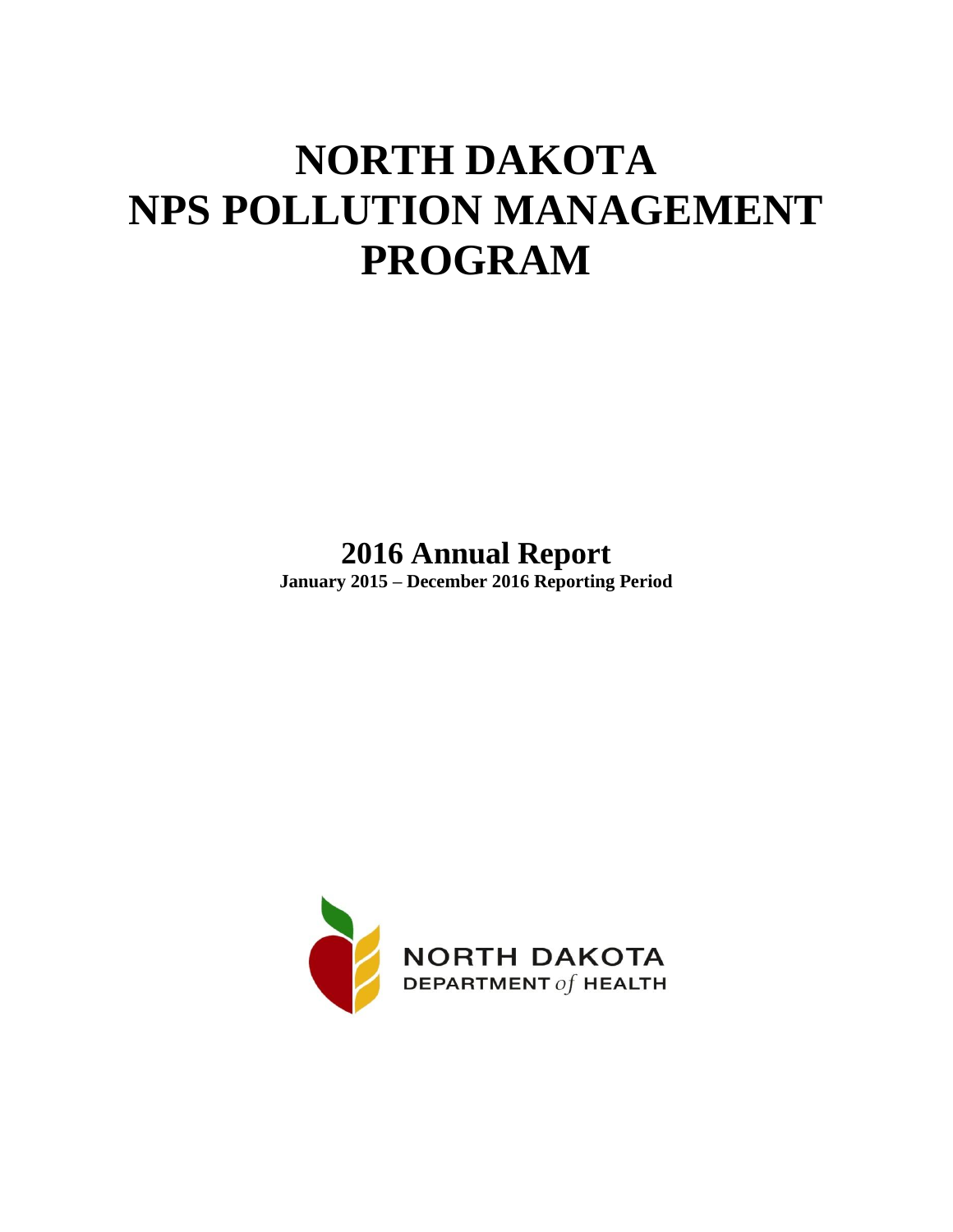# NORTH DAKOTA NPS POLLUTION MANAGEMENT PROGRAM

## 2016 Annual Report

**January 2015 – December 2016 Reporting Period**

NORTH DAKOTA
DEPARTMENT *of* HEALTH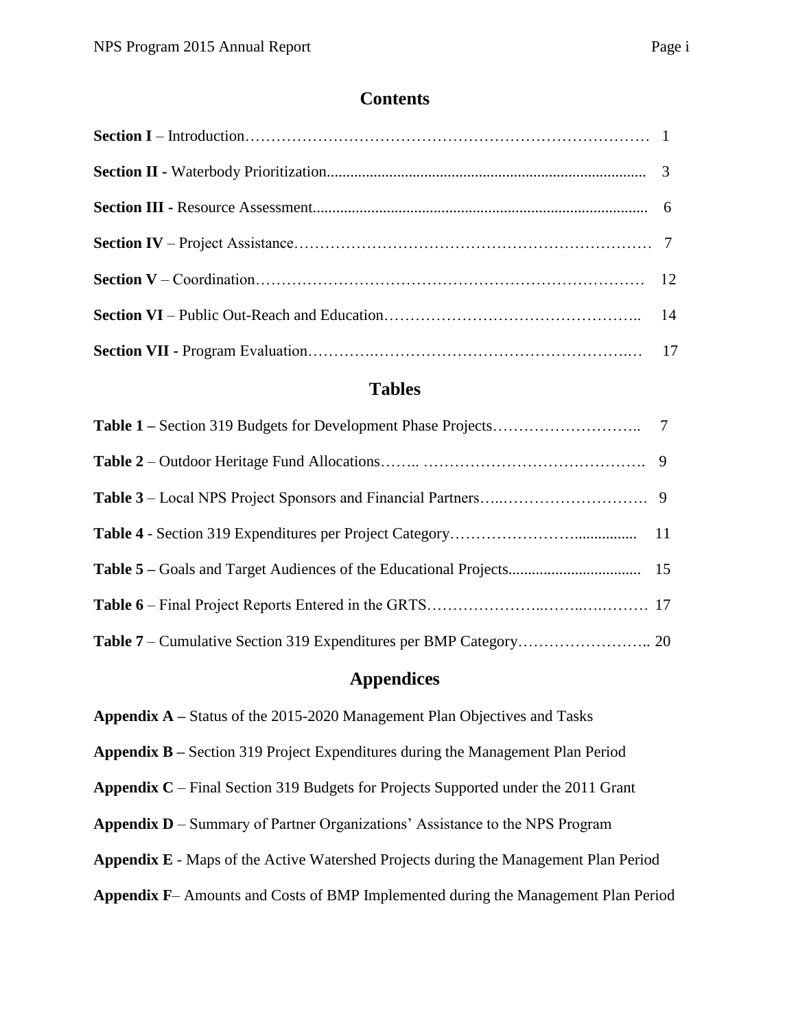## Contents

**Section I** – Introduction ........ 1

**Section II -** Waterbody Prioritization ........ 3

**Section III -** Resource Assessment ........ 6

**Section IV** – Project Assistance ........ 7

**Section V** – Coordination ........ 12

**Section VI** – Public Out-Reach and Education ........ 14

**Section VII -** Program Evaluation ........ 17

## Tables

**Table 1 –** Section 319 Budgets for Development Phase Projects ........ 7

**Table 2** – Outdoor Heritage Fund Allocations ........ 9

**Table 3** – Local NPS Project Sponsors and Financial Partners ........ 9

**Table 4** - Section 319 Expenditures per Project Category ........ 11

**Table 5 –** Goals and Target Audiences of the Educational Projects ........ 15

**Table 6** – Final Project Reports Entered in the GRTS ........ 17

**Table 7** – Cumulative Section 319 Expenditures per BMP Category ........ 20

## Appendices

**Appendix A –** Status of the 2015-2020 Management Plan Objectives and Tasks

**Appendix B –** Section 319 Project Expenditures during the Management Plan Period

**Appendix C** – Final Section 319 Budgets for Projects Supported under the 2011 Grant

**Appendix D** – Summary of Partner Organizations' Assistance to the NPS Program

**Appendix E** - Maps of the Active Watershed Projects during the Management Plan Period

**Appendix F**– Amounts and Costs of BMP Implemented during the Management Plan Period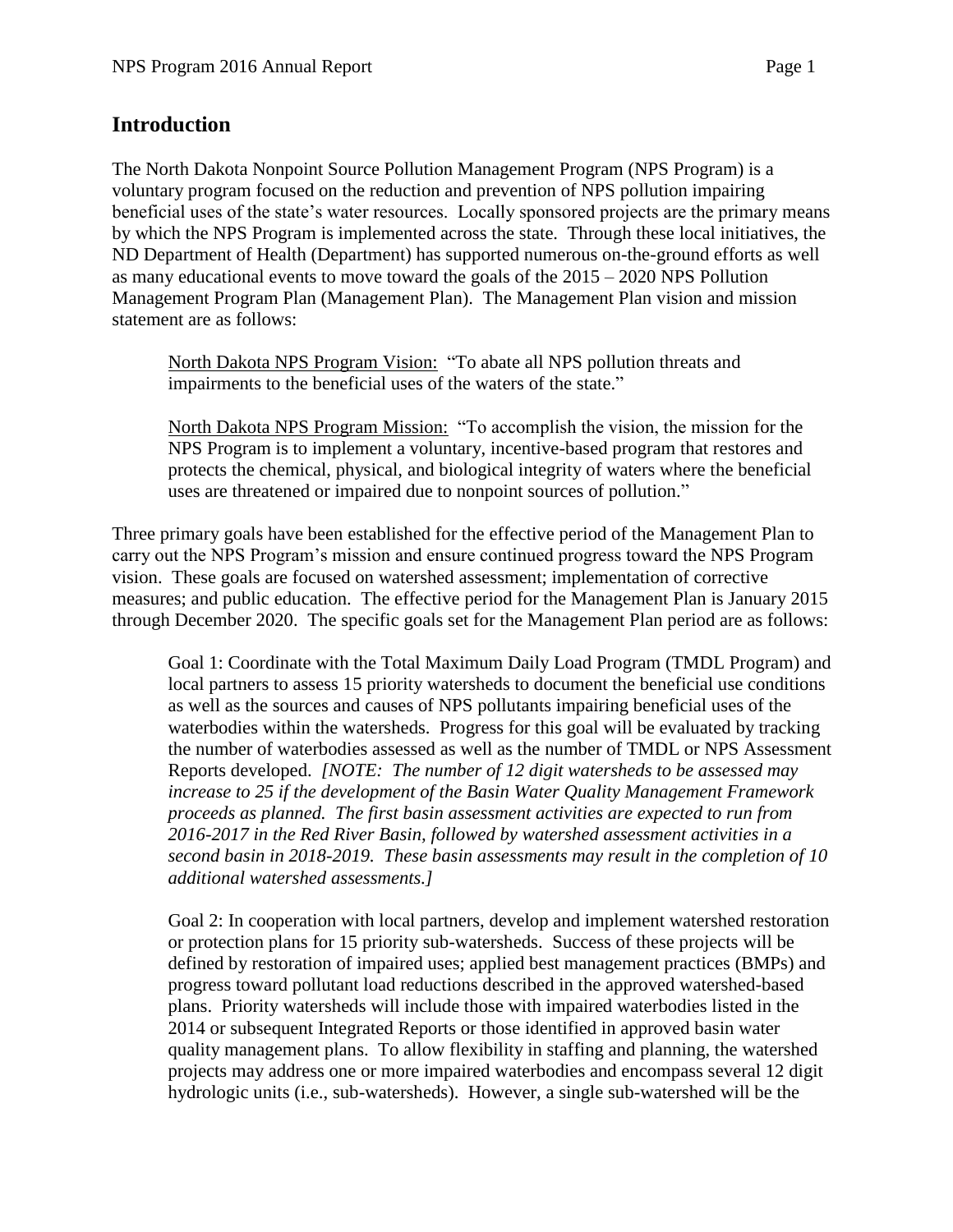## Introduction

The North Dakota Nonpoint Source Pollution Management Program (NPS Program) is a voluntary program focused on the reduction and prevention of NPS pollution impairing beneficial uses of the state's water resources. Locally sponsored projects are the primary means by which the NPS Program is implemented across the state. Through these local initiatives, the ND Department of Health (Department) has supported numerous on-the-ground efforts as well as many educational events to move toward the goals of the 2015 – 2020 NPS Pollution Management Program Plan (Management Plan). The Management Plan vision and mission statement are as follows:

> North Dakota NPS Program Vision: "To abate all NPS pollution threats and impairments to the beneficial uses of the waters of the state."
>
> North Dakota NPS Program Mission: "To accomplish the vision, the mission for the NPS Program is to implement a voluntary, incentive-based program that restores and protects the chemical, physical, and biological integrity of waters where the beneficial uses are threatened or impaired due to nonpoint sources of pollution."

Three primary goals have been established for the effective period of the Management Plan to carry out the NPS Program's mission and ensure continued progress toward the NPS Program vision. These goals are focused on watershed assessment; implementation of corrective measures; and public education. The effective period for the Management Plan is January 2015 through December 2020. The specific goals set for the Management Plan period are as follows:

> Goal 1: Coordinate with the Total Maximum Daily Load Program (TMDL Program) and local partners to assess 15 priority watersheds to document the beneficial use conditions as well as the sources and causes of NPS pollutants impairing beneficial uses of the waterbodies within the watersheds. Progress for this goal will be evaluated by tracking the number of waterbodies assessed as well as the number of TMDL or NPS Assessment Reports developed. *[NOTE: The number of 12 digit watersheds to be assessed may increase to 25 if the development of the Basin Water Quality Management Framework proceeds as planned. The first basin assessment activities are expected to run from 2016-2017 in the Red River Basin, followed by watershed assessment activities in a second basin in 2018-2019. These basin assessments may result in the completion of 10 additional watershed assessments.]*
>
> Goal 2: In cooperation with local partners, develop and implement watershed restoration or protection plans for 15 priority sub-watersheds. Success of these projects will be defined by restoration of impaired uses; applied best management practices (BMPs) and progress toward pollutant load reductions described in the approved watershed-based plans. Priority watersheds will include those with impaired waterbodies listed in the 2014 or subsequent Integrated Reports or those identified in approved basin water quality management plans. To allow flexibility in staffing and planning, the watershed projects may address one or more impaired waterbodies and encompass several 12 digit hydrologic units (i.e., sub-watersheds). However, a single sub-watershed will be the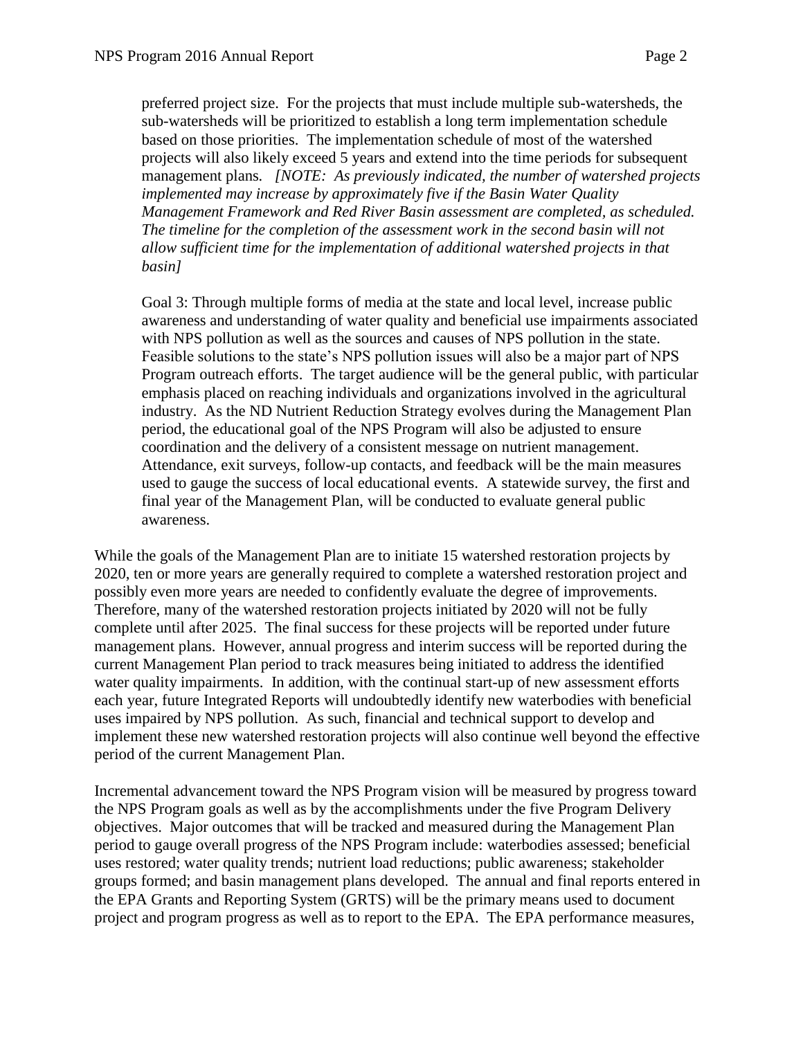preferred project size. For the projects that must include multiple sub-watersheds, the sub-watersheds will be prioritized to establish a long term implementation schedule based on those priorities. The implementation schedule of most of the watershed projects will also likely exceed 5 years and extend into the time periods for subsequent management plans. *[NOTE: As previously indicated, the number of watershed projects implemented may increase by approximately five if the Basin Water Quality Management Framework and Red River Basin assessment are completed, as scheduled. The timeline for the completion of the assessment work in the second basin will not allow sufficient time for the implementation of additional watershed projects in that basin]*

Goal 3: Through multiple forms of media at the state and local level, increase public awareness and understanding of water quality and beneficial use impairments associated with NPS pollution as well as the sources and causes of NPS pollution in the state. Feasible solutions to the state's NPS pollution issues will also be a major part of NPS Program outreach efforts. The target audience will be the general public, with particular emphasis placed on reaching individuals and organizations involved in the agricultural industry. As the ND Nutrient Reduction Strategy evolves during the Management Plan period, the educational goal of the NPS Program will also be adjusted to ensure coordination and the delivery of a consistent message on nutrient management. Attendance, exit surveys, follow-up contacts, and feedback will be the main measures used to gauge the success of local educational events. A statewide survey, the first and final year of the Management Plan, will be conducted to evaluate general public awareness.

While the goals of the Management Plan are to initiate 15 watershed restoration projects by 2020, ten or more years are generally required to complete a watershed restoration project and possibly even more years are needed to confidently evaluate the degree of improvements. Therefore, many of the watershed restoration projects initiated by 2020 will not be fully complete until after 2025. The final success for these projects will be reported under future management plans. However, annual progress and interim success will be reported during the current Management Plan period to track measures being initiated to address the identified water quality impairments. In addition, with the continual start-up of new assessment efforts each year, future Integrated Reports will undoubtedly identify new waterbodies with beneficial uses impaired by NPS pollution. As such, financial and technical support to develop and implement these new watershed restoration projects will also continue well beyond the effective period of the current Management Plan.

Incremental advancement toward the NPS Program vision will be measured by progress toward the NPS Program goals as well as by the accomplishments under the five Program Delivery objectives. Major outcomes that will be tracked and measured during the Management Plan period to gauge overall progress of the NPS Program include: waterbodies assessed; beneficial uses restored; water quality trends; nutrient load reductions; public awareness; stakeholder groups formed; and basin management plans developed. The annual and final reports entered in the EPA Grants and Reporting System (GRTS) will be the primary means used to document project and program progress as well as to report to the EPA. The EPA performance measures,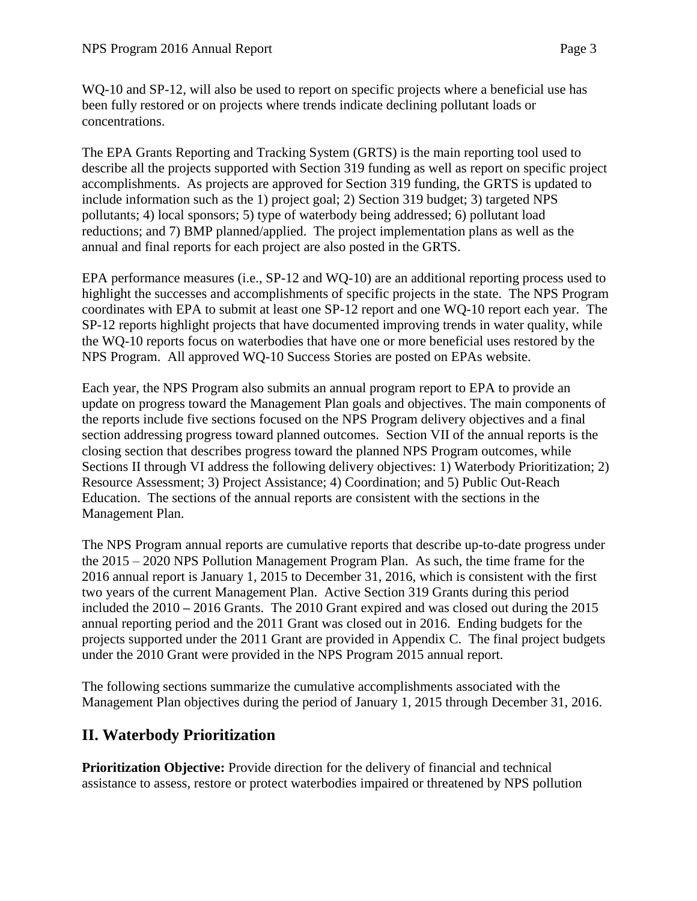WQ-10 and SP-12, will also be used to report on specific projects where a beneficial use has been fully restored or on projects where trends indicate declining pollutant loads or concentrations.

The EPA Grants Reporting and Tracking System (GRTS) is the main reporting tool used to describe all the projects supported with Section 319 funding as well as report on specific project accomplishments. As projects are approved for Section 319 funding, the GRTS is updated to include information such as the 1) project goal; 2) Section 319 budget; 3) targeted NPS pollutants; 4) local sponsors; 5) type of waterbody being addressed; 6) pollutant load reductions; and 7) BMP planned/applied. The project implementation plans as well as the annual and final reports for each project are also posted in the GRTS.

EPA performance measures (i.e., SP-12 and WQ-10) are an additional reporting process used to highlight the successes and accomplishments of specific projects in the state. The NPS Program coordinates with EPA to submit at least one SP-12 report and one WQ-10 report each year. The SP-12 reports highlight projects that have documented improving trends in water quality, while the WQ-10 reports focus on waterbodies that have one or more beneficial uses restored by the NPS Program. All approved WQ-10 Success Stories are posted on EPAs website.

Each year, the NPS Program also submits an annual program report to EPA to provide an update on progress toward the Management Plan goals and objectives. The main components of the reports include five sections focused on the NPS Program delivery objectives and a final section addressing progress toward planned outcomes. Section VII of the annual reports is the closing section that describes progress toward the planned NPS Program outcomes, while Sections II through VI address the following delivery objectives: 1) Waterbody Prioritization; 2) Resource Assessment; 3) Project Assistance; 4) Coordination; and 5) Public Out-Reach Education. The sections of the annual reports are consistent with the sections in the Management Plan.

The NPS Program annual reports are cumulative reports that describe up-to-date progress under the 2015 – 2020 NPS Pollution Management Program Plan. As such, the time frame for the 2016 annual report is January 1, 2015 to December 31, 2016, which is consistent with the first two years of the current Management Plan. Active Section 319 Grants during this period included the 2010 – 2016 Grants. The 2010 Grant expired and was closed out during the 2015 annual reporting period and the 2011 Grant was closed out in 2016. Ending budgets for the projects supported under the 2011 Grant are provided in Appendix C. The final project budgets under the 2010 Grant were provided in the NPS Program 2015 annual report.

The following sections summarize the cumulative accomplishments associated with the Management Plan objectives during the period of January 1, 2015 through December 31, 2016.

## II. Waterbody Prioritization

**Prioritization Objective:** Provide direction for the delivery of financial and technical assistance to assess, restore or protect waterbodies impaired or threatened by NPS pollution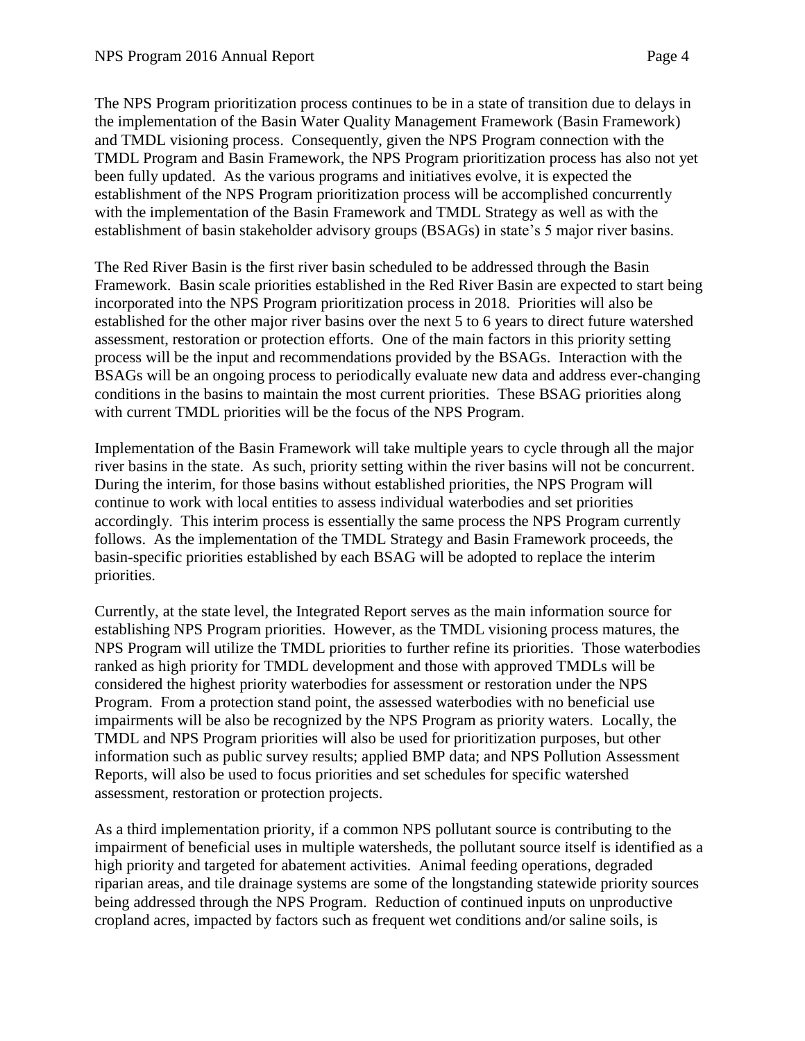The NPS Program prioritization process continues to be in a state of transition due to delays in the implementation of the Basin Water Quality Management Framework (Basin Framework) and TMDL visioning process. Consequently, given the NPS Program connection with the TMDL Program and Basin Framework, the NPS Program prioritization process has also not yet been fully updated. As the various programs and initiatives evolve, it is expected the establishment of the NPS Program prioritization process will be accomplished concurrently with the implementation of the Basin Framework and TMDL Strategy as well as with the establishment of basin stakeholder advisory groups (BSAGs) in state's 5 major river basins.

The Red River Basin is the first river basin scheduled to be addressed through the Basin Framework. Basin scale priorities established in the Red River Basin are expected to start being incorporated into the NPS Program prioritization process in 2018. Priorities will also be established for the other major river basins over the next 5 to 6 years to direct future watershed assessment, restoration or protection efforts. One of the main factors in this priority setting process will be the input and recommendations provided by the BSAGs. Interaction with the BSAGs will be an ongoing process to periodically evaluate new data and address ever-changing conditions in the basins to maintain the most current priorities. These BSAG priorities along with current TMDL priorities will be the focus of the NPS Program.

Implementation of the Basin Framework will take multiple years to cycle through all the major river basins in the state. As such, priority setting within the river basins will not be concurrent. During the interim, for those basins without established priorities, the NPS Program will continue to work with local entities to assess individual waterbodies and set priorities accordingly. This interim process is essentially the same process the NPS Program currently follows. As the implementation of the TMDL Strategy and Basin Framework proceeds, the basin-specific priorities established by each BSAG will be adopted to replace the interim priorities.

Currently, at the state level, the Integrated Report serves as the main information source for establishing NPS Program priorities. However, as the TMDL visioning process matures, the NPS Program will utilize the TMDL priorities to further refine its priorities. Those waterbodies ranked as high priority for TMDL development and those with approved TMDLs will be considered the highest priority waterbodies for assessment or restoration under the NPS Program. From a protection stand point, the assessed waterbodies with no beneficial use impairments will be also be recognized by the NPS Program as priority waters. Locally, the TMDL and NPS Program priorities will also be used for prioritization purposes, but other information such as public survey results; applied BMP data; and NPS Pollution Assessment Reports, will also be used to focus priorities and set schedules for specific watershed assessment, restoration or protection projects.

As a third implementation priority, if a common NPS pollutant source is contributing to the impairment of beneficial uses in multiple watersheds, the pollutant source itself is identified as a high priority and targeted for abatement activities. Animal feeding operations, degraded riparian areas, and tile drainage systems are some of the longstanding statewide priority sources being addressed through the NPS Program. Reduction of continued inputs on unproductive cropland acres, impacted by factors such as frequent wet conditions and/or saline soils, is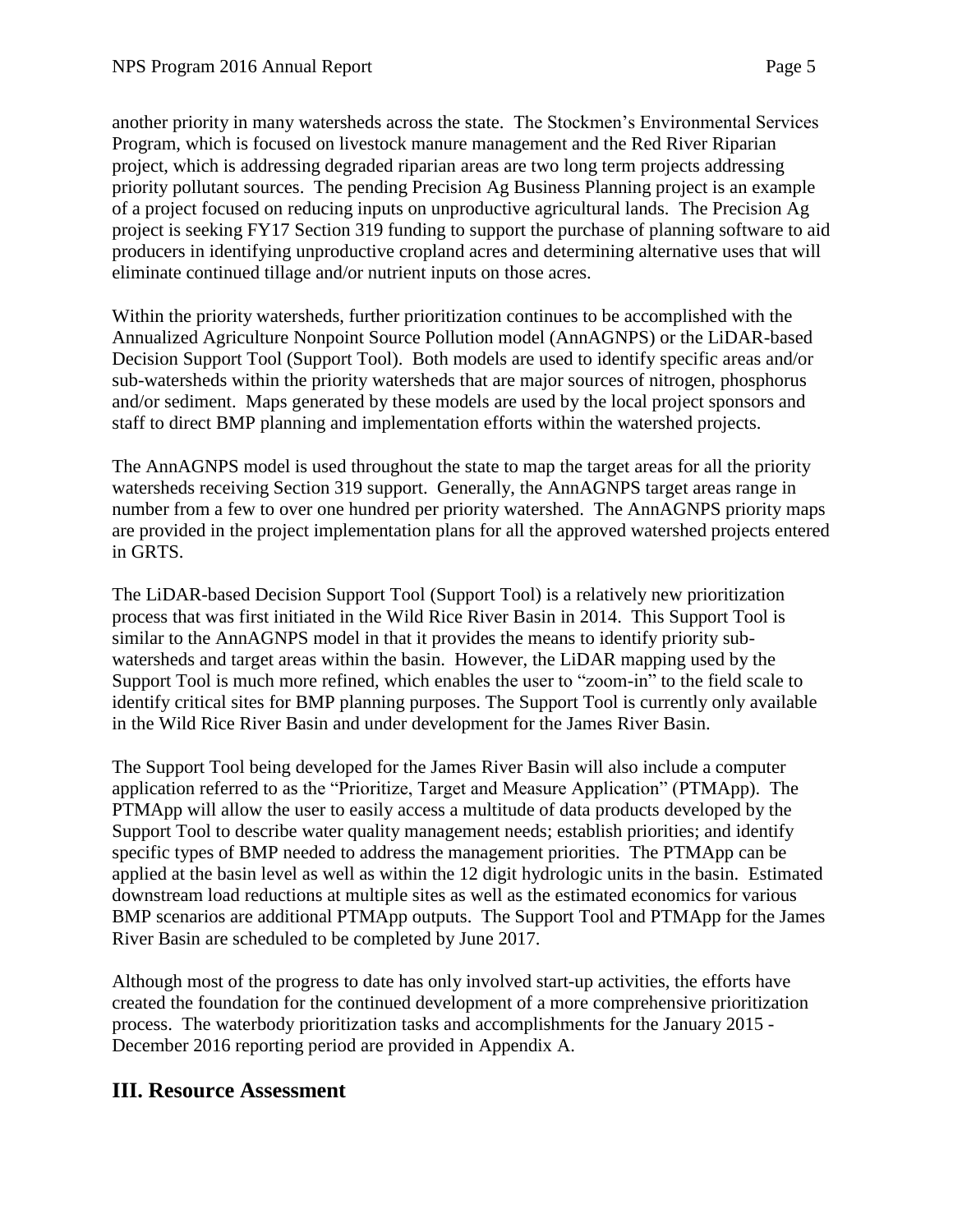another priority in many watersheds across the state. The Stockmen's Environmental Services Program, which is focused on livestock manure management and the Red River Riparian project, which is addressing degraded riparian areas are two long term projects addressing priority pollutant sources. The pending Precision Ag Business Planning project is an example of a project focused on reducing inputs on unproductive agricultural lands. The Precision Ag project is seeking FY17 Section 319 funding to support the purchase of planning software to aid producers in identifying unproductive cropland acres and determining alternative uses that will eliminate continued tillage and/or nutrient inputs on those acres.

Within the priority watersheds, further prioritization continues to be accomplished with the Annualized Agriculture Nonpoint Source Pollution model (AnnAGNPS) or the LiDAR-based Decision Support Tool (Support Tool). Both models are used to identify specific areas and/or sub-watersheds within the priority watersheds that are major sources of nitrogen, phosphorus and/or sediment. Maps generated by these models are used by the local project sponsors and staff to direct BMP planning and implementation efforts within the watershed projects.

The AnnAGNPS model is used throughout the state to map the target areas for all the priority watersheds receiving Section 319 support. Generally, the AnnAGNPS target areas range in number from a few to over one hundred per priority watershed. The AnnAGNPS priority maps are provided in the project implementation plans for all the approved watershed projects entered in GRTS.

The LiDAR-based Decision Support Tool (Support Tool) is a relatively new prioritization process that was first initiated in the Wild Rice River Basin in 2014. This Support Tool is similar to the AnnAGNPS model in that it provides the means to identify priority sub-watersheds and target areas within the basin. However, the LiDAR mapping used by the Support Tool is much more refined, which enables the user to "zoom-in" to the field scale to identify critical sites for BMP planning purposes. The Support Tool is currently only available in the Wild Rice River Basin and under development for the James River Basin.

The Support Tool being developed for the James River Basin will also include a computer application referred to as the "Prioritize, Target and Measure Application" (PTMApp). The PTMApp will allow the user to easily access a multitude of data products developed by the Support Tool to describe water quality management needs; establish priorities; and identify specific types of BMP needed to address the management priorities. The PTMApp can be applied at the basin level as well as within the 12 digit hydrologic units in the basin. Estimated downstream load reductions at multiple sites as well as the estimated economics for various BMP scenarios are additional PTMApp outputs. The Support Tool and PTMApp for the James River Basin are scheduled to be completed by June 2017.

Although most of the progress to date has only involved start-up activities, the efforts have created the foundation for the continued development of a more comprehensive prioritization process. The waterbody prioritization tasks and accomplishments for the January 2015 - December 2016 reporting period are provided in Appendix A.

## III. Resource Assessment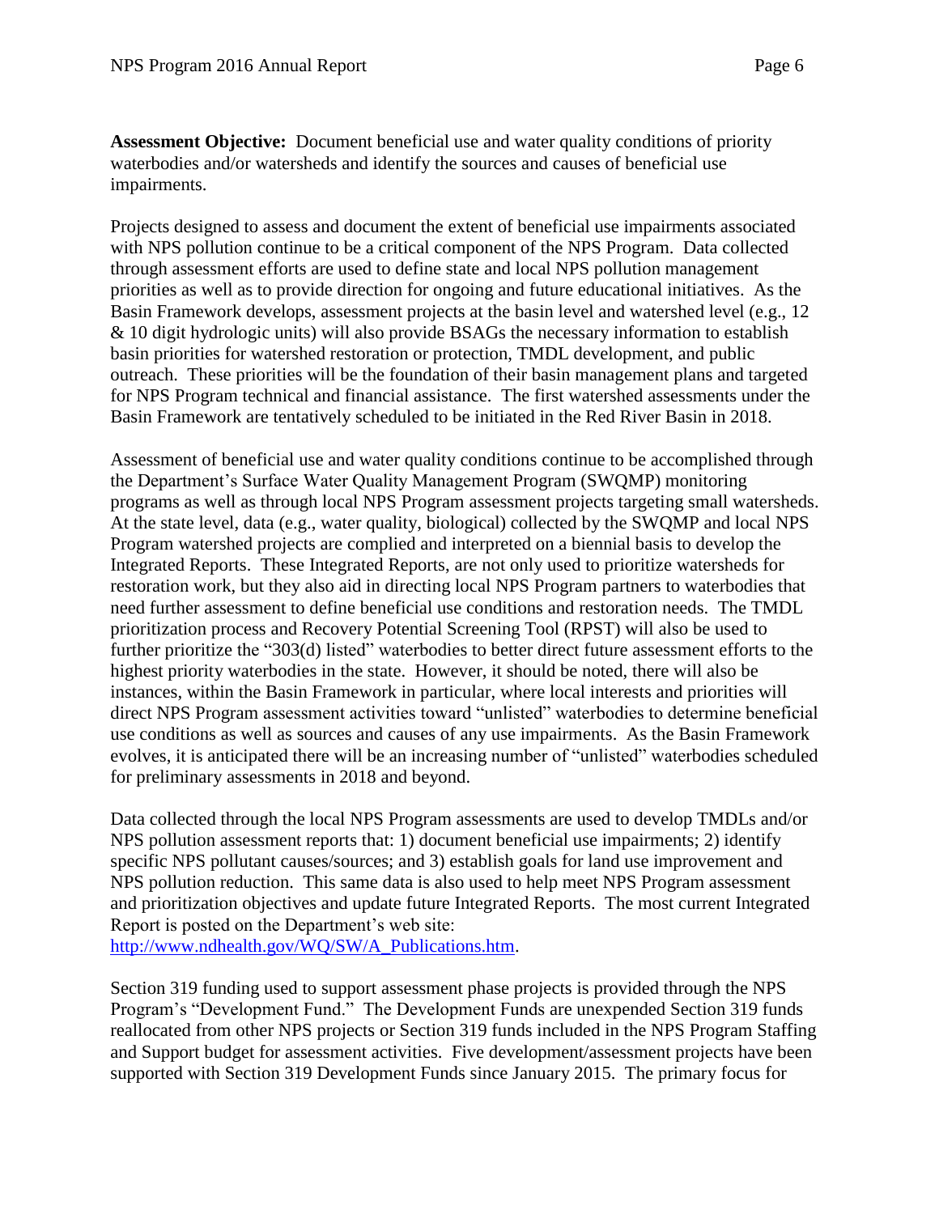**Assessment Objective:** Document beneficial use and water quality conditions of priority waterbodies and/or watersheds and identify the sources and causes of beneficial use impairments.

Projects designed to assess and document the extent of beneficial use impairments associated with NPS pollution continue to be a critical component of the NPS Program. Data collected through assessment efforts are used to define state and local NPS pollution management priorities as well as to provide direction for ongoing and future educational initiatives. As the Basin Framework develops, assessment projects at the basin level and watershed level (e.g., 12 & 10 digit hydrologic units) will also provide BSAGs the necessary information to establish basin priorities for watershed restoration or protection, TMDL development, and public outreach. These priorities will be the foundation of their basin management plans and targeted for NPS Program technical and financial assistance. The first watershed assessments under the Basin Framework are tentatively scheduled to be initiated in the Red River Basin in 2018.

Assessment of beneficial use and water quality conditions continue to be accomplished through the Department's Surface Water Quality Management Program (SWQMP) monitoring programs as well as through local NPS Program assessment projects targeting small watersheds. At the state level, data (e.g., water quality, biological) collected by the SWQMP and local NPS Program watershed projects are complied and interpreted on a biennial basis to develop the Integrated Reports. These Integrated Reports, are not only used to prioritize watersheds for restoration work, but they also aid in directing local NPS Program partners to waterbodies that need further assessment to define beneficial use conditions and restoration needs. The TMDL prioritization process and Recovery Potential Screening Tool (RPST) will also be used to further prioritize the "303(d) listed" waterbodies to better direct future assessment efforts to the highest priority waterbodies in the state. However, it should be noted, there will also be instances, within the Basin Framework in particular, where local interests and priorities will direct NPS Program assessment activities toward "unlisted" waterbodies to determine beneficial use conditions as well as sources and causes of any use impairments. As the Basin Framework evolves, it is anticipated there will be an increasing number of "unlisted" waterbodies scheduled for preliminary assessments in 2018 and beyond.

Data collected through the local NPS Program assessments are used to develop TMDLs and/or NPS pollution assessment reports that: 1) document beneficial use impairments; 2) identify specific NPS pollutant causes/sources; and 3) establish goals for land use improvement and NPS pollution reduction. This same data is also used to help meet NPS Program assessment and prioritization objectives and update future Integrated Reports. The most current Integrated Report is posted on the Department's web site: http://www.ndhealth.gov/WQ/SW/A_Publications.htm.

Section 319 funding used to support assessment phase projects is provided through the NPS Program's "Development Fund." The Development Funds are unexpended Section 319 funds reallocated from other NPS projects or Section 319 funds included in the NPS Program Staffing and Support budget for assessment activities. Five development/assessment projects have been supported with Section 319 Development Funds since January 2015. The primary focus for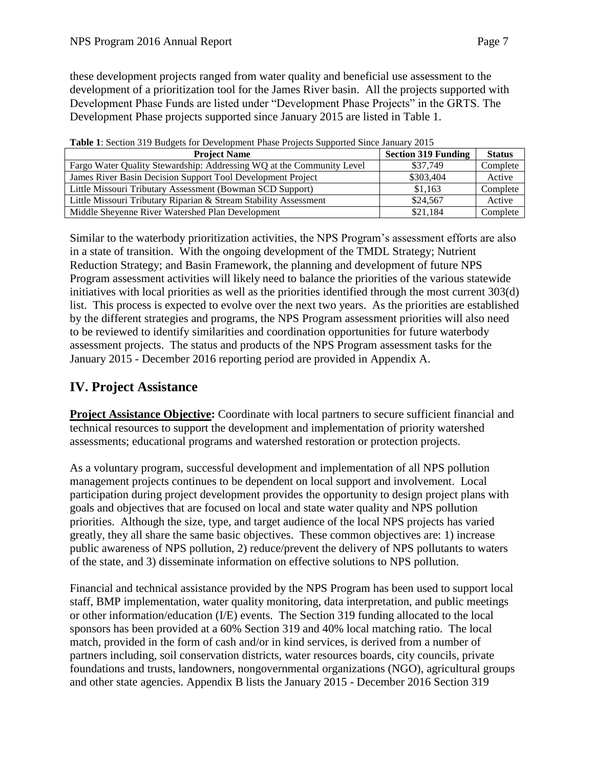these development projects ranged from water quality and beneficial use assessment to the development of a prioritization tool for the James River basin. All the projects supported with Development Phase Funds are listed under "Development Phase Projects" in the GRTS. The Development Phase projects supported since January 2015 are listed in Table 1.

**Table 1**: Section 319 Budgets for Development Phase Projects Supported Since January 2015

| Project Name | Section 319 Funding | Status |
|---|---|---|
| Fargo Water Quality Stewardship: Addressing WQ at the Community Level | $37,749 | Complete |
| James River Basin Decision Support Tool Development Project | $303,404 | Active |
| Little Missouri Tributary Assessment (Bowman SCD Support) | $1,163 | Complete |
| Little Missouri Tributary Riparian & Stream Stability Assessment | $24,567 | Active |
| Middle Sheyenne River Watershed Plan Development | $21,184 | Complete |

Similar to the waterbody prioritization activities, the NPS Program's assessment efforts are also in a state of transition. With the ongoing development of the TMDL Strategy; Nutrient Reduction Strategy; and Basin Framework, the planning and development of future NPS Program assessment activities will likely need to balance the priorities of the various statewide initiatives with local priorities as well as the priorities identified through the most current 303(d) list. This process is expected to evolve over the next two years. As the priorities are established by the different strategies and programs, the NPS Program assessment priorities will also need to be reviewed to identify similarities and coordination opportunities for future waterbody assessment projects. The status and products of the NPS Program assessment tasks for the January 2015 - December 2016 reporting period are provided in Appendix A.

## IV. Project Assistance

**Project Assistance Objective:** Coordinate with local partners to secure sufficient financial and technical resources to support the development and implementation of priority watershed assessments; educational programs and watershed restoration or protection projects.

As a voluntary program, successful development and implementation of all NPS pollution management projects continues to be dependent on local support and involvement. Local participation during project development provides the opportunity to design project plans with goals and objectives that are focused on local and state water quality and NPS pollution priorities. Although the size, type, and target audience of the local NPS projects has varied greatly, they all share the same basic objectives. These common objectives are: 1) increase public awareness of NPS pollution, 2) reduce/prevent the delivery of NPS pollutants to waters of the state, and 3) disseminate information on effective solutions to NPS pollution.

Financial and technical assistance provided by the NPS Program has been used to support local staff, BMP implementation, water quality monitoring, data interpretation, and public meetings or other information/education (I/E) events. The Section 319 funding allocated to the local sponsors has been provided at a 60% Section 319 and 40% local matching ratio. The local match, provided in the form of cash and/or in kind services, is derived from a number of partners including, soil conservation districts, water resources boards, city councils, private foundations and trusts, landowners, nongovernmental organizations (NGO), agricultural groups and other state agencies. Appendix B lists the January 2015 - December 2016 Section 319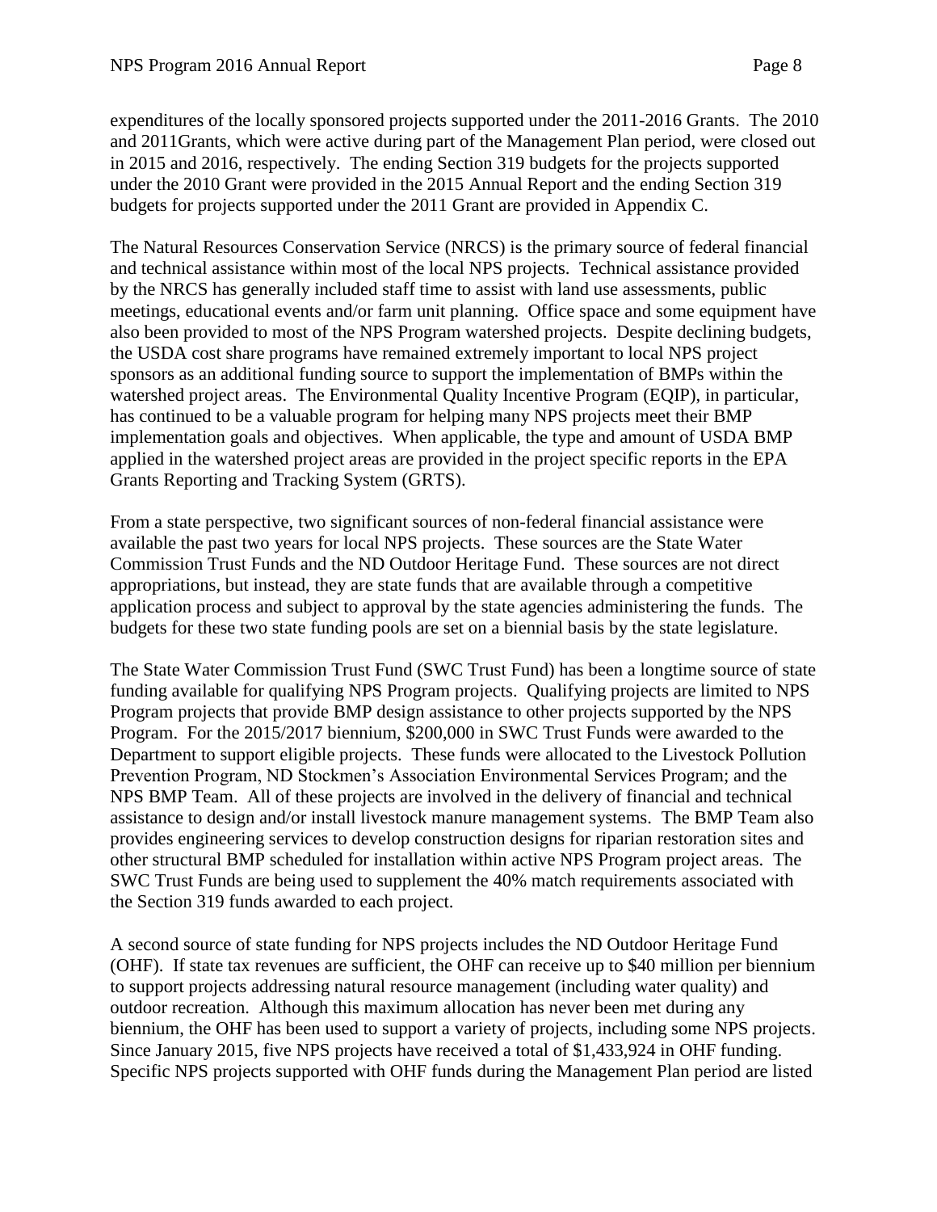expenditures of the locally sponsored projects supported under the 2011-2016 Grants. The 2010 and 2011Grants, which were active during part of the Management Plan period, were closed out in 2015 and 2016, respectively. The ending Section 319 budgets for the projects supported under the 2010 Grant were provided in the 2015 Annual Report and the ending Section 319 budgets for projects supported under the 2011 Grant are provided in Appendix C.

The Natural Resources Conservation Service (NRCS) is the primary source of federal financial and technical assistance within most of the local NPS projects. Technical assistance provided by the NRCS has generally included staff time to assist with land use assessments, public meetings, educational events and/or farm unit planning. Office space and some equipment have also been provided to most of the NPS Program watershed projects. Despite declining budgets, the USDA cost share programs have remained extremely important to local NPS project sponsors as an additional funding source to support the implementation of BMPs within the watershed project areas. The Environmental Quality Incentive Program (EQIP), in particular, has continued to be a valuable program for helping many NPS projects meet their BMP implementation goals and objectives. When applicable, the type and amount of USDA BMP applied in the watershed project areas are provided in the project specific reports in the EPA Grants Reporting and Tracking System (GRTS).

From a state perspective, two significant sources of non-federal financial assistance were available the past two years for local NPS projects. These sources are the State Water Commission Trust Funds and the ND Outdoor Heritage Fund. These sources are not direct appropriations, but instead, they are state funds that are available through a competitive application process and subject to approval by the state agencies administering the funds. The budgets for these two state funding pools are set on a biennial basis by the state legislature.

The State Water Commission Trust Fund (SWC Trust Fund) has been a longtime source of state funding available for qualifying NPS Program projects. Qualifying projects are limited to NPS Program projects that provide BMP design assistance to other projects supported by the NPS Program. For the 2015/2017 biennium, $200,000 in SWC Trust Funds were awarded to the Department to support eligible projects. These funds were allocated to the Livestock Pollution Prevention Program, ND Stockmen's Association Environmental Services Program; and the NPS BMP Team. All of these projects are involved in the delivery of financial and technical assistance to design and/or install livestock manure management systems. The BMP Team also provides engineering services to develop construction designs for riparian restoration sites and other structural BMP scheduled for installation within active NPS Program project areas. The SWC Trust Funds are being used to supplement the 40% match requirements associated with the Section 319 funds awarded to each project.

A second source of state funding for NPS projects includes the ND Outdoor Heritage Fund (OHF). If state tax revenues are sufficient, the OHF can receive up to $40 million per biennium to support projects addressing natural resource management (including water quality) and outdoor recreation. Although this maximum allocation has never been met during any biennium, the OHF has been used to support a variety of projects, including some NPS projects. Since January 2015, five NPS projects have received a total of $1,433,924 in OHF funding. Specific NPS projects supported with OHF funds during the Management Plan period are listed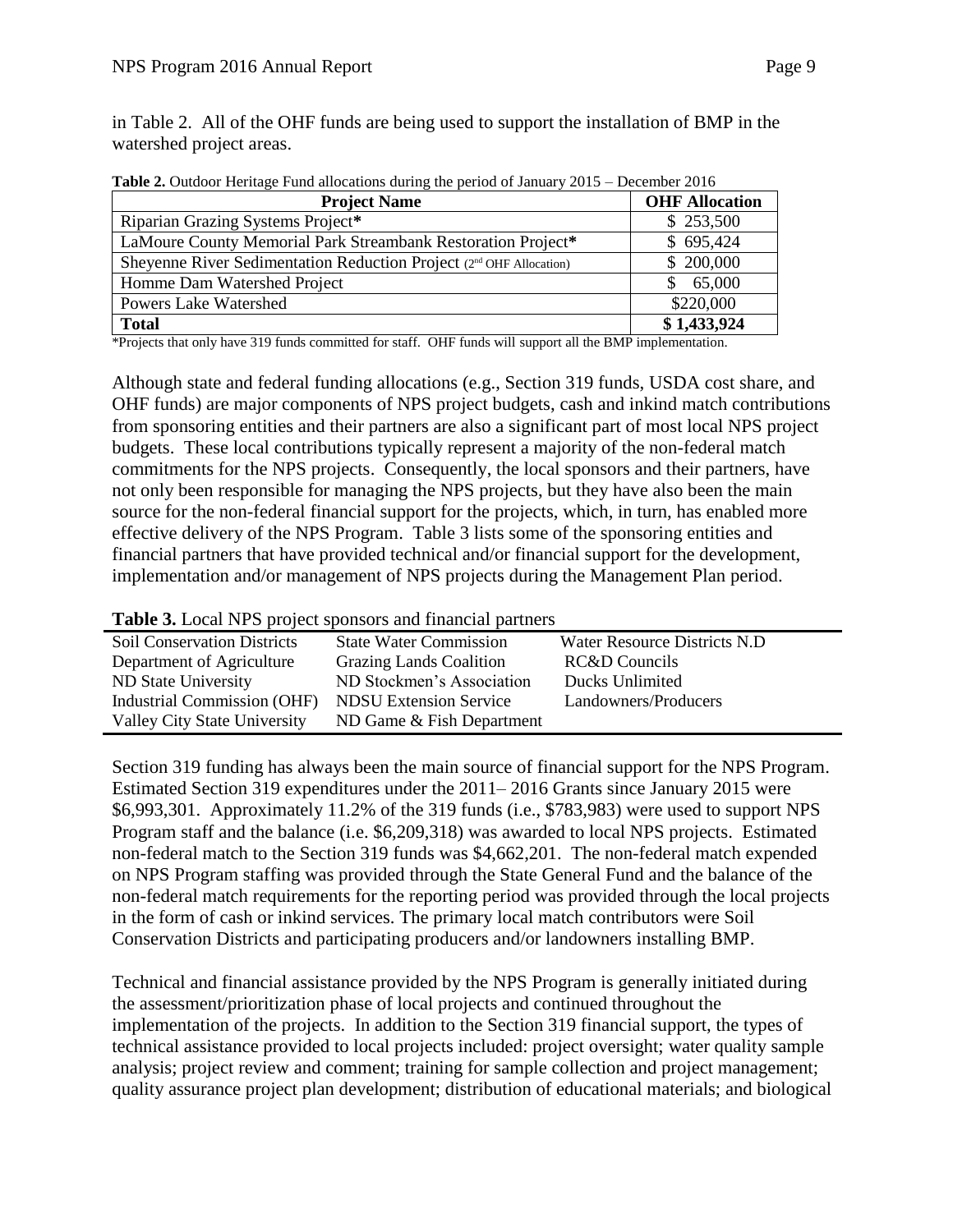in Table 2. All of the OHF funds are being used to support the installation of BMP in the watershed project areas.

**Table 2.** Outdoor Heritage Fund allocations during the period of January 2015 – December 2016

| Project Name | OHF Allocation |
|---|---|
| Riparian Grazing Systems Project* | $ 253,500 |
| LaMoure County Memorial Park Streambank Restoration Project* | $ 695,424 |
| Sheyenne River Sedimentation Reduction Project (2nd OHF Allocation) | $ 200,000 |
| Homme Dam Watershed Project | $ 65,000 |
| Powers Lake Watershed | $220,000 |
| **Total** | **$ 1,433,924** |

*Projects that only have 319 funds committed for staff. OHF funds will support all the BMP implementation.

Although state and federal funding allocations (e.g., Section 319 funds, USDA cost share, and OHF funds) are major components of NPS project budgets, cash and inkind match contributions from sponsoring entities and their partners are also a significant part of most local NPS project budgets. These local contributions typically represent a majority of the non-federal match commitments for the NPS projects. Consequently, the local sponsors and their partners, have not only been responsible for managing the NPS projects, but they have also been the main source for the non-federal financial support for the projects, which, in turn, has enabled more effective delivery of the NPS Program. Table 3 lists some of the sponsoring entities and financial partners that have provided technical and/or financial support for the development, implementation and/or management of NPS projects during the Management Plan period.

**Table 3.** Local NPS project sponsors and financial partners

| | | |
|---|---|---|
| Soil Conservation Districts | State Water Commission | Water Resource Districts N.D |
| Department of Agriculture | Grazing Lands Coalition | RC&D Councils |
| ND State University | ND Stockmen's Association | Ducks Unlimited |
| Industrial Commission (OHF) | NDSU Extension Service | Landowners/Producers |
| Valley City State University | ND Game & Fish Department | |

Section 319 funding has always been the main source of financial support for the NPS Program. Estimated Section 319 expenditures under the 2011– 2016 Grants since January 2015 were $6,993,301. Approximately 11.2% of the 319 funds (i.e., $783,983) were used to support NPS Program staff and the balance (i.e. $6,209,318) was awarded to local NPS projects. Estimated non-federal match to the Section 319 funds was $4,662,201. The non-federal match expended on NPS Program staffing was provided through the State General Fund and the balance of the non-federal match requirements for the reporting period was provided through the local projects in the form of cash or inkind services. The primary local match contributors were Soil Conservation Districts and participating producers and/or landowners installing BMP.

Technical and financial assistance provided by the NPS Program is generally initiated during the assessment/prioritization phase of local projects and continued throughout the implementation of the projects. In addition to the Section 319 financial support, the types of technical assistance provided to local projects included: project oversight; water quality sample analysis; project review and comment; training for sample collection and project management; quality assurance project plan development; distribution of educational materials; and biological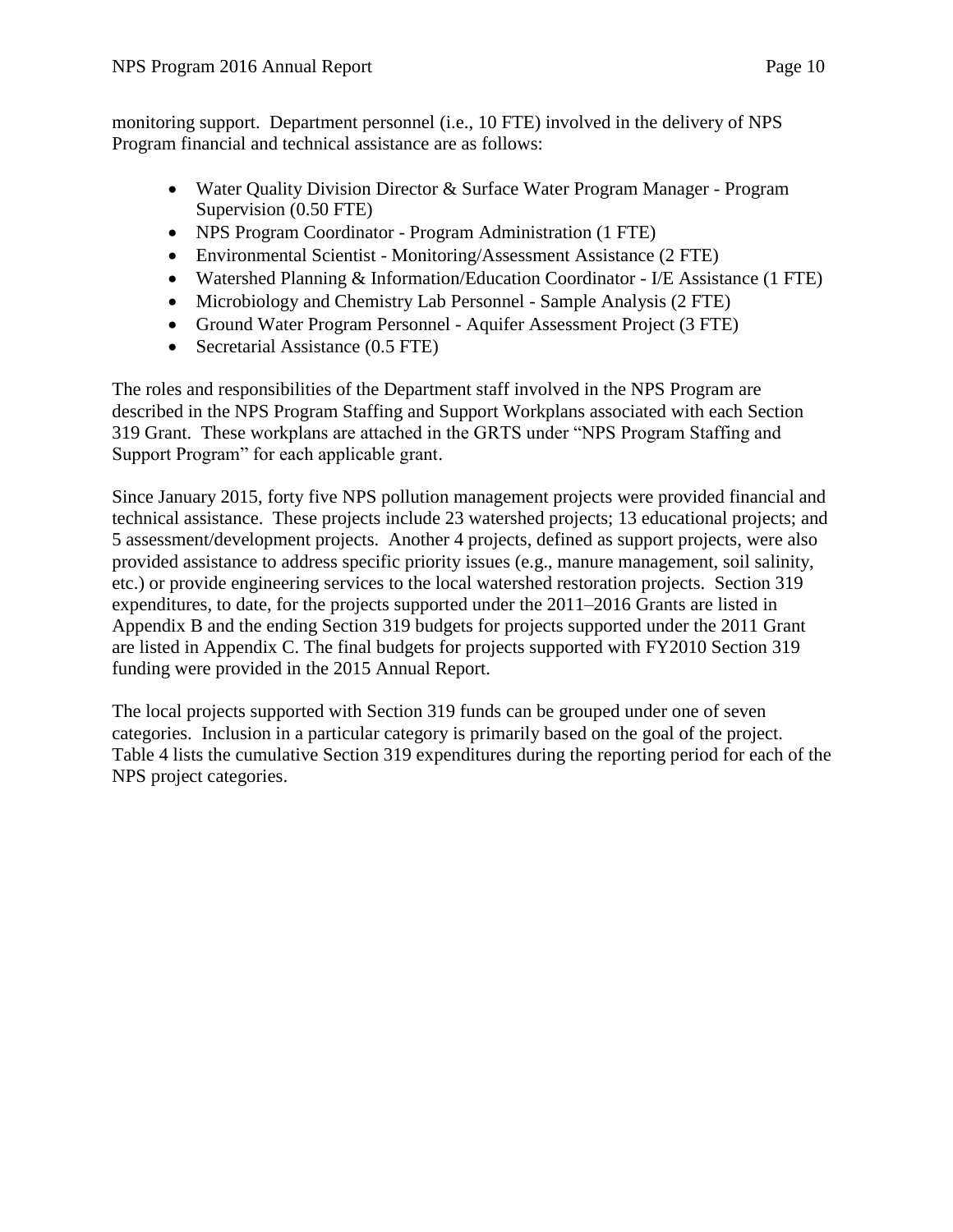monitoring support. Department personnel (i.e., 10 FTE) involved in the delivery of NPS Program financial and technical assistance are as follows:

- Water Quality Division Director & Surface Water Program Manager - Program Supervision (0.50 FTE)
- NPS Program Coordinator - Program Administration (1 FTE)
- Environmental Scientist - Monitoring/Assessment Assistance (2 FTE)
- Watershed Planning & Information/Education Coordinator - I/E Assistance (1 FTE)
- Microbiology and Chemistry Lab Personnel - Sample Analysis (2 FTE)
- Ground Water Program Personnel - Aquifer Assessment Project (3 FTE)
- Secretarial Assistance (0.5 FTE)

The roles and responsibilities of the Department staff involved in the NPS Program are described in the NPS Program Staffing and Support Workplans associated with each Section 319 Grant. These workplans are attached in the GRTS under "NPS Program Staffing and Support Program" for each applicable grant.

Since January 2015, forty five NPS pollution management projects were provided financial and technical assistance. These projects include 23 watershed projects; 13 educational projects; and 5 assessment/development projects. Another 4 projects, defined as support projects, were also provided assistance to address specific priority issues (e.g., manure management, soil salinity, etc.) or provide engineering services to the local watershed restoration projects. Section 319 expenditures, to date, for the projects supported under the 2011–2016 Grants are listed in Appendix B and the ending Section 319 budgets for projects supported under the 2011 Grant are listed in Appendix C. The final budgets for projects supported with FY2010 Section 319 funding were provided in the 2015 Annual Report.

The local projects supported with Section 319 funds can be grouped under one of seven categories. Inclusion in a particular category is primarily based on the goal of the project. Table 4 lists the cumulative Section 319 expenditures during the reporting period for each of the NPS project categories.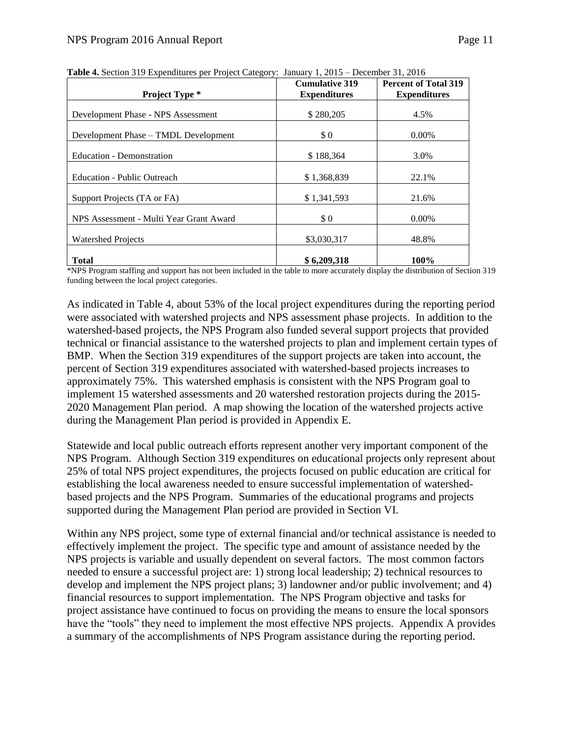**Table 4.** Section 319 Expenditures per Project Category: January 1, 2015 – December 31, 2016

| Project Type * | Cumulative 319 Expenditures | Percent of Total 319 Expenditures |
|---|---|---|
| Development Phase - NPS Assessment | $ 280,205 | 4.5% |
| Development Phase – TMDL Development | $ 0 | 0.00% |
| Education - Demonstration | $ 188,364 | 3.0% |
| Education - Public Outreach | $ 1,368,839 | 22.1% |
| Support Projects (TA or FA) | $ 1,341,593 | 21.6% |
| NPS Assessment - Multi Year Grant Award | $ 0 | 0.00% |
| Watershed Projects | $3,030,317 | 48.8% |
| **Total** | **$ 6,209,318** | **100%** |

*NPS Program staffing and support has not been included in the table to more accurately display the distribution of Section 319 funding between the local project categories.

As indicated in Table 4, about 53% of the local project expenditures during the reporting period were associated with watershed projects and NPS assessment phase projects. In addition to the watershed-based projects, the NPS Program also funded several support projects that provided technical or financial assistance to the watershed projects to plan and implement certain types of BMP. When the Section 319 expenditures of the support projects are taken into account, the percent of Section 319 expenditures associated with watershed-based projects increases to approximately 75%. This watershed emphasis is consistent with the NPS Program goal to implement 15 watershed assessments and 20 watershed restoration projects during the 2015-2020 Management Plan period. A map showing the location of the watershed projects active during the Management Plan period is provided in Appendix E.

Statewide and local public outreach efforts represent another very important component of the NPS Program. Although Section 319 expenditures on educational projects only represent about 25% of total NPS project expenditures, the projects focused on public education are critical for establishing the local awareness needed to ensure successful implementation of watershed-based projects and the NPS Program. Summaries of the educational programs and projects supported during the Management Plan period are provided in Section VI.

Within any NPS project, some type of external financial and/or technical assistance is needed to effectively implement the project. The specific type and amount of assistance needed by the NPS projects is variable and usually dependent on several factors. The most common factors needed to ensure a successful project are: 1) strong local leadership; 2) technical resources to develop and implement the NPS project plans; 3) landowner and/or public involvement; and 4) financial resources to support implementation. The NPS Program objective and tasks for project assistance have continued to focus on providing the means to ensure the local sponsors have the "tools" they need to implement the most effective NPS projects. Appendix A provides a summary of the accomplishments of NPS Program assistance during the reporting period.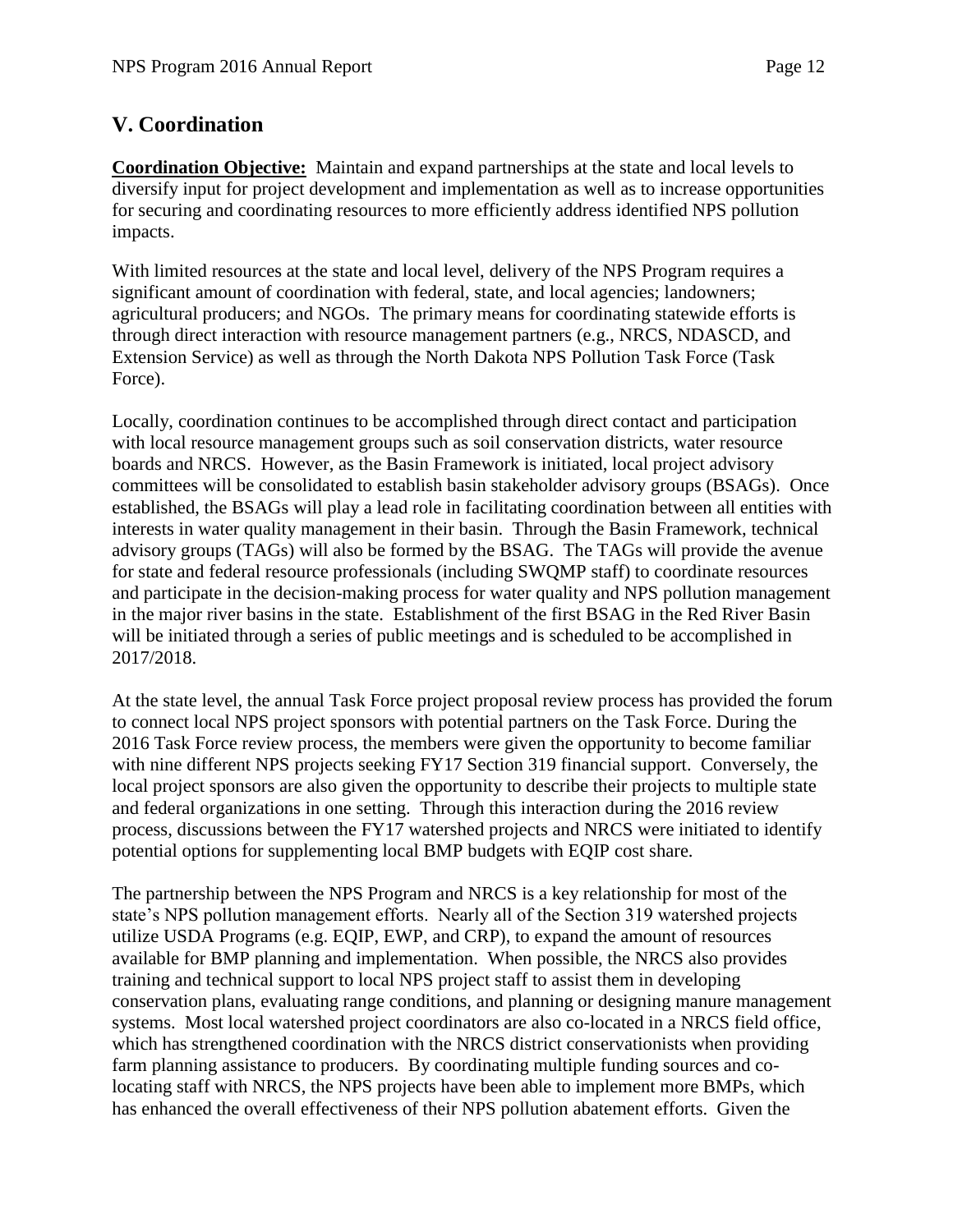## V. Coordination

**Coordination Objective:** Maintain and expand partnerships at the state and local levels to diversify input for project development and implementation as well as to increase opportunities for securing and coordinating resources to more efficiently address identified NPS pollution impacts.

With limited resources at the state and local level, delivery of the NPS Program requires a significant amount of coordination with federal, state, and local agencies; landowners; agricultural producers; and NGOs. The primary means for coordinating statewide efforts is through direct interaction with resource management partners (e.g., NRCS, NDASCD, and Extension Service) as well as through the North Dakota NPS Pollution Task Force (Task Force).

Locally, coordination continues to be accomplished through direct contact and participation with local resource management groups such as soil conservation districts, water resource boards and NRCS. However, as the Basin Framework is initiated, local project advisory committees will be consolidated to establish basin stakeholder advisory groups (BSAGs). Once established, the BSAGs will play a lead role in facilitating coordination between all entities with interests in water quality management in their basin. Through the Basin Framework, technical advisory groups (TAGs) will also be formed by the BSAG. The TAGs will provide the avenue for state and federal resource professionals (including SWQMP staff) to coordinate resources and participate in the decision-making process for water quality and NPS pollution management in the major river basins in the state. Establishment of the first BSAG in the Red River Basin will be initiated through a series of public meetings and is scheduled to be accomplished in 2017/2018.

At the state level, the annual Task Force project proposal review process has provided the forum to connect local NPS project sponsors with potential partners on the Task Force. During the 2016 Task Force review process, the members were given the opportunity to become familiar with nine different NPS projects seeking FY17 Section 319 financial support. Conversely, the local project sponsors are also given the opportunity to describe their projects to multiple state and federal organizations in one setting. Through this interaction during the 2016 review process, discussions between the FY17 watershed projects and NRCS were initiated to identify potential options for supplementing local BMP budgets with EQIP cost share.

The partnership between the NPS Program and NRCS is a key relationship for most of the state's NPS pollution management efforts. Nearly all of the Section 319 watershed projects utilize USDA Programs (e.g. EQIP, EWP, and CRP), to expand the amount of resources available for BMP planning and implementation. When possible, the NRCS also provides training and technical support to local NPS project staff to assist them in developing conservation plans, evaluating range conditions, and planning or designing manure management systems. Most local watershed project coordinators are also co-located in a NRCS field office, which has strengthened coordination with the NRCS district conservationists when providing farm planning assistance to producers. By coordinating multiple funding sources and co-locating staff with NRCS, the NPS projects have been able to implement more BMPs, which has enhanced the overall effectiveness of their NPS pollution abatement efforts. Given the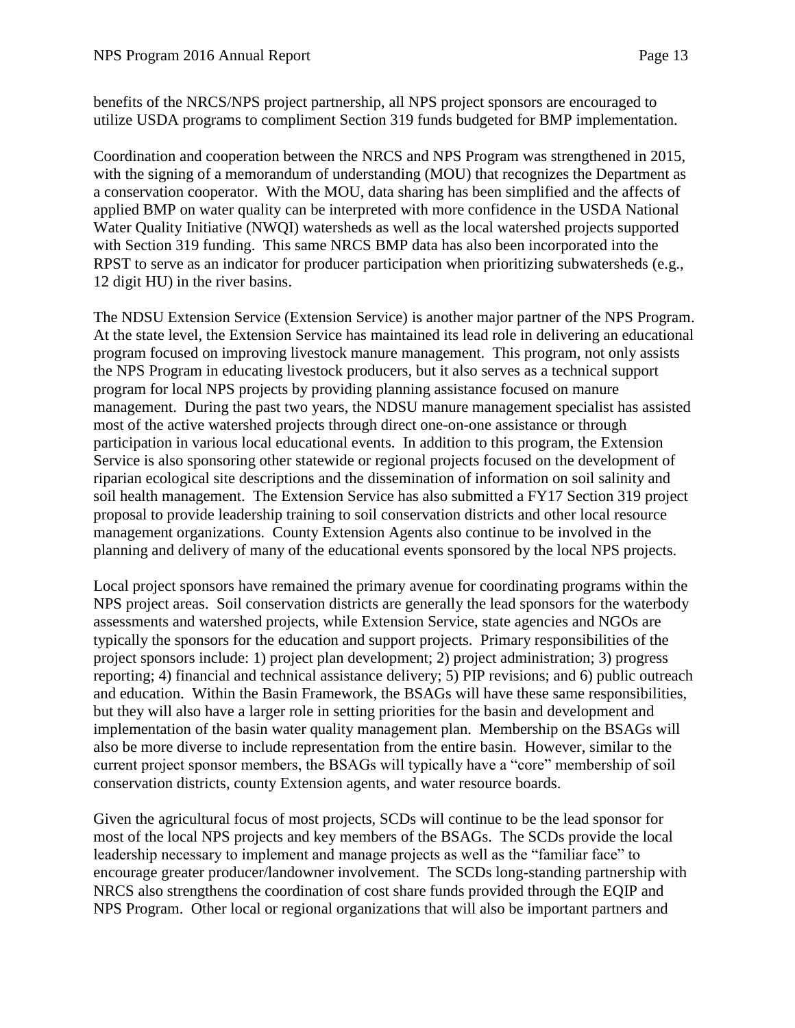benefits of the NRCS/NPS project partnership, all NPS project sponsors are encouraged to utilize USDA programs to compliment Section 319 funds budgeted for BMP implementation.

Coordination and cooperation between the NRCS and NPS Program was strengthened in 2015, with the signing of a memorandum of understanding (MOU) that recognizes the Department as a conservation cooperator. With the MOU, data sharing has been simplified and the affects of applied BMP on water quality can be interpreted with more confidence in the USDA National Water Quality Initiative (NWQI) watersheds as well as the local watershed projects supported with Section 319 funding. This same NRCS BMP data has also been incorporated into the RPST to serve as an indicator for producer participation when prioritizing subwatersheds (e.g., 12 digit HU) in the river basins.

The NDSU Extension Service (Extension Service) is another major partner of the NPS Program. At the state level, the Extension Service has maintained its lead role in delivering an educational program focused on improving livestock manure management. This program, not only assists the NPS Program in educating livestock producers, but it also serves as a technical support program for local NPS projects by providing planning assistance focused on manure management. During the past two years, the NDSU manure management specialist has assisted most of the active watershed projects through direct one-on-one assistance or through participation in various local educational events. In addition to this program, the Extension Service is also sponsoring other statewide or regional projects focused on the development of riparian ecological site descriptions and the dissemination of information on soil salinity and soil health management. The Extension Service has also submitted a FY17 Section 319 project proposal to provide leadership training to soil conservation districts and other local resource management organizations. County Extension Agents also continue to be involved in the planning and delivery of many of the educational events sponsored by the local NPS projects.

Local project sponsors have remained the primary avenue for coordinating programs within the NPS project areas. Soil conservation districts are generally the lead sponsors for the waterbody assessments and watershed projects, while Extension Service, state agencies and NGOs are typically the sponsors for the education and support projects. Primary responsibilities of the project sponsors include: 1) project plan development; 2) project administration; 3) progress reporting; 4) financial and technical assistance delivery; 5) PIP revisions; and 6) public outreach and education. Within the Basin Framework, the BSAGs will have these same responsibilities, but they will also have a larger role in setting priorities for the basin and development and implementation of the basin water quality management plan. Membership on the BSAGs will also be more diverse to include representation from the entire basin. However, similar to the current project sponsor members, the BSAGs will typically have a "core" membership of soil conservation districts, county Extension agents, and water resource boards.

Given the agricultural focus of most projects, SCDs will continue to be the lead sponsor for most of the local NPS projects and key members of the BSAGs. The SCDs provide the local leadership necessary to implement and manage projects as well as the "familiar face" to encourage greater producer/landowner involvement. The SCDs long-standing partnership with NRCS also strengthens the coordination of cost share funds provided through the EQIP and NPS Program. Other local or regional organizations that will also be important partners and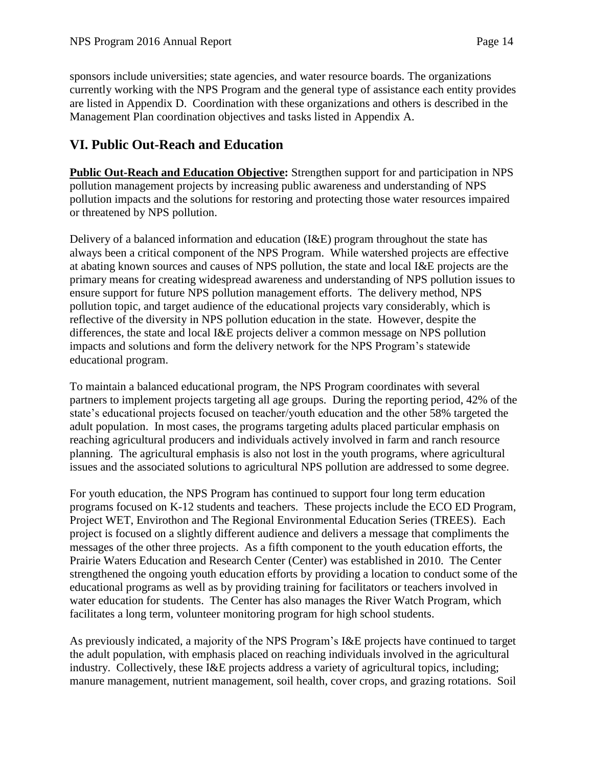sponsors include universities; state agencies, and water resource boards. The organizations currently working with the NPS Program and the general type of assistance each entity provides are listed in Appendix D. Coordination with these organizations and others is described in the Management Plan coordination objectives and tasks listed in Appendix A.

## VI. Public Out-Reach and Education

**Public Out-Reach and Education Objective:** Strengthen support for and participation in NPS pollution management projects by increasing public awareness and understanding of NPS pollution impacts and the solutions for restoring and protecting those water resources impaired or threatened by NPS pollution.

Delivery of a balanced information and education (I&E) program throughout the state has always been a critical component of the NPS Program. While watershed projects are effective at abating known sources and causes of NPS pollution, the state and local I&E projects are the primary means for creating widespread awareness and understanding of NPS pollution issues to ensure support for future NPS pollution management efforts. The delivery method, NPS pollution topic, and target audience of the educational projects vary considerably, which is reflective of the diversity in NPS pollution education in the state. However, despite the differences, the state and local I&E projects deliver a common message on NPS pollution impacts and solutions and form the delivery network for the NPS Program's statewide educational program.

To maintain a balanced educational program, the NPS Program coordinates with several partners to implement projects targeting all age groups. During the reporting period, 42% of the state's educational projects focused on teacher/youth education and the other 58% targeted the adult population. In most cases, the programs targeting adults placed particular emphasis on reaching agricultural producers and individuals actively involved in farm and ranch resource planning. The agricultural emphasis is also not lost in the youth programs, where agricultural issues and the associated solutions to agricultural NPS pollution are addressed to some degree.

For youth education, the NPS Program has continued to support four long term education programs focused on K-12 students and teachers. These projects include the ECO ED Program, Project WET, Envirothon and The Regional Environmental Education Series (TREES). Each project is focused on a slightly different audience and delivers a message that compliments the messages of the other three projects. As a fifth component to the youth education efforts, the Prairie Waters Education and Research Center (Center) was established in 2010. The Center strengthened the ongoing youth education efforts by providing a location to conduct some of the educational programs as well as by providing training for facilitators or teachers involved in water education for students. The Center has also manages the River Watch Program, which facilitates a long term, volunteer monitoring program for high school students.

As previously indicated, a majority of the NPS Program's I&E projects have continued to target the adult population, with emphasis placed on reaching individuals involved in the agricultural industry. Collectively, these I&E projects address a variety of agricultural topics, including; manure management, nutrient management, soil health, cover crops, and grazing rotations. Soil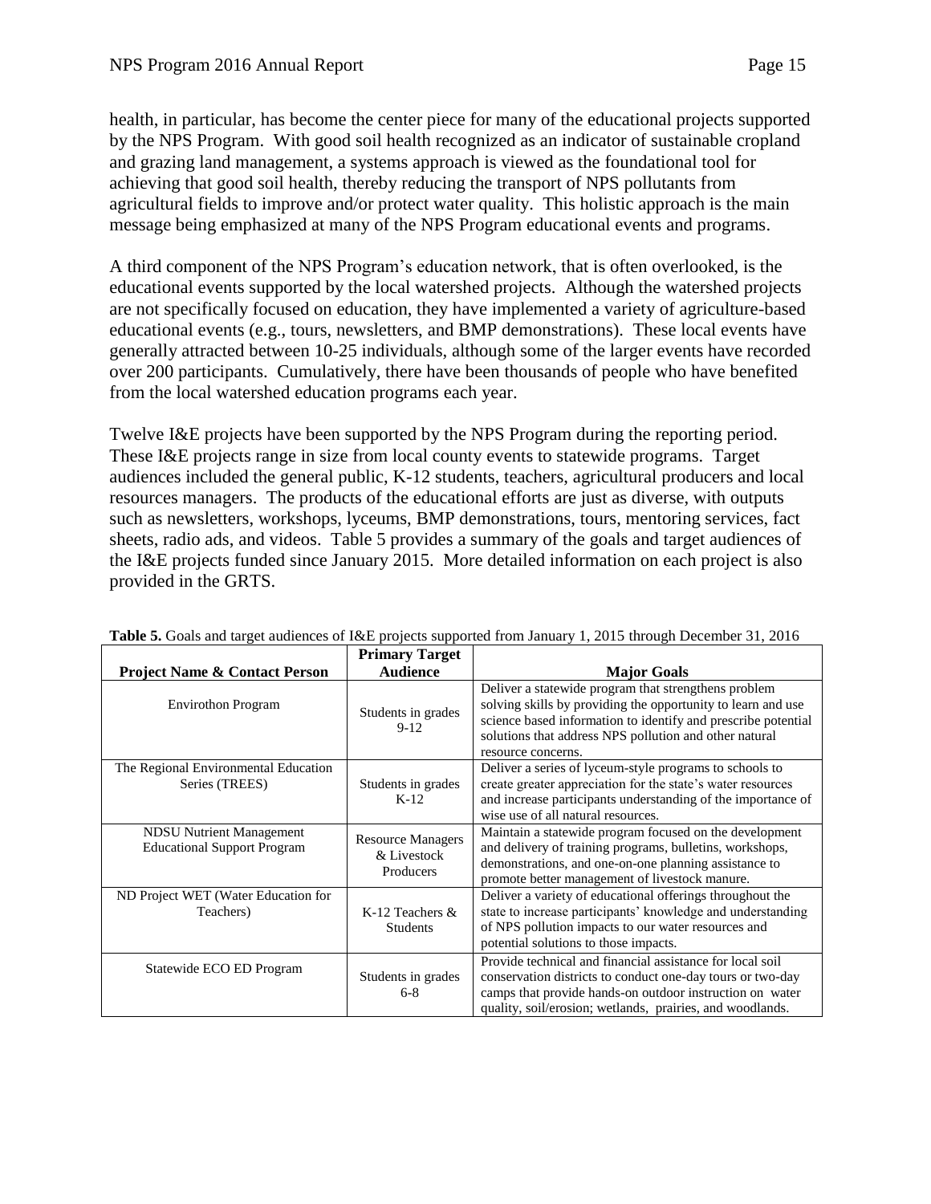health, in particular, has become the center piece for many of the educational projects supported by the NPS Program. With good soil health recognized as an indicator of sustainable cropland and grazing land management, a systems approach is viewed as the foundational tool for achieving that good soil health, thereby reducing the transport of NPS pollutants from agricultural fields to improve and/or protect water quality. This holistic approach is the main message being emphasized at many of the NPS Program educational events and programs.

A third component of the NPS Program's education network, that is often overlooked, is the educational events supported by the local watershed projects. Although the watershed projects are not specifically focused on education, they have implemented a variety of agriculture-based educational events (e.g., tours, newsletters, and BMP demonstrations). These local events have generally attracted between 10-25 individuals, although some of the larger events have recorded over 200 participants. Cumulatively, there have been thousands of people who have benefited from the local watershed education programs each year.

Twelve I&E projects have been supported by the NPS Program during the reporting period. These I&E projects range in size from local county events to statewide programs. Target audiences included the general public, K-12 students, teachers, agricultural producers and local resources managers. The products of the educational efforts are just as diverse, with outputs such as newsletters, workshops, lyceums, BMP demonstrations, tours, mentoring services, fact sheets, radio ads, and videos. Table 5 provides a summary of the goals and target audiences of the I&E projects funded since January 2015. More detailed information on each project is also provided in the GRTS.

**Table 5.** Goals and target audiences of I&E projects supported from January 1, 2015 through December 31, 2016

| Project Name & Contact Person | Primary Target Audience | Major Goals |
|---|---|---|
| Envirothon Program | Students in grades 9-12 | Deliver a statewide program that strengthens problem solving skills by providing the opportunity to learn and use science based information to identify and prescribe potential solutions that address NPS pollution and other natural resource concerns. |
| The Regional Environmental Education Series (TREES) | Students in grades K-12 | Deliver a series of lyceum-style programs to schools to create greater appreciation for the state's water resources and increase participants understanding of the importance of wise use of all natural resources. |
| NDSU Nutrient Management Educational Support Program | Resource Managers & Livestock Producers | Maintain a statewide program focused on the development and delivery of training programs, bulletins, workshops, demonstrations, and one-on-one planning assistance to promote better management of livestock manure. |
| ND Project WET (Water Education for Teachers) | K-12 Teachers & Students | Deliver a variety of educational offerings throughout the state to increase participants' knowledge and understanding of NPS pollution impacts to our water resources and potential solutions to those impacts. |
| Statewide ECO ED Program | Students in grades 6-8 | Provide technical and financial assistance for local soil conservation districts to conduct one-day tours or two-day camps that provide hands-on outdoor instruction on water quality, soil/erosion; wetlands, prairies, and woodlands. |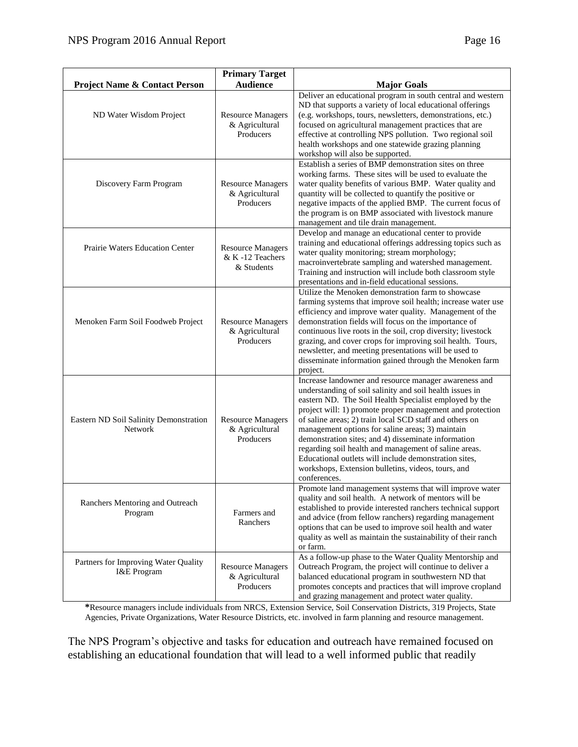| Project Name & Contact Person | Primary Target Audience | Major Goals |
|---|---|---|
| ND Water Wisdom Project | Resource Managers & Agricultural Producers | Deliver an educational program in south central and western ND that supports a variety of local educational offerings (e.g. workshops, tours, newsletters, demonstrations, etc.) focused on agricultural management practices that are effective at controlling NPS pollution. Two regional soil health workshops and one statewide grazing planning workshop will also be supported. |
| Discovery Farm Program | Resource Managers & Agricultural Producers | Establish a series of BMP demonstration sites on three working farms. These sites will be used to evaluate the water quality benefits of various BMP. Water quality and quantity will be collected to quantify the positive or negative impacts of the applied BMP. The current focus of the program is on BMP associated with livestock manure management and tile drain management. |
| Prairie Waters Education Center | Resource Managers & K -12 Teachers & Students | Develop and manage an educational center to provide training and educational offerings addressing topics such as water quality monitoring; stream morphology; macroinvertebrate sampling and watershed management. Training and instruction will include both classroom style presentations and in-field educational sessions. |
| Menoken Farm Soil Foodweb Project | Resource Managers & Agricultural Producers | Utilize the Menoken demonstration farm to showcase farming systems that improve soil health; increase water use efficiency and improve water quality. Management of the demonstration fields will focus on the importance of continuous live roots in the soil, crop diversity; livestock grazing, and cover crops for improving soil health. Tours, newsletter, and meeting presentations will be used to disseminate information gained through the Menoken farm project. |
| Eastern ND Soil Salinity Demonstration Network | Resource Managers & Agricultural Producers | Increase landowner and resource manager awareness and understanding of soil salinity and soil health issues in eastern ND. The Soil Health Specialist employed by the project will: 1) promote proper management and protection of saline areas; 2) train local SCD staff and others on management options for saline areas; 3) maintain demonstration sites; and 4) disseminate information regarding soil health and management of saline areas. Educational outlets will include demonstration sites, workshops, Extension bulletins, videos, tours, and conferences. |
| Ranchers Mentoring and Outreach Program | Farmers and Ranchers | Promote land management systems that will improve water quality and soil health. A network of mentors will be established to provide interested ranchers technical support and advice (from fellow ranchers) regarding management options that can be used to improve soil health and water quality as well as maintain the sustainability of their ranch or farm. |
| Partners for Improving Water Quality I&E Program | Resource Managers & Agricultural Producers | As a follow-up phase to the Water Quality Mentorship and Outreach Program, the project will continue to deliver a balanced educational program in southwestern ND that promotes concepts and practices that will improve cropland and grazing management and protect water quality. |

**\***Resource managers include individuals from NRCS, Extension Service, Soil Conservation Districts, 319 Projects, State Agencies, Private Organizations, Water Resource Districts, etc. involved in farm planning and resource management.

The NPS Program's objective and tasks for education and outreach have remained focused on establishing an educational foundation that will lead to a well informed public that readily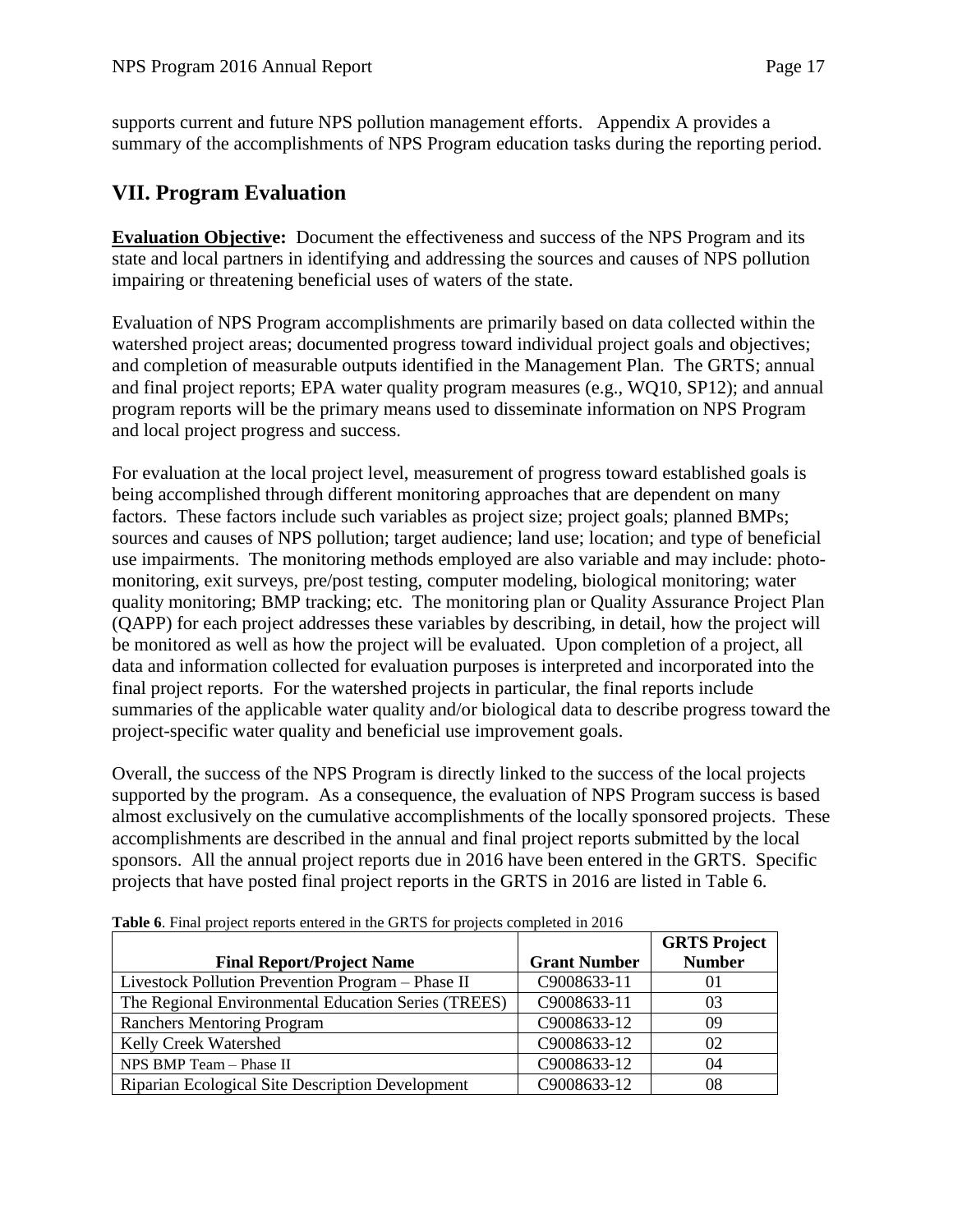supports current and future NPS pollution management efforts. Appendix A provides a summary of the accomplishments of NPS Program education tasks during the reporting period.

## VII. Program Evaluation

**Evaluation Objective:** Document the effectiveness and success of the NPS Program and its state and local partners in identifying and addressing the sources and causes of NPS pollution impairing or threatening beneficial uses of waters of the state.

Evaluation of NPS Program accomplishments are primarily based on data collected within the watershed project areas; documented progress toward individual project goals and objectives; and completion of measurable outputs identified in the Management Plan. The GRTS; annual and final project reports; EPA water quality program measures (e.g., WQ10, SP12); and annual program reports will be the primary means used to disseminate information on NPS Program and local project progress and success.

For evaluation at the local project level, measurement of progress toward established goals is being accomplished through different monitoring approaches that are dependent on many factors. These factors include such variables as project size; project goals; planned BMPs; sources and causes of NPS pollution; target audience; land use; location; and type of beneficial use impairments. The monitoring methods employed are also variable and may include: photo-monitoring, exit surveys, pre/post testing, computer modeling, biological monitoring; water quality monitoring; BMP tracking; etc. The monitoring plan or Quality Assurance Project Plan (QAPP) for each project addresses these variables by describing, in detail, how the project will be monitored as well as how the project will be evaluated. Upon completion of a project, all data and information collected for evaluation purposes is interpreted and incorporated into the final project reports. For the watershed projects in particular, the final reports include summaries of the applicable water quality and/or biological data to describe progress toward the project-specific water quality and beneficial use improvement goals.

Overall, the success of the NPS Program is directly linked to the success of the local projects supported by the program. As a consequence, the evaluation of NPS Program success is based almost exclusively on the cumulative accomplishments of the locally sponsored projects. These accomplishments are described in the annual and final project reports submitted by the local sponsors. All the annual project reports due in 2016 have been entered in the GRTS. Specific projects that have posted final project reports in the GRTS in 2016 are listed in Table 6.

**Table 6**. Final project reports entered in the GRTS for projects completed in 2016

| Final Report/Project Name | Grant Number | GRTS Project Number |
|---|---|---|
| Livestock Pollution Prevention Program – Phase II | C9008633-11 | 01 |
| The Regional Environmental Education Series (TREES) | C9008633-11 | 03 |
| Ranchers Mentoring Program | C9008633-12 | 09 |
| Kelly Creek Watershed | C9008633-12 | 02 |
| NPS BMP Team – Phase II | C9008633-12 | 04 |
| Riparian Ecological Site Description Development | C9008633-12 | 08 |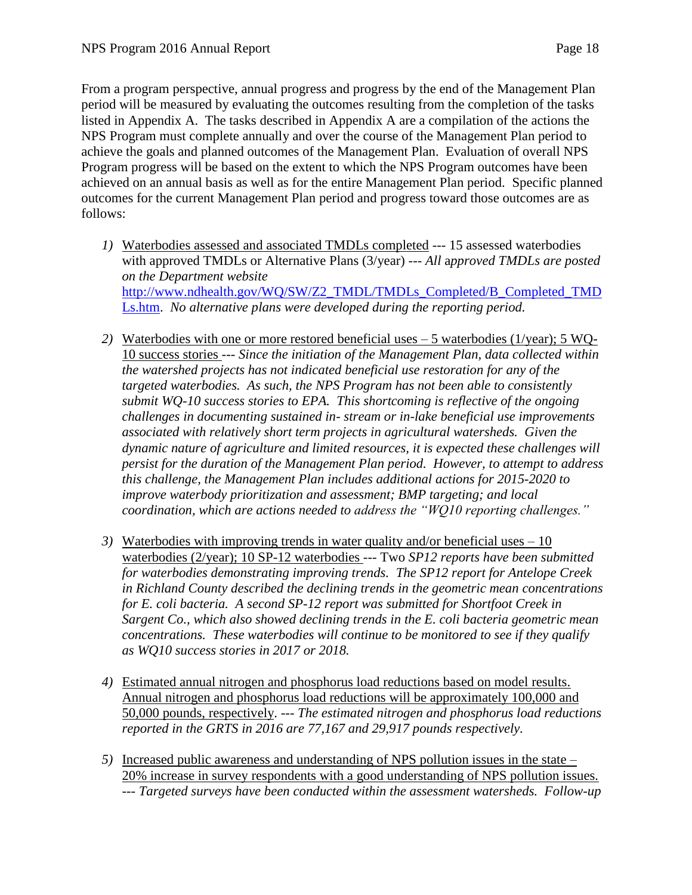From a program perspective, annual progress and progress by the end of the Management Plan period will be measured by evaluating the outcomes resulting from the completion of the tasks listed in Appendix A. The tasks described in Appendix A are a compilation of the actions the NPS Program must complete annually and over the course of the Management Plan period to achieve the goals and planned outcomes of the Management Plan. Evaluation of overall NPS Program progress will be based on the extent to which the NPS Program outcomes have been achieved on an annual basis as well as for the entire Management Plan period. Specific planned outcomes for the current Management Plan period and progress toward those outcomes are as follows:

1) Waterbodies assessed and associated TMDLs completed --- 15 assessed waterbodies with approved TMDLs or Alternative Plans (3/year) --- *All approved TMDLs are posted on the Department website* http://www.ndhealth.gov/WQ/SW/Z2_TMDL/TMDLs_Completed/B_Completed_TMDLs.htm. *No alternative plans were developed during the reporting period.*

2) Waterbodies with one or more restored beneficial uses – 5 waterbodies (1/year); 5 WQ-10 success stories --- *Since the initiation of the Management Plan, data collected within the watershed projects has not indicated beneficial use restoration for any of the targeted waterbodies. As such, the NPS Program has not been able to consistently submit WQ-10 success stories to EPA. This shortcoming is reflective of the ongoing challenges in documenting sustained in- stream or in-lake beneficial use improvements associated with relatively short term projects in agricultural watersheds. Given the dynamic nature of agriculture and limited resources, it is expected these challenges will persist for the duration of the Management Plan period. However, to attempt to address this challenge, the Management Plan includes additional actions for 2015-2020 to improve waterbody prioritization and assessment; BMP targeting; and local coordination, which are actions needed to address the "WQ10 reporting challenges."*

3) Waterbodies with improving trends in water quality and/or beneficial uses – 10 waterbodies (2/year); 10 SP-12 waterbodies --- Two *SP12 reports have been submitted for waterbodies demonstrating improving trends. The SP12 report for Antelope Creek in Richland County described the declining trends in the geometric mean concentrations for E. coli bacteria. A second SP-12 report was submitted for Shortfoot Creek in Sargent Co., which also showed declining trends in the E. coli bacteria geometric mean concentrations. These waterbodies will continue to be monitored to see if they qualify as WQ10 success stories in 2017 or 2018.*

4) Estimated annual nitrogen and phosphorus load reductions based on model results. Annual nitrogen and phosphorus load reductions will be approximately 100,000 and 50,000 pounds, respectively. --- *The estimated nitrogen and phosphorus load reductions reported in the GRTS in 2016 are 77,167 and 29,917 pounds respectively.*

5) Increased public awareness and understanding of NPS pollution issues in the state – 20% increase in survey respondents with a good understanding of NPS pollution issues. --- *Targeted surveys have been conducted within the assessment watersheds. Follow-up*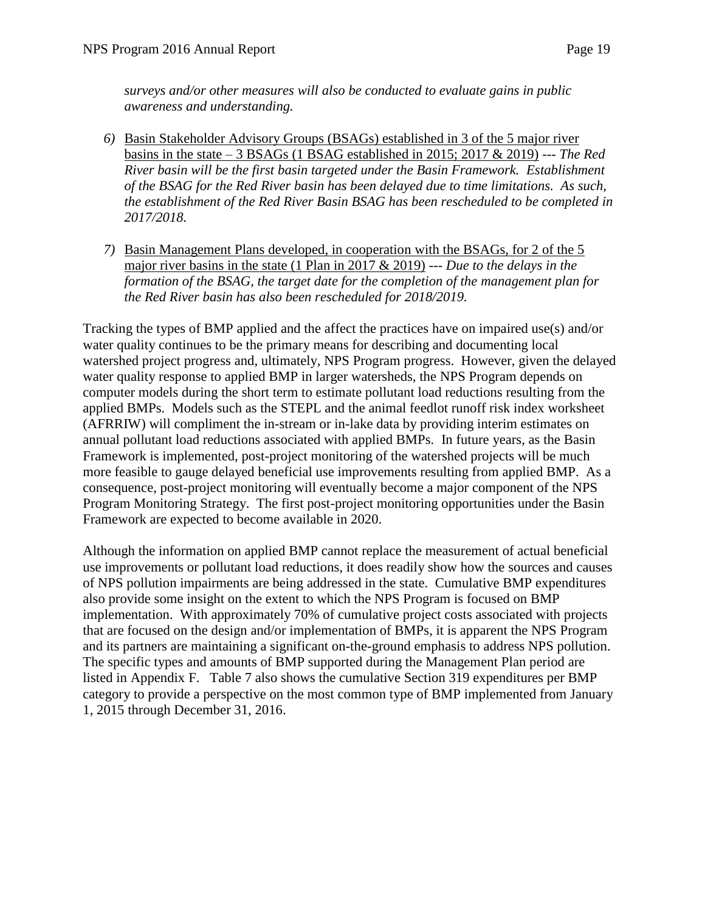*surveys and/or other measures will also be conducted to evaluate gains in public awareness and understanding.*

6) Basin Stakeholder Advisory Groups (BSAGs) established in 3 of the 5 major river basins in the state – 3 BSAGs (1 BSAG established in 2015; 2017 & 2019) --- *The Red River basin will be the first basin targeted under the Basin Framework. Establishment of the BSAG for the Red River basin has been delayed due to time limitations. As such, the establishment of the Red River Basin BSAG has been rescheduled to be completed in 2017/2018.*

7) Basin Management Plans developed, in cooperation with the BSAGs, for 2 of the 5 major river basins in the state (1 Plan in 2017 & 2019) --- *Due to the delays in the formation of the BSAG, the target date for the completion of the management plan for the Red River basin has also been rescheduled for 2018/2019.*

Tracking the types of BMP applied and the affect the practices have on impaired use(s) and/or water quality continues to be the primary means for describing and documenting local watershed project progress and, ultimately, NPS Program progress. However, given the delayed water quality response to applied BMP in larger watersheds, the NPS Program depends on computer models during the short term to estimate pollutant load reductions resulting from the applied BMPs. Models such as the STEPL and the animal feedlot runoff risk index worksheet (AFRRIW) will compliment the in-stream or in-lake data by providing interim estimates on annual pollutant load reductions associated with applied BMPs. In future years, as the Basin Framework is implemented, post-project monitoring of the watershed projects will be much more feasible to gauge delayed beneficial use improvements resulting from applied BMP. As a consequence, post-project monitoring will eventually become a major component of the NPS Program Monitoring Strategy. The first post-project monitoring opportunities under the Basin Framework are expected to become available in 2020.

Although the information on applied BMP cannot replace the measurement of actual beneficial use improvements or pollutant load reductions, it does readily show how the sources and causes of NPS pollution impairments are being addressed in the state. Cumulative BMP expenditures also provide some insight on the extent to which the NPS Program is focused on BMP implementation. With approximately 70% of cumulative project costs associated with projects that are focused on the design and/or implementation of BMPs, it is apparent the NPS Program and its partners are maintaining a significant on-the-ground emphasis to address NPS pollution. The specific types and amounts of BMP supported during the Management Plan period are listed in Appendix F. Table 7 also shows the cumulative Section 319 expenditures per BMP category to provide a perspective on the most common type of BMP implemented from January 1, 2015 through December 31, 2016.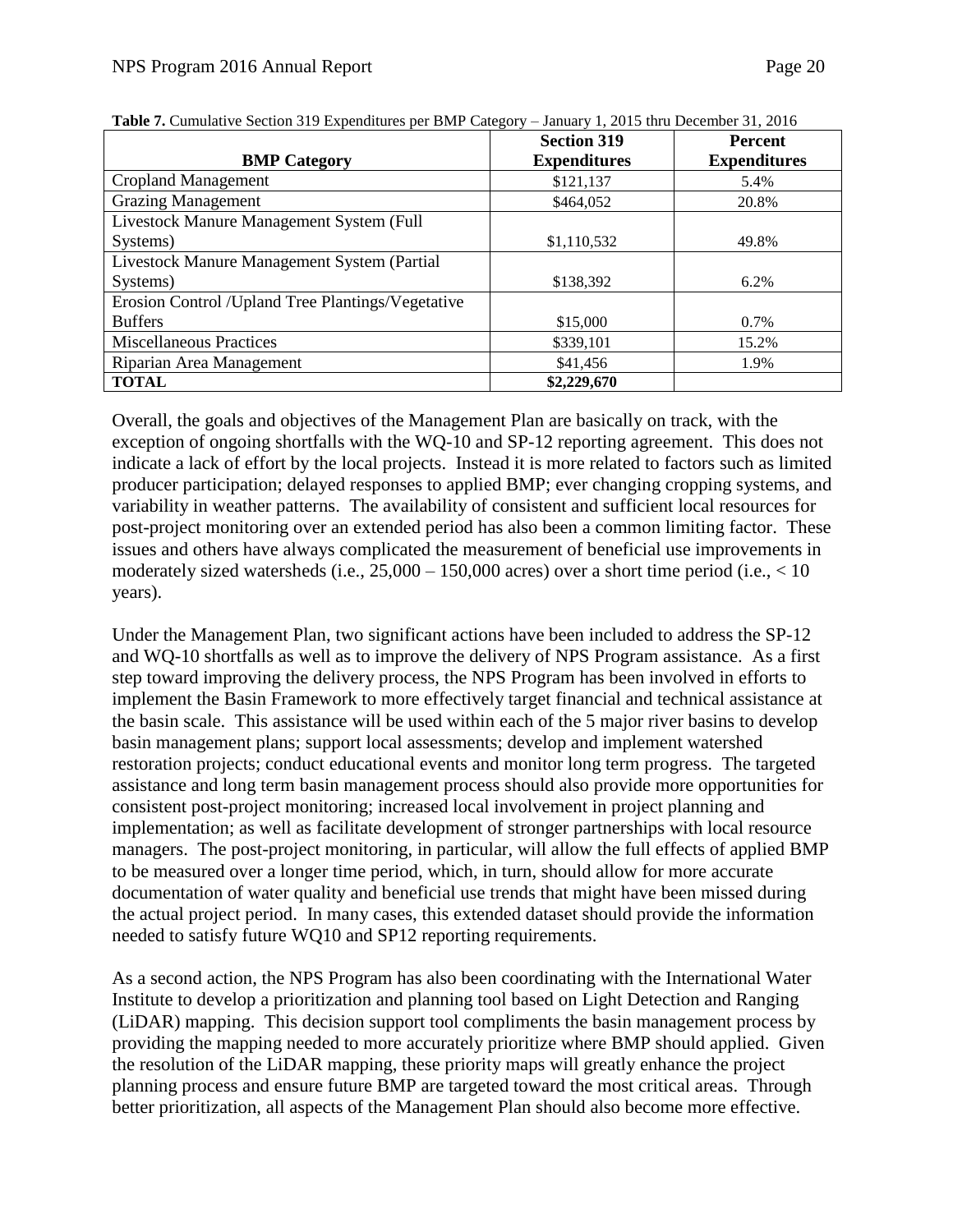**Table 7.** Cumulative Section 319 Expenditures per BMP Category – January 1, 2015 thru December 31, 2016

| BMP Category | Section 319 Expenditures | Percent Expenditures |
|---|---|---|
| Cropland Management | \$121,137 | 5.4% |
| Grazing Management | \$464,052 | 20.8% |
| Livestock Manure Management System (Full Systems) | \$1,110,532 | 49.8% |
| Livestock Manure Management System (Partial Systems) | \$138,392 | 6.2% |
| Erosion Control /Upland Tree Plantings/Vegetative Buffers | \$15,000 | 0.7% |
| Miscellaneous Practices | \$339,101 | 15.2% |
| Riparian Area Management | \$41,456 | 1.9% |
| **TOTAL** | **\$2,229,670** | |

Overall, the goals and objectives of the Management Plan are basically on track, with the exception of ongoing shortfalls with the WQ-10 and SP-12 reporting agreement. This does not indicate a lack of effort by the local projects. Instead it is more related to factors such as limited producer participation; delayed responses to applied BMP; ever changing cropping systems, and variability in weather patterns. The availability of consistent and sufficient local resources for post-project monitoring over an extended period has also been a common limiting factor. These issues and others have always complicated the measurement of beneficial use improvements in moderately sized watersheds (i.e., 25,000 – 150,000 acres) over a short time period (i.e., < 10 years).

Under the Management Plan, two significant actions have been included to address the SP-12 and WQ-10 shortfalls as well as to improve the delivery of NPS Program assistance. As a first step toward improving the delivery process, the NPS Program has been involved in efforts to implement the Basin Framework to more effectively target financial and technical assistance at the basin scale. This assistance will be used within each of the 5 major river basins to develop basin management plans; support local assessments; develop and implement watershed restoration projects; conduct educational events and monitor long term progress. The targeted assistance and long term basin management process should also provide more opportunities for consistent post-project monitoring; increased local involvement in project planning and implementation; as well as facilitate development of stronger partnerships with local resource managers. The post-project monitoring, in particular, will allow the full effects of applied BMP to be measured over a longer time period, which, in turn, should allow for more accurate documentation of water quality and beneficial use trends that might have been missed during the actual project period. In many cases, this extended dataset should provide the information needed to satisfy future WQ10 and SP12 reporting requirements.

As a second action, the NPS Program has also been coordinating with the International Water Institute to develop a prioritization and planning tool based on Light Detection and Ranging (LiDAR) mapping. This decision support tool compliments the basin management process by providing the mapping needed to more accurately prioritize where BMP should applied. Given the resolution of the LiDAR mapping, these priority maps will greatly enhance the project planning process and ensure future BMP are targeted toward the most critical areas. Through better prioritization, all aspects of the Management Plan should also become more effective.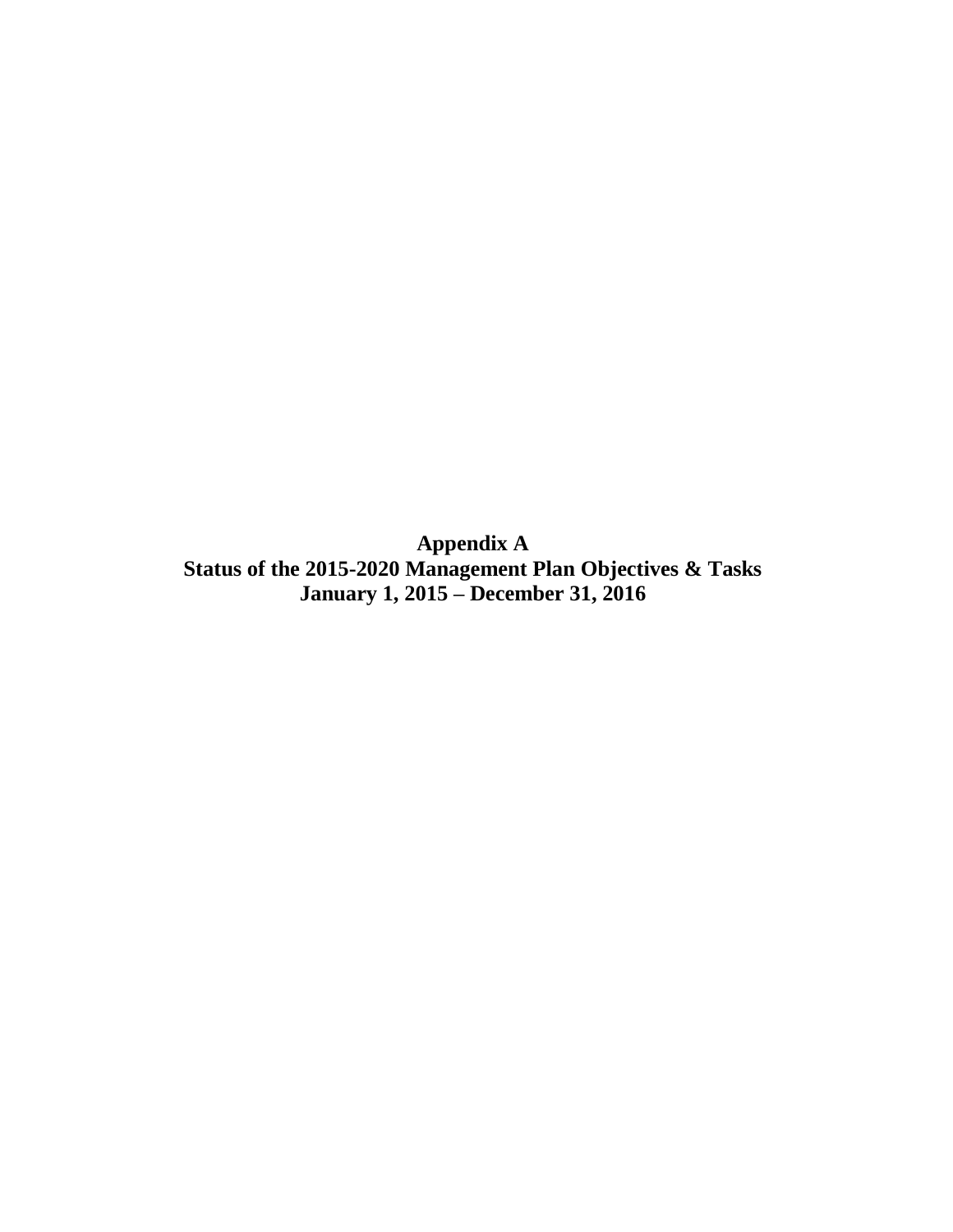# Appendix A
## Status of the 2015-2020 Management Plan Objectives & Tasks
### January 1, 2015 – December 31, 2016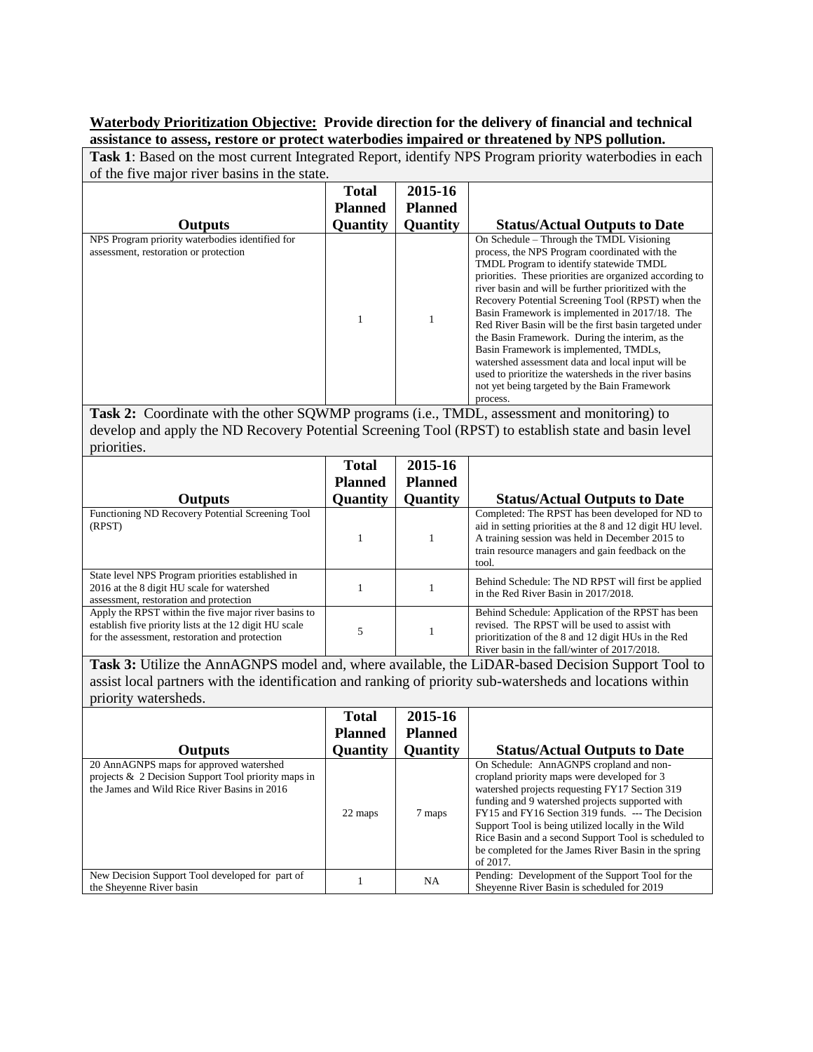**Waterbody Prioritization Objective: Provide direction for the delivery of financial and technical assistance to assess, restore or protect waterbodies impaired or threatened by NPS pollution.**

**Task 1**: Based on the most current Integrated Report, identify NPS Program priority waterbodies in each of the five major river basins in the state.

| Outputs | Total Planned Quantity | 2015-16 Planned Quantity | Status/Actual Outputs to Date |
|---|---|---|---|
| NPS Program priority waterbodies identified for assessment, restoration or protection | 1 | 1 | On Schedule – Through the TMDL Visioning process, the NPS Program coordinated with the TMDL Program to identify statewide TMDL priorities. These priorities are organized according to river basin and will be further prioritized with the Recovery Potential Screening Tool (RPST) when the Basin Framework is implemented in 2017/18. The Red River Basin will be the first basin targeted under the Basin Framework. During the interim, as the Basin Framework is implemented, TMDLs, watershed assessment data and local input will be used to prioritize the watersheds in the river basins not yet being targeted by the Bain Framework process. |

**Task 2:** Coordinate with the other SQWMP programs (i.e., TMDL, assessment and monitoring) to develop and apply the ND Recovery Potential Screening Tool (RPST) to establish state and basin level priorities.

| Outputs | Total Planned Quantity | 2015-16 Planned Quantity | Status/Actual Outputs to Date |
|---|---|---|---|
| Functioning ND Recovery Potential Screening Tool (RPST) | 1 | 1 | Completed: The RPST has been developed for ND to aid in setting priorities at the 8 and 12 digit HU level. A training session was held in December 2015 to train resource managers and gain feedback on the tool. |
| State level NPS Program priorities established in 2016 at the 8 digit HU scale for watershed assessment, restoration and protection | 1 | 1 | Behind Schedule: The ND RPST will first be applied in the Red River Basin in 2017/2018. |
| Apply the RPST within the five major river basins to establish five priority lists at the 12 digit HU scale for the assessment, restoration and protection | 5 | 1 | Behind Schedule: Application of the RPST has been revised. The RPST will be used to assist with prioritization of the 8 and 12 digit HUs in the Red River basin in the fall/winter of 2017/2018. |

**Task 3:** Utilize the AnnAGNPS model and, where available, the LiDAR-based Decision Support Tool to assist local partners with the identification and ranking of priority sub-watersheds and locations within priority watersheds.

| Outputs | Total Planned Quantity | 2015-16 Planned Quantity | Status/Actual Outputs to Date |
|---|---|---|---|
| 20 AnnAGNPS maps for approved watershed projects & 2 Decision Support Tool priority maps in the James and Wild Rice River Basins in 2016 | 22 maps | 7 maps | On Schedule: AnnAGNPS cropland and non-cropland priority maps were developed for 3 watershed projects requesting FY17 Section 319 funding and 9 watershed projects supported with FY15 and FY16 Section 319 funds. --- The Decision Support Tool is being utilized locally in the Wild Rice Basin and a second Support Tool is scheduled to be completed for the James River Basin in the spring of 2017. |
| New Decision Support Tool developed for part of the Sheyenne River basin | 1 | NA | Pending: Development of the Support Tool for the Sheyenne River Basin is scheduled for 2019 |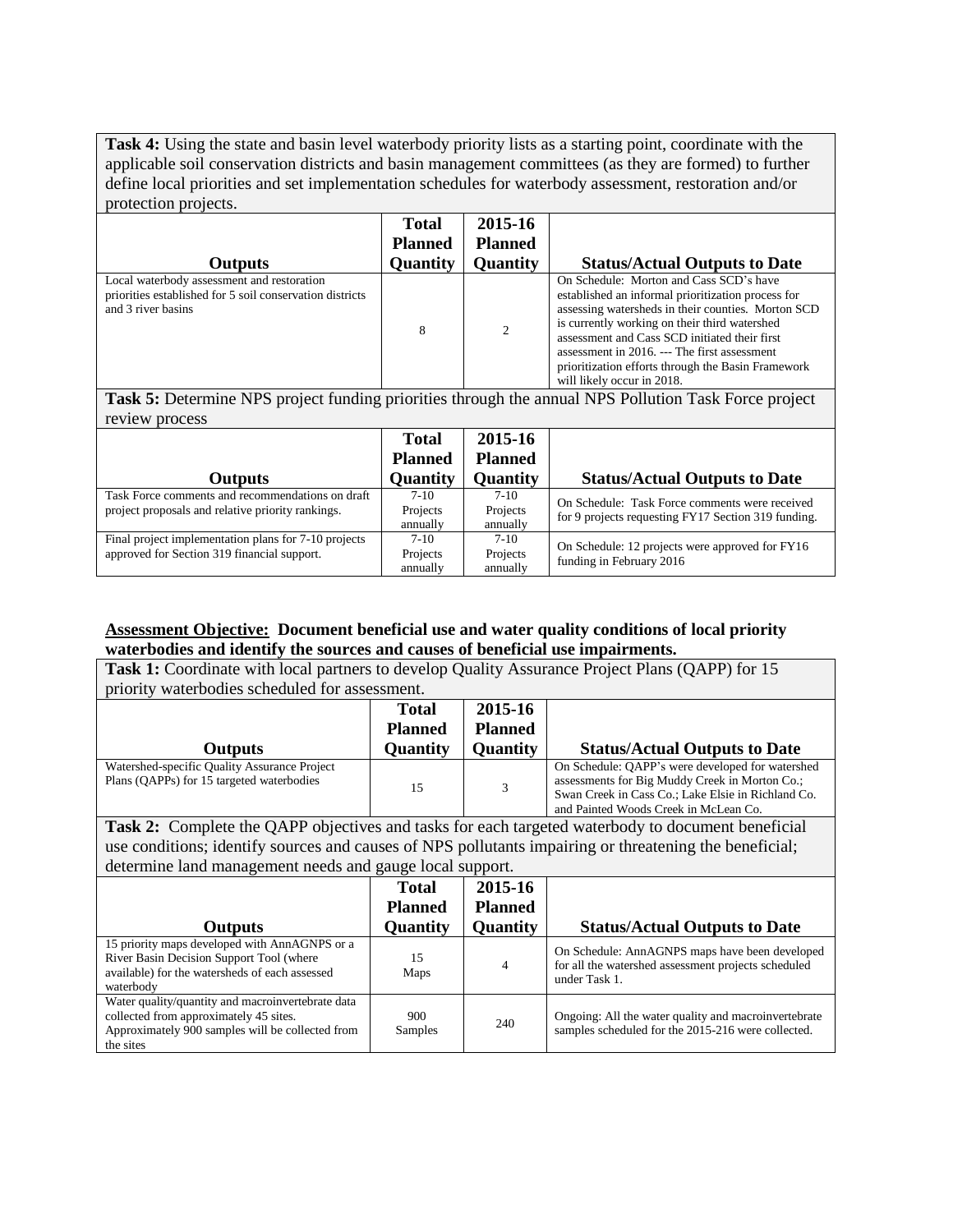| **Task 4:** Using the state and basin level waterbody priority lists as a starting point, coordinate with the applicable soil conservation districts and basin management committees (as they are formed) to further define local priorities and set implementation schedules for waterbody assessment, restoration and/or protection projects. | | | |
|---|---|---|---|
| **Outputs** | **Total Planned Quantity** | **2015-16 Planned Quantity** | **Status/Actual Outputs to Date** |
| Local waterbody assessment and restoration priorities established for 5 soil conservation districts and 3 river basins | 8 | 2 | On Schedule: Morton and Cass SCD's have established an informal prioritization process for assessing watersheds in their counties. Morton SCD is currently working on their third watershed assessment and Cass SCD initiated their first assessment in 2016. --- The first assessment prioritization efforts through the Basin Framework will likely occur in 2018. |

| **Task 5:** Determine NPS project funding priorities through the annual NPS Pollution Task Force project review process | | | |
|---|---|---|---|
| **Outputs** | **Total Planned Quantity** | **2015-16 Planned Quantity** | **Status/Actual Outputs to Date** |
| Task Force comments and recommendations on draft project proposals and relative priority rankings. | 7-10 Projects annually | 7-10 Projects annually | On Schedule: Task Force comments were received for 9 projects requesting FY17 Section 319 funding. |
| Final project implementation plans for 7-10 projects approved for Section 319 financial support. | 7-10 Projects annually | 7-10 Projects annually | On Schedule: 12 projects were approved for FY16 funding in February 2016 |

**Assessment Objective: Document beneficial use and water quality conditions of local priority waterbodies and identify the sources and causes of beneficial use impairments.**

| **Task 1:** Coordinate with local partners to develop Quality Assurance Project Plans (QAPP) for 15 priority waterbodies scheduled for assessment. | | | |
|---|---|---|---|
| **Outputs** | **Total Planned Quantity** | **2015-16 Planned Quantity** | **Status/Actual Outputs to Date** |
| Watershed-specific Quality Assurance Project Plans (QAPPs) for 15 targeted waterbodies | 15 | 3 | On Schedule: QAPP's were developed for watershed assessments for Big Muddy Creek in Morton Co.; Swan Creek in Cass Co.; Lake Elsie in Richland Co. and Painted Woods Creek in McLean Co. |

| **Task 2:** Complete the QAPP objectives and tasks for each targeted waterbody to document beneficial use conditions; identify sources and causes of NPS pollutants impairing or threatening the beneficial; determine land management needs and gauge local support. | | | |
|---|---|---|---|
| **Outputs** | **Total Planned Quantity** | **2015-16 Planned Quantity** | **Status/Actual Outputs to Date** |
| 15 priority maps developed with AnnAGNPS or a River Basin Decision Support Tool (where available) for the watersheds of each assessed waterbody | 15 Maps | 4 | On Schedule: AnnAGNPS maps have been developed for all the watershed assessment projects scheduled under Task 1. |
| Water quality/quantity and macroinvertebrate data collected from approximately 45 sites. Approximately 900 samples will be collected from the sites | 900 Samples | 240 | Ongoing: All the water quality and macroinvertebrate samples scheduled for the 2015-216 were collected. |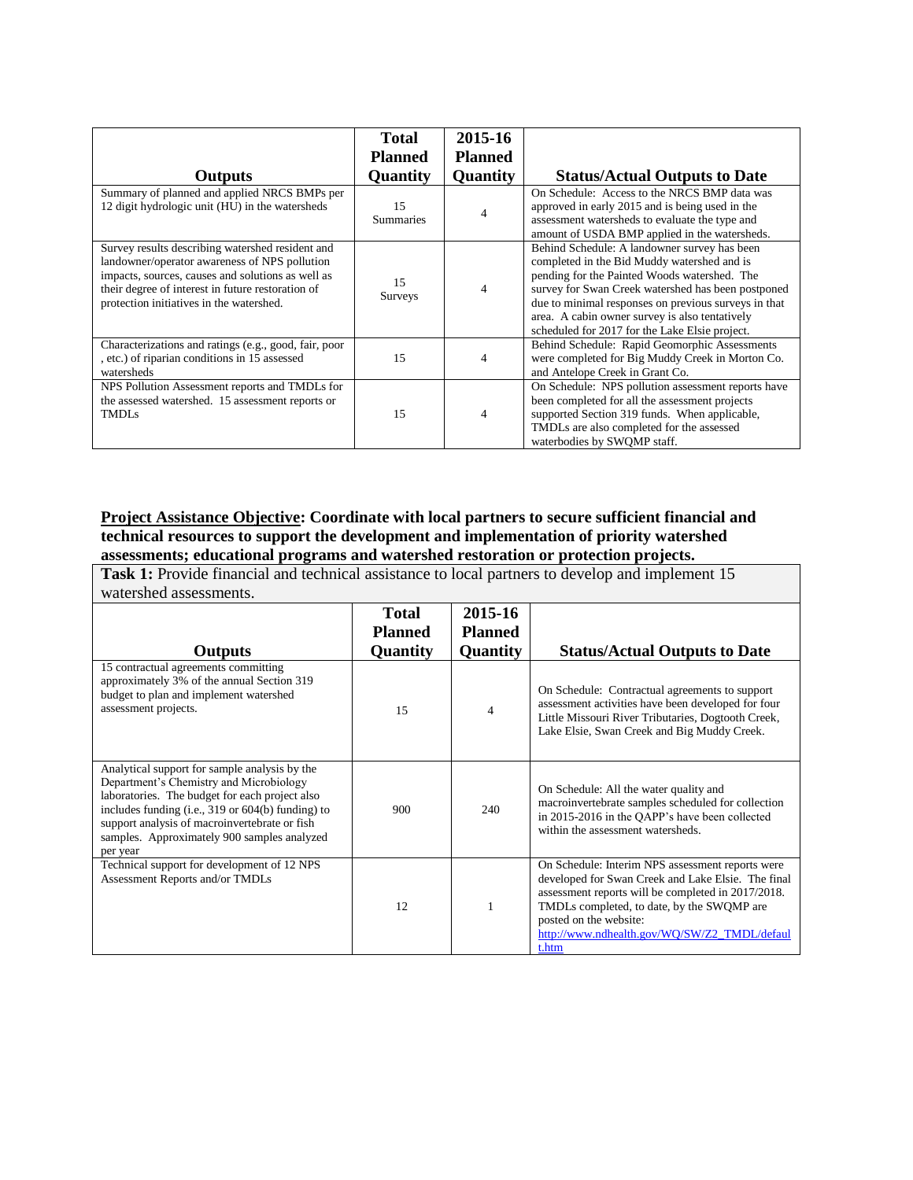| Outputs | Total Planned Quantity | 2015-16 Planned Quantity | Status/Actual Outputs to Date |
|---|---|---|---|
| Summary of planned and applied NRCS BMPs per 12 digit hydrologic unit (HU) in the watersheds | 15 Summaries | 4 | On Schedule: Access to the NRCS BMP data was approved in early 2015 and is being used in the assessment watersheds to evaluate the type and amount of USDA BMP applied in the watersheds. |
| Survey results describing watershed resident and landowner/operator awareness of NPS pollution impacts, sources, causes and solutions as well as their degree of interest in future restoration of protection initiatives in the watershed. | 15 Surveys | 4 | Behind Schedule: A landowner survey has been completed in the Bid Muddy watershed and is pending for the Painted Woods watershed. The survey for Swan Creek watershed has been postponed due to minimal responses on previous surveys in that area. A cabin owner survey is also tentatively scheduled for 2017 for the Lake Elsie project. |
| Characterizations and ratings (e.g., good, fair, poor , etc.) of riparian conditions in 15 assessed watersheds | 15 | 4 | Behind Schedule: Rapid Geomorphic Assessments were completed for Big Muddy Creek in Morton Co. and Antelope Creek in Grant Co. |
| NPS Pollution Assessment reports and TMDLs for the assessed watershed. 15 assessment reports or TMDLs | 15 | 4 | On Schedule: NPS pollution assessment reports have been completed for all the assessment projects supported Section 319 funds. When applicable, TMDLs are also completed for the assessed waterbodies by SWQMP staff. |

**Project Assistance Objective: Coordinate with local partners to secure sufficient financial and technical resources to support the development and implementation of priority watershed assessments; educational programs and watershed restoration or protection projects.**

**Task 1:** Provide financial and technical assistance to local partners to develop and implement 15 watershed assessments.

| Outputs | Total Planned Quantity | 2015-16 Planned Quantity | Status/Actual Outputs to Date |
|---|---|---|---|
| 15 contractual agreements committing approximately 3% of the annual Section 319 budget to plan and implement watershed assessment projects. | 15 | 4 | On Schedule: Contractual agreements to support assessment activities have been developed for four Little Missouri River Tributaries, Dogtooth Creek, Lake Elsie, Swan Creek and Big Muddy Creek. |
| Analytical support for sample analysis by the Department's Chemistry and Microbiology laboratories. The budget for each project also includes funding (i.e., 319 or 604(b) funding) to support analysis of macroinvertebrate or fish samples. Approximately 900 samples analyzed per year | 900 | 240 | On Schedule: All the water quality and macroinvertebrate samples scheduled for collection in 2015-2016 in the QAPP's have been collected within the assessment watersheds. |
| Technical support for development of 12 NPS Assessment Reports and/or TMDLs | 12 | 1 | On Schedule: Interim NPS assessment reports were developed for Swan Creek and Lake Elsie. The final assessment reports will be completed in 2017/2018. TMDLs completed, to date, by the SWQMP are posted on the website: http://www.ndhealth.gov/WQ/SW/Z2_TMDL/default.htm |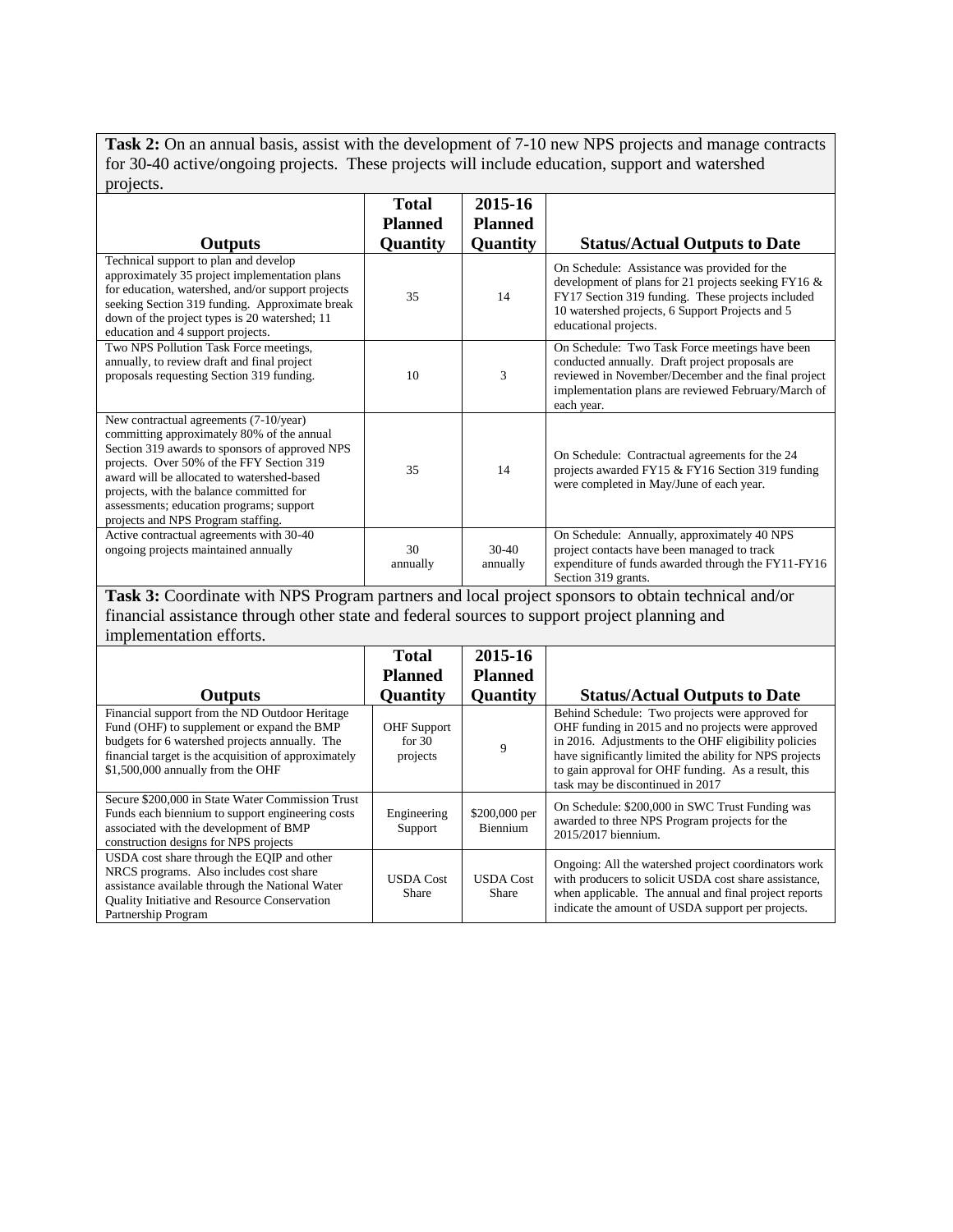**Task 2:** On an annual basis, assist with the development of 7-10 new NPS projects and manage contracts for 30-40 active/ongoing projects. These projects will include education, support and watershed projects.

| Outputs | Total Planned Quantity | 2015-16 Planned Quantity | Status/Actual Outputs to Date |
|---|---|---|---|
| Technical support to plan and develop approximately 35 project implementation plans for education, watershed, and/or support projects seeking Section 319 funding. Approximate break down of the project types is 20 watershed; 11 education and 4 support projects. | 35 | 14 | On Schedule: Assistance was provided for the development of plans for 21 projects seeking FY16 & FY17 Section 319 funding. These projects included 10 watershed projects, 6 Support Projects and 5 educational projects. |
| Two NPS Pollution Task Force meetings, annually, to review draft and final project proposals requesting Section 319 funding. | 10 | 3 | On Schedule: Two Task Force meetings have been conducted annually. Draft project proposals are reviewed in November/December and the final project implementation plans are reviewed February/March of each year. |
| New contractual agreements (7-10/year) committing approximately 80% of the annual Section 319 awards to sponsors of approved NPS projects. Over 50% of the FFY Section 319 award will be allocated to watershed-based projects, with the balance committed for assessments; education programs; support projects and NPS Program staffing. | 35 | 14 | On Schedule: Contractual agreements for the 24 projects awarded FY15 & FY16 Section 319 funding were completed in May/June of each year. |
| Active contractual agreements with 30-40 ongoing projects maintained annually | 30 annually | 30-40 annually | On Schedule: Annually, approximately 40 NPS project contacts have been managed to track expenditure of funds awarded through the FY11-FY16 Section 319 grants. |

**Task 3:** Coordinate with NPS Program partners and local project sponsors to obtain technical and/or financial assistance through other state and federal sources to support project planning and implementation efforts.

| Outputs | Total Planned Quantity | 2015-16 Planned Quantity | Status/Actual Outputs to Date |
|---|---|---|---|
| Financial support from the ND Outdoor Heritage Fund (OHF) to supplement or expand the BMP budgets for 6 watershed projects annually. The financial target is the acquisition of approximately $1,500,000 annually from the OHF | OHF Support for 30 projects | 9 | Behind Schedule: Two projects were approved for OHF funding in 2015 and no projects were approved in 2016. Adjustments to the OHF eligibility policies have significantly limited the ability for NPS projects to gain approval for OHF funding. As a result, this task may be discontinued in 2017 |
| Secure $200,000 in State Water Commission Trust Funds each biennium to support engineering costs associated with the development of BMP construction designs for NPS projects | Engineering Support | $200,000 per Biennium | On Schedule: $200,000 in SWC Trust Funding was awarded to three NPS Program projects for the 2015/2017 biennium. |
| USDA cost share through the EQIP and other NRCS programs. Also includes cost share assistance available through the National Water Quality Initiative and Resource Conservation Partnership Program | USDA Cost Share | USDA Cost Share | Ongoing: All the watershed project coordinators work with producers to solicit USDA cost share assistance, when applicable. The annual and final project reports indicate the amount of USDA support per projects. |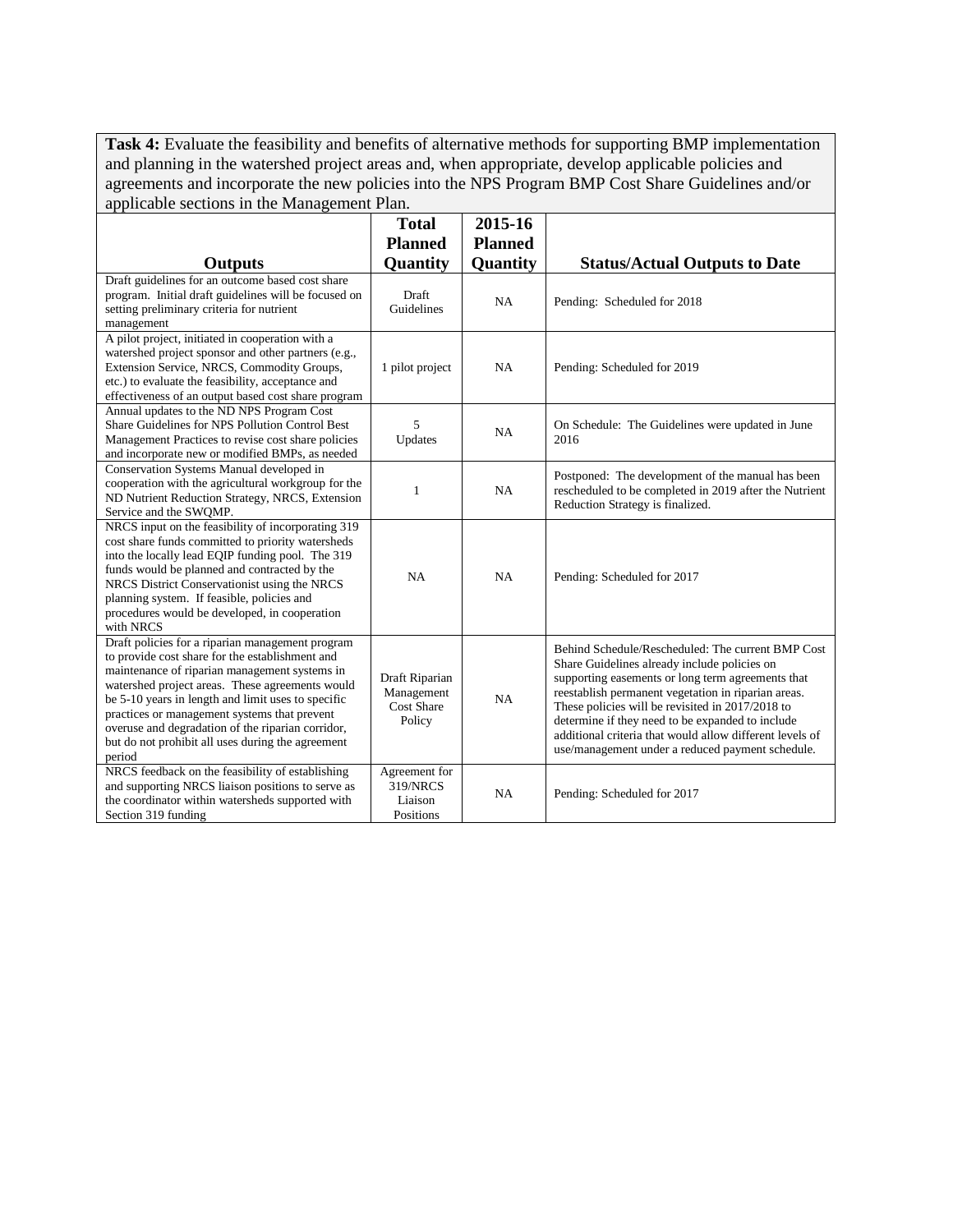**Task 4:** Evaluate the feasibility and benefits of alternative methods for supporting BMP implementation and planning in the watershed project areas and, when appropriate, develop applicable policies and agreements and incorporate the new policies into the NPS Program BMP Cost Share Guidelines and/or applicable sections in the Management Plan.

| Outputs | Total Planned Quantity | 2015-16 Planned Quantity | Status/Actual Outputs to Date |
|---|---|---|---|
| Draft guidelines for an outcome based cost share program. Initial draft guidelines will be focused on setting preliminary criteria for nutrient management | Draft Guidelines | NA | Pending: Scheduled for 2018 |
| A pilot project, initiated in cooperation with a watershed project sponsor and other partners (e.g., Extension Service, NRCS, Commodity Groups, etc.) to evaluate the feasibility, acceptance and effectiveness of an output based cost share program | 1 pilot project | NA | Pending: Scheduled for 2019 |
| Annual updates to the ND NPS Program Cost Share Guidelines for NPS Pollution Control Best Management Practices to revise cost share policies and incorporate new or modified BMPs, as needed | 5 Updates | NA | On Schedule: The Guidelines were updated in June 2016 |
| Conservation Systems Manual developed in cooperation with the agricultural workgroup for the ND Nutrient Reduction Strategy, NRCS, Extension Service and the SWQMP. | 1 | NA | Postponed: The development of the manual has been rescheduled to be completed in 2019 after the Nutrient Reduction Strategy is finalized. |
| NRCS input on the feasibility of incorporating 319 cost share funds committed to priority watersheds into the locally lead EQIP funding pool. The 319 funds would be planned and contracted by the NRCS District Conservationist using the NRCS planning system. If feasible, policies and procedures would be developed, in cooperation with NRCS | NA | NA | Pending: Scheduled for 2017 |
| Draft policies for a riparian management program to provide cost share for the establishment and maintenance of riparian management systems in watershed project areas. These agreements would be 5-10 years in length and limit uses to specific practices or management systems that prevent overuse and degradation of the riparian corridor, but do not prohibit all uses during the agreement period | Draft Riparian Management Cost Share Policy | NA | Behind Schedule/Rescheduled: The current BMP Cost Share Guidelines already include policies on supporting easements or long term agreements that reestablish permanent vegetation in riparian areas. These policies will be revisited in 2017/2018 to determine if they need to be expanded to include additional criteria that would allow different levels of use/management under a reduced payment schedule. |
| NRCS feedback on the feasibility of establishing and supporting NRCS liaison positions to serve as the coordinator within watersheds supported with Section 319 funding | Agreement for 319/NRCS Liaison Positions | NA | Pending: Scheduled for 2017 |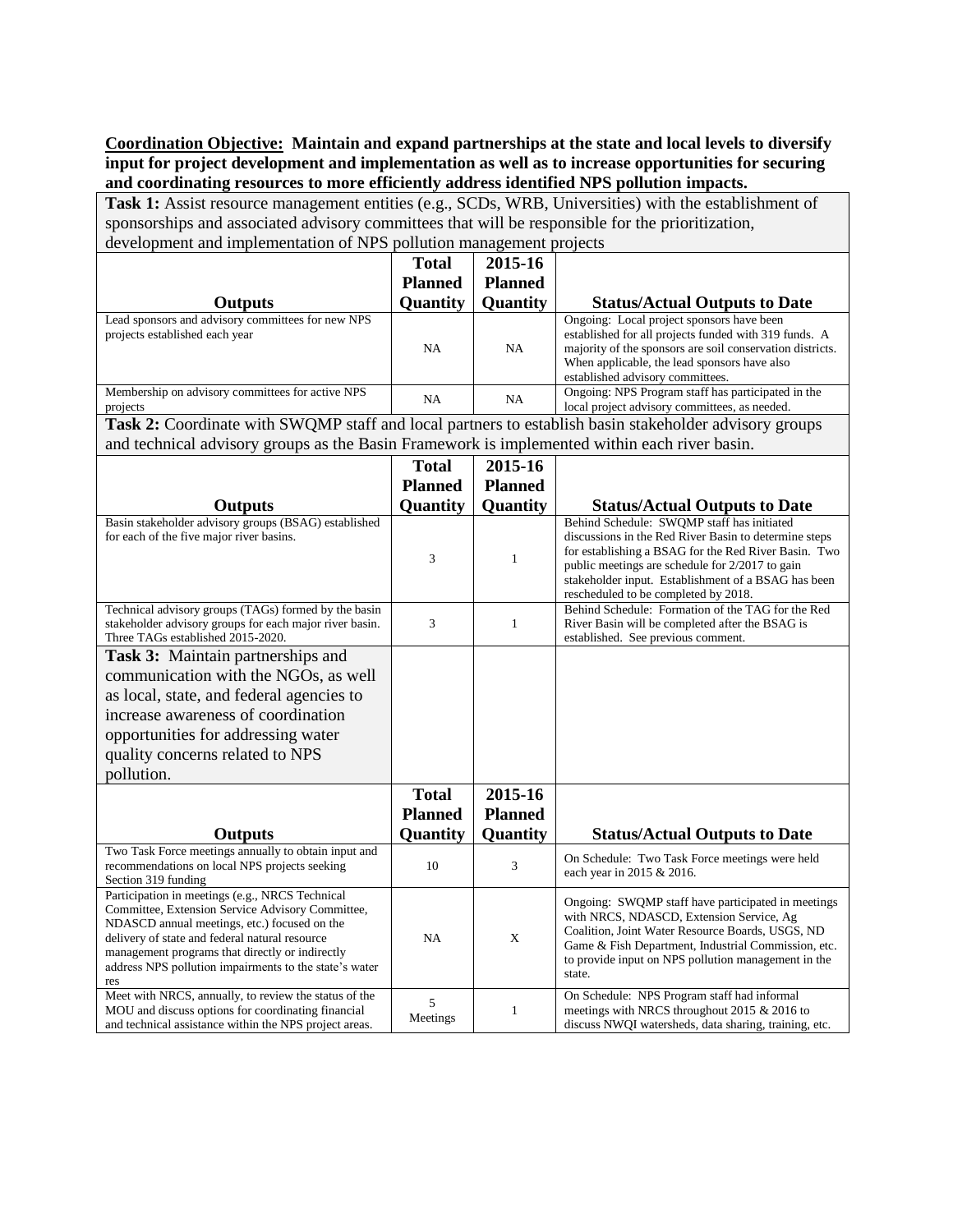**Coordination Objective: Maintain and expand partnerships at the state and local levels to diversify input for project development and implementation as well as to increase opportunities for securing and coordinating resources to more efficiently address identified NPS pollution impacts.**

**Task 1:** Assist resource management entities (e.g., SCDs, WRB, Universities) with the establishment of sponsorships and associated advisory committees that will be responsible for the prioritization, development and implementation of NPS pollution management projects

| Outputs | Total Planned Quantity | 2015-16 Planned Quantity | Status/Actual Outputs to Date |
|---|---|---|---|
| Lead sponsors and advisory committees for new NPS projects established each year | NA | NA | Ongoing: Local project sponsors have been established for all projects funded with 319 funds. A majority of the sponsors are soil conservation districts. When applicable, the lead sponsors have also established advisory committees. |
| Membership on advisory committees for active NPS projects | NA | NA | Ongoing: NPS Program staff has participated in the local project advisory committees, as needed. |

**Task 2:** Coordinate with SWQMP staff and local partners to establish basin stakeholder advisory groups and technical advisory groups as the Basin Framework is implemented within each river basin.

| Outputs | Total Planned Quantity | 2015-16 Planned Quantity | Status/Actual Outputs to Date |
|---|---|---|---|
| Basin stakeholder advisory groups (BSAG) established for each of the five major river basins. | 3 | 1 | Behind Schedule: SWQMP staff has initiated discussions in the Red River Basin to determine steps for establishing a BSAG for the Red River Basin. Two public meetings are schedule for 2/2017 to gain stakeholder input. Establishment of a BSAG has been rescheduled to be completed by 2018. |
| Technical advisory groups (TAGs) formed by the basin stakeholder advisory groups for each major river basin. Three TAGs established 2015-2020. | 3 | 1 | Behind Schedule: Formation of the TAG for the Red River Basin will be completed after the BSAG is established. See previous comment. |

**Task 3:** Maintain partnerships and communication with the NGOs, as well as local, state, and federal agencies to increase awareness of coordination opportunities for addressing water quality concerns related to NPS pollution.

| Outputs | Total Planned Quantity | 2015-16 Planned Quantity | Status/Actual Outputs to Date |
|---|---|---|---|
| Two Task Force meetings annually to obtain input and recommendations on local NPS projects seeking Section 319 funding | 10 | 3 | On Schedule: Two Task Force meetings were held each year in 2015 & 2016. |
| Participation in meetings (e.g., NRCS Technical Committee, Extension Service Advisory Committee, NDASCD annual meetings, etc.) focused on the delivery of state and federal natural resource management programs that directly or indirectly address NPS pollution impairments to the state's water res | NA | X | Ongoing: SWQMP staff have participated in meetings with NRCS, NDASCD, Extension Service, Ag Coalition, Joint Water Resource Boards, USGS, ND Game & Fish Department, Industrial Commission, etc. to provide input on NPS pollution management in the state. |
| Meet with NRCS, annually, to review the status of the MOU and discuss options for coordinating financial and technical assistance within the NPS project areas. | 5 Meetings | 1 | On Schedule: NPS Program staff had informal meetings with NRCS throughout 2015 & 2016 to discuss NWQI watersheds, data sharing, training, etc. |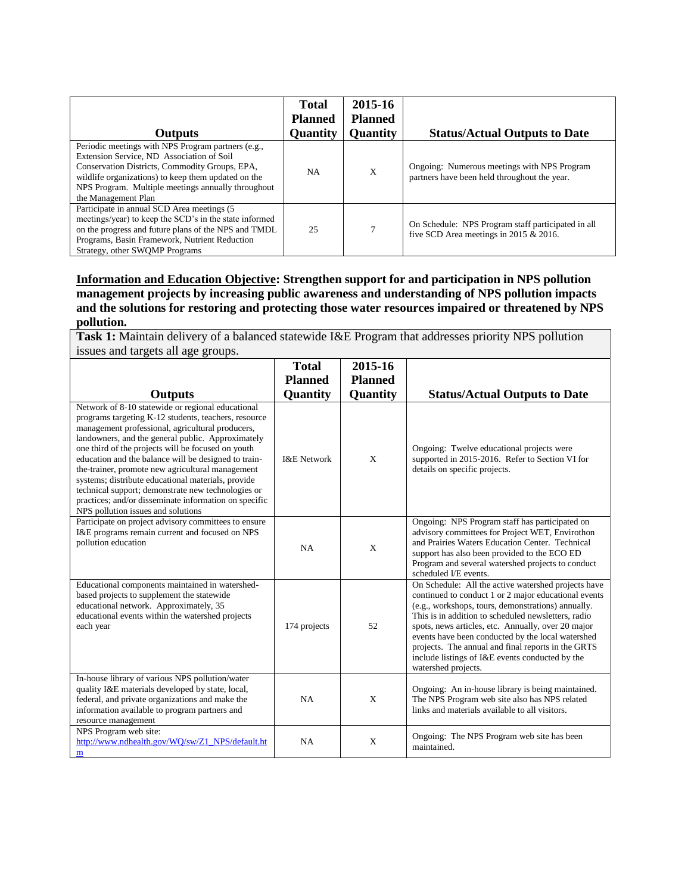| Outputs | Total Planned Quantity | 2015-16 Planned Quantity | Status/Actual Outputs to Date |
|---|---|---|---|
| Periodic meetings with NPS Program partners (e.g., Extension Service, ND Association of Soil Conservation Districts, Commodity Groups, EPA, wildlife organizations) to keep them updated on the NPS Program. Multiple meetings annually throughout the Management Plan | NA | X | Ongoing: Numerous meetings with NPS Program partners have been held throughout the year. |
| Participate in annual SCD Area meetings (5 meetings/year) to keep the SCD's in the state informed on the progress and future plans of the NPS and TMDL Programs, Basin Framework, Nutrient Reduction Strategy, other SWQMP Programs | 25 | 7 | On Schedule: NPS Program staff participated in all five SCD Area meetings in 2015 & 2016. |

**Information and Education Objective: Strengthen support for and participation in NPS pollution management projects by increasing public awareness and understanding of NPS pollution impacts and the solutions for restoring and protecting those water resources impaired or threatened by NPS pollution.**

**Task 1:** Maintain delivery of a balanced statewide I&E Program that addresses priority NPS pollution issues and targets all age groups.

| Outputs | Total Planned Quantity | 2015-16 Planned Quantity | Status/Actual Outputs to Date |
|---|---|---|---|
| Network of 8-10 statewide or regional educational programs targeting K-12 students, teachers, resource management professional, agricultural producers, landowners, and the general public. Approximately one third of the projects will be focused on youth education and the balance will be designed to train-the-trainer, promote new agricultural management systems; distribute educational materials, provide technical support; demonstrate new technologies or practices; and/or disseminate information on specific NPS pollution issues and solutions | I&E Network | X | Ongoing: Twelve educational projects were supported in 2015-2016. Refer to Section VI for details on specific projects. |
| Participate on project advisory committees to ensure I&E programs remain current and focused on NPS pollution education | NA | X | Ongoing: NPS Program staff has participated on advisory committees for Project WET, Envirothon and Prairies Waters Education Center. Technical support has also been provided to the ECO ED Program and several watershed projects to conduct scheduled I/E events. |
| Educational components maintained in watershed-based projects to supplement the statewide educational network. Approximately, 35 educational events within the watershed projects each year | 174 projects | 52 | On Schedule: All the active watershed projects have continued to conduct 1 or 2 major educational events (e.g., workshops, tours, demonstrations) annually. This is in addition to scheduled newsletters, radio spots, news articles, etc. Annually, over 20 major events have been conducted by the local watershed projects. The annual and final reports in the GRTS include listings of I&E events conducted by the watershed projects. |
| In-house library of various NPS pollution/water quality I&E materials developed by state, local, federal, and private organizations and make the information available to program partners and resource management | NA | X | Ongoing: An in-house library is being maintained. The NPS Program web site also has NPS related links and materials available to all visitors. |
| NPS Program web site: http://www.ndhealth.gov/WQ/sw/Z1_NPS/default.htm | NA | X | Ongoing: The NPS Program web site has been maintained. |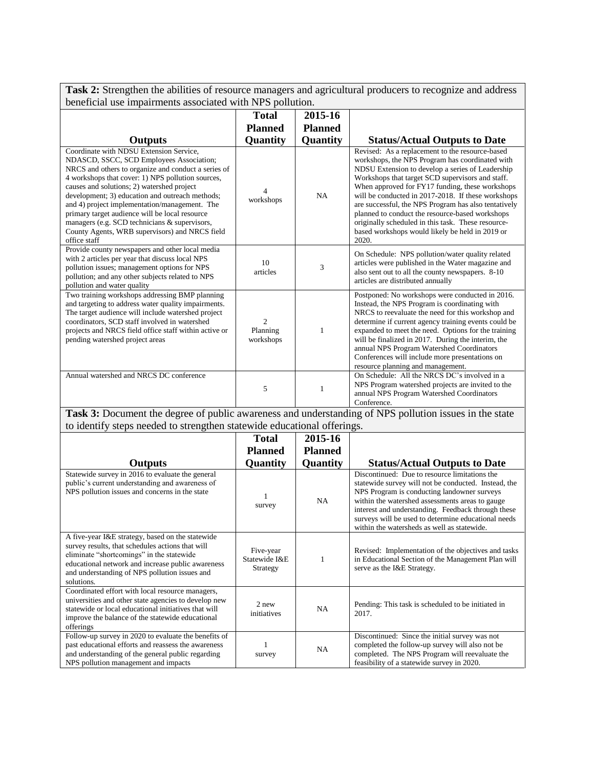**Task 2:** Strengthen the abilities of resource managers and agricultural producers to recognize and address beneficial use impairments associated with NPS pollution.

| Outputs | Total Planned Quantity | 2015-16 Planned Quantity | Status/Actual Outputs to Date |
|---|---|---|---|
| Coordinate with NDSU Extension Service, NDASCD, SSCC, SCD Employees Association; NRCS and others to organize and conduct a series of 4 workshops that cover: 1) NPS pollution sources, causes and solutions; 2) watershed project development; 3) education and outreach methods; and 4) project implementation/management. The primary target audience will be local resource managers (e.g. SCD technicians & supervisors, County Agents, WRB supervisors) and NRCS field office staff | 4 workshops | NA | Revised: As a replacement to the resource-based workshops, the NPS Program has coordinated with NDSU Extension to develop a series of Leadership Workshops that target SCD supervisors and staff. When approved for FY17 funding, these workshops will be conducted in 2017-2018. If these workshops are successful, the NPS Program has also tentatively planned to conduct the resource-based workshops originally scheduled in this task. These resource-based workshops would likely be held in 2019 or 2020. |
| Provide county newspapers and other local media with 2 articles per year that discuss local NPS pollution issues; management options for NPS pollution; and any other subjects related to NPS pollution and water quality | 10 articles | 3 | On Schedule: NPS pollution/water quality related articles were published in the Water magazine and also sent out to all the county newspapers. 8-10 articles are distributed annually |
| Two training workshops addressing BMP planning and targeting to address water quality impairments. The target audience will include watershed project coordinators, SCD staff involved in watershed projects and NRCS field office staff within active or pending watershed project areas | 2 Planning workshops | 1 | Postponed: No workshops were conducted in 2016. Instead, the NPS Program is coordinating with NRCS to reevaluate the need for this workshop and determine if current agency training events could be expanded to meet the need. Options for the training will be finalized in 2017. During the interim, the annual NPS Program Watershed Coordinators Conferences will include more presentations on resource planning and management. |
| Annual watershed and NRCS DC conference | 5 | 1 | On Schedule: All the NRCS DC's involved in a NPS Program watershed projects are invited to the annual NPS Program Watershed Coordinators Conference. |

**Task 3:** Document the degree of public awareness and understanding of NPS pollution issues in the state to identify steps needed to strengthen statewide educational offerings.

| Outputs | Total Planned Quantity | 2015-16 Planned Quantity | Status/Actual Outputs to Date |
|---|---|---|---|
| Statewide survey in 2016 to evaluate the general public's current understanding and awareness of NPS pollution issues and concerns in the state | 1 survey | NA | Discontinued: Due to resource limitations the statewide survey will not be conducted. Instead, the NPS Program is conducting landowner surveys within the watershed assessments areas to gauge interest and understanding. Feedback through these surveys will be used to determine educational needs within the watersheds as well as statewide. |
| A five-year I&E strategy, based on the statewide survey results, that schedules actions that will eliminate "shortcomings" in the statewide educational network and increase public awareness and understanding of NPS pollution issues and solutions. | Five-year Statewide I&E Strategy | 1 | Revised: Implementation of the objectives and tasks in Educational Section of the Management Plan will serve as the I&E Strategy. |
| Coordinated effort with local resource managers, universities and other state agencies to develop new statewide or local educational initiatives that will improve the balance of the statewide educational offerings | 2 new initiatives | NA | Pending: This task is scheduled to be initiated in 2017. |
| Follow-up survey in 2020 to evaluate the benefits of past educational efforts and reassess the awareness and understanding of the general public regarding NPS pollution management and impacts | 1 survey | NA | Discontinued: Since the initial survey was not completed the follow-up survey will also not be completed. The NPS Program will reevaluate the feasibility of a statewide survey in 2020. |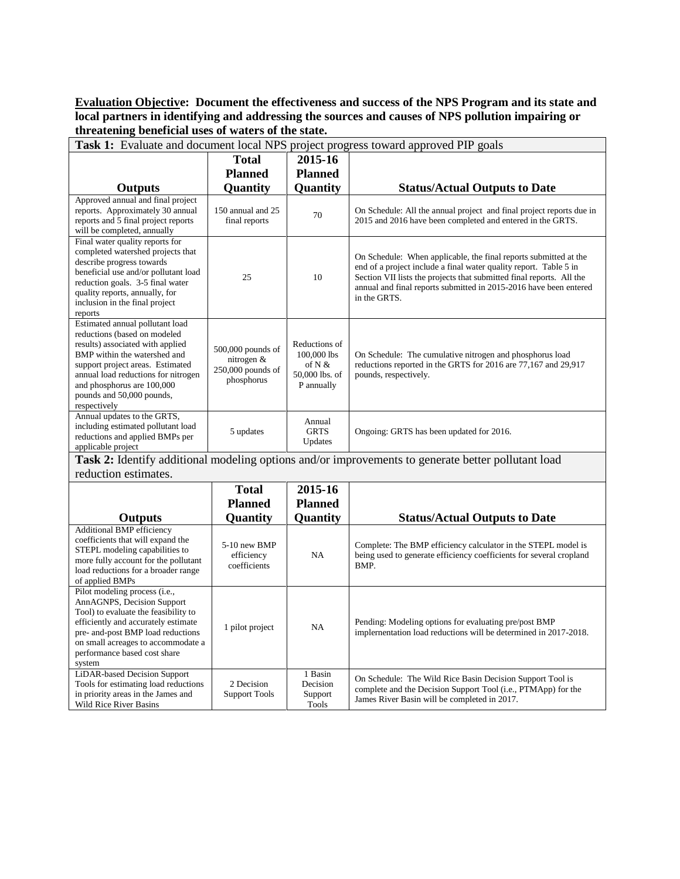**<u>Evaluation Objective</u>: Document the effectiveness and success of the NPS Program and its state and local partners in identifying and addressing the sources and causes of NPS pollution impairing or threatening beneficial uses of waters of the state.**

**Task 1:** Evaluate and document local NPS project progress toward approved PIP goals

| Outputs | Total Planned Quantity | 2015-16 Planned Quantity | Status/Actual Outputs to Date |
|---|---|---|---|
| Approved annual and final project reports. Approximately 30 annual reports and 5 final project reports will be completed, annually | 150 annual and 25 final reports | 70 | On Schedule: All the annual project and final project reports due in 2015 and 2016 have been completed and entered in the GRTS. |
| Final water quality reports for completed watershed projects that describe progress towards beneficial use and/or pollutant load reduction goals. 3-5 final water quality reports, annually, for inclusion in the final project reports | 25 | 10 | On Schedule: When applicable, the final reports submitted at the end of a project include a final water quality report. Table 5 in Section VII lists the projects that submitted final reports. All the annual and final reports submitted in 2015-2016 have been entered in the GRTS. |
| Estimated annual pollutant load reductions (based on modeled results) associated with applied BMP within the watershed and support project areas. Estimated annual load reductions for nitrogen and phosphorus are 100,000 pounds and 50,000 pounds, respectively | 500,000 pounds of nitrogen & 250,000 pounds of phosphorus | Reductions of 100,000 lbs of N & 50,000 lbs. of P annually | On Schedule: The cumulative nitrogen and phosphorus load reductions reported in the GRTS for 2016 are 77,167 and 29,917 pounds, respectively. |
| Annual updates to the GRTS, including estimated pollutant load reductions and applied BMPs per applicable project | 5 updates | Annual GRTS Updates | Ongoing: GRTS has been updated for 2016. |

**Task 2:** Identify additional modeling options and/or improvements to generate better pollutant load reduction estimates.

| Outputs | Total Planned Quantity | 2015-16 Planned Quantity | Status/Actual Outputs to Date |
|---|---|---|---|
| Additional BMP efficiency coefficients that will expand the STEPL modeling capabilities to more fully account for the pollutant load reductions for a broader range of applied BMPs | 5-10 new BMP efficiency coefficients | NA | Complete: The BMP efficiency calculator in the STEPL model is being used to generate efficiency coefficients for several cropland BMP. |
| Pilot modeling process (i.e., AnnAGNPS, Decision Support Tool) to evaluate the feasibility to efficiently and accurately estimate pre- and-post BMP load reductions on small acreages to accommodate a performance based cost share system | 1 pilot project | NA | Pending: Modeling options for evaluating pre/post BMP implernentation load reductions will be determined in 2017-2018. |
| LiDAR-based Decision Support Tools for estimating load reductions in priority areas in the James and Wild Rice River Basins | 2 Decision Support Tools | 1 Basin Decision Support Tools | On Schedule: The Wild Rice Basin Decision Support Tool is complete and the Decision Support Tool (i.e., PTMApp) for the James River Basin will be completed in 2017. |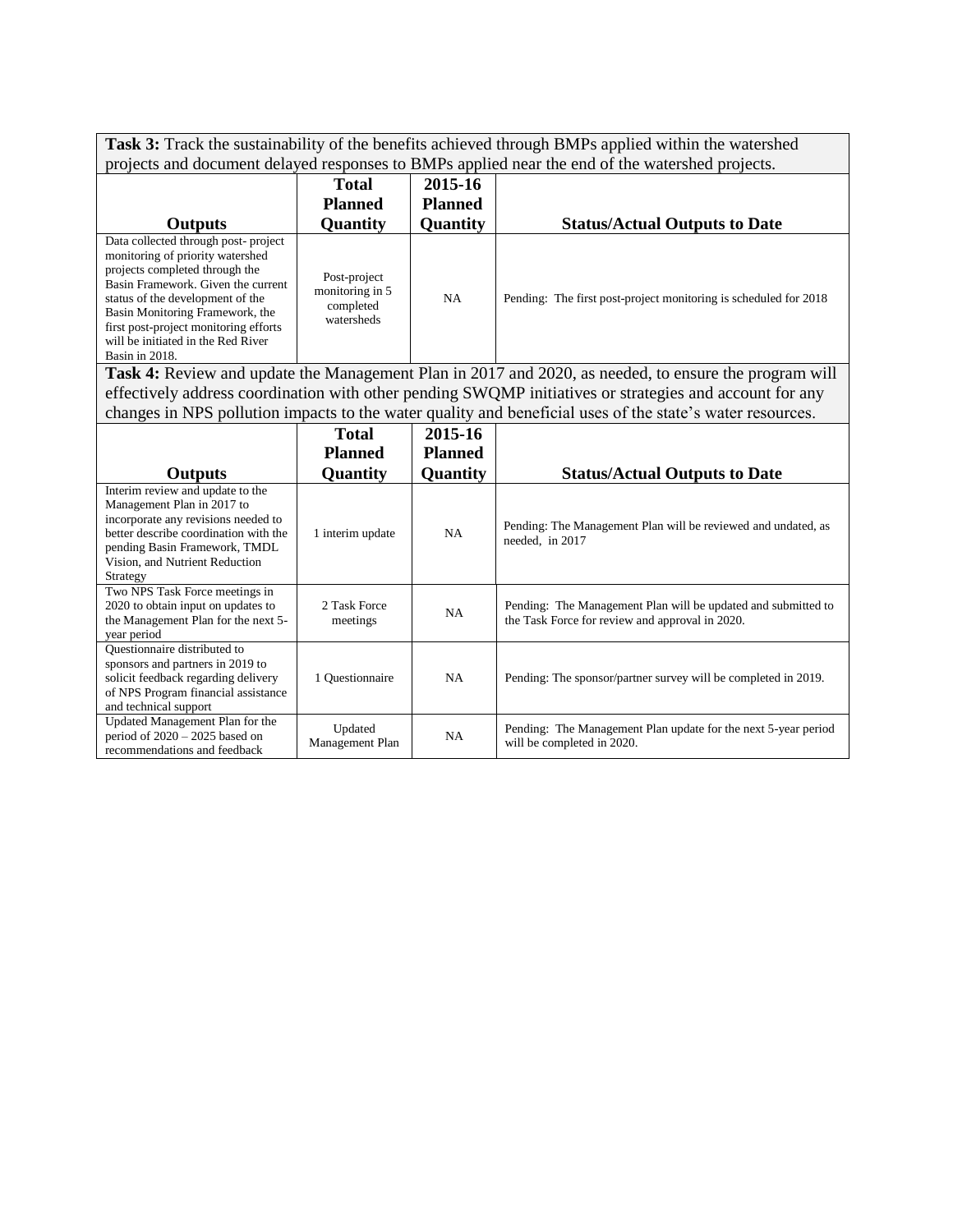**Task 3:** Track the sustainability of the benefits achieved through BMPs applied within the watershed projects and document delayed responses to BMPs applied near the end of the watershed projects.

| Outputs | Total Planned Quantity | 2015-16 Planned Quantity | Status/Actual Outputs to Date |
|---|---|---|---|
| Data collected through post- project monitoring of priority watershed projects completed through the Basin Framework. Given the current status of the development of the Basin Monitoring Framework, the first post-project monitoring efforts will be initiated in the Red River Basin in 2018. | Post-project monitoring in 5 completed watersheds | NA | Pending: The first post-project monitoring is scheduled for 2018 |

**Task 4:** Review and update the Management Plan in 2017 and 2020, as needed, to ensure the program will effectively address coordination with other pending SWQMP initiatives or strategies and account for any changes in NPS pollution impacts to the water quality and beneficial uses of the state's water resources.

| Outputs | Total Planned Quantity | 2015-16 Planned Quantity | Status/Actual Outputs to Date |
|---|---|---|---|
| Interim review and update to the Management Plan in 2017 to incorporate any revisions needed to better describe coordination with the pending Basin Framework, TMDL Vision, and Nutrient Reduction Strategy | 1 interim update | NA | Pending: The Management Plan will be reviewed and undated, as needed, in 2017 |
| Two NPS Task Force meetings in 2020 to obtain input on updates to the Management Plan for the next 5-year period | 2 Task Force meetings | NA | Pending: The Management Plan will be updated and submitted to the Task Force for review and approval in 2020. |
| Questionnaire distributed to sponsors and partners in 2019 to solicit feedback regarding delivery of NPS Program financial assistance and technical support | 1 Questionnaire | NA | Pending: The sponsor/partner survey will be completed in 2019. |
| Updated Management Plan for the period of 2020 – 2025 based on recommendations and feedback | Updated Management Plan | NA | Pending: The Management Plan update for the next 5-year period will be completed in 2020. |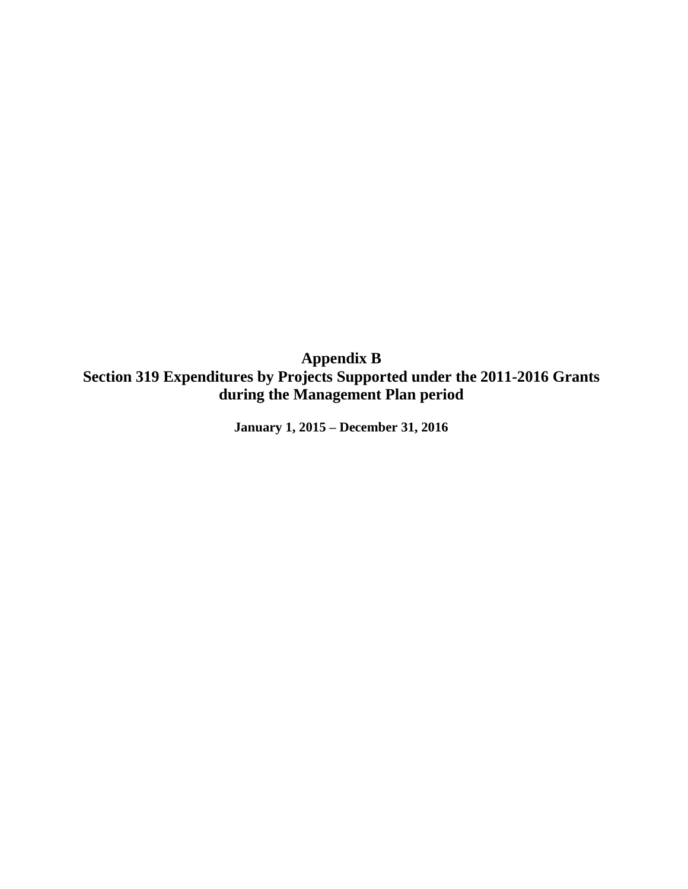# Appendix B
# Section 319 Expenditures by Projects Supported under the 2011-2016 Grants during the Management Plan period

**January 1, 2015 – December 31, 2016**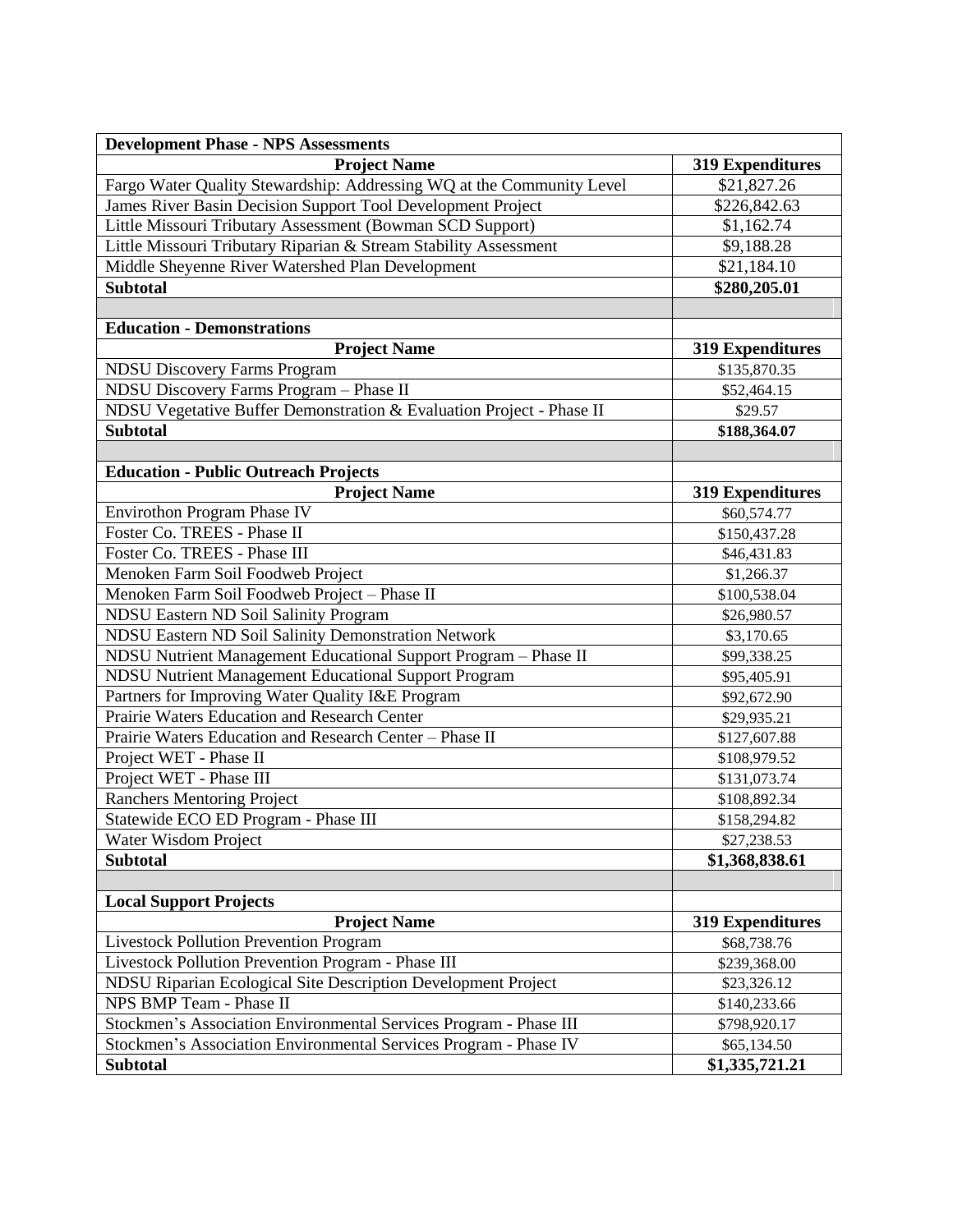| Development Phase - NPS Assessments | |
|---|---|
| **Project Name** | **319 Expenditures** |
| Fargo Water Quality Stewardship: Addressing WQ at the Community Level | $21,827.26 |
| James River Basin Decision Support Tool Development Project | $226,842.63 |
| Little Missouri Tributary Assessment (Bowman SCD Support) | $1,162.74 |
| Little Missouri Tributary Riparian & Stream Stability Assessment | $9,188.28 |
| Middle Sheyenne River Watershed Plan Development | $21,184.10 |
| **Subtotal** | **$280,205.01** |
| | |
| **Education - Demonstrations** | |
| **Project Name** | **319 Expenditures** |
| NDSU Discovery Farms Program | $135,870.35 |
| NDSU Discovery Farms Program – Phase II | $52,464.15 |
| NDSU Vegetative Buffer Demonstration & Evaluation Project - Phase II | $29.57 |
| **Subtotal** | **$188,364.07** |
| | |
| **Education - Public Outreach Projects** | |
| **Project Name** | **319 Expenditures** |
| Envirothon Program Phase IV | $60,574.77 |
| Foster Co. TREES - Phase II | $150,437.28 |
| Foster Co. TREES - Phase III | $46,431.83 |
| Menoken Farm Soil Foodweb Project | $1,266.37 |
| Menoken Farm Soil Foodweb Project – Phase II | $100,538.04 |
| NDSU Eastern ND Soil Salinity Program | $26,980.57 |
| NDSU Eastern ND Soil Salinity Demonstration Network | $3,170.65 |
| NDSU Nutrient Management Educational Support Program – Phase II | $99,338.25 |
| NDSU Nutrient Management Educational Support Program | $95,405.91 |
| Partners for Improving Water Quality I&E Program | $92,672.90 |
| Prairie Waters Education and Research Center | $29,935.21 |
| Prairie Waters Education and Research Center – Phase II | $127,607.88 |
| Project WET - Phase II | $108,979.52 |
| Project WET - Phase III | $131,073.74 |
| Ranchers Mentoring Project | $108,892.34 |
| Statewide ECO ED Program - Phase III | $158,294.82 |
| Water Wisdom Project | $27,238.53 |
| **Subtotal** | **$1,368,838.61** |
| | |
| **Local Support Projects** | |
| **Project Name** | **319 Expenditures** |
| Livestock Pollution Prevention Program | $68,738.76 |
| Livestock Pollution Prevention Program - Phase III | $239,368.00 |
| NDSU Riparian Ecological Site Description Development Project | $23,326.12 |
| NPS BMP Team - Phase II | $140,233.66 |
| Stockmen's Association Environmental Services Program - Phase III | $798,920.17 |
| Stockmen's Association Environmental Services Program - Phase IV | $65,134.50 |
| **Subtotal** | **$1,335,721.21** |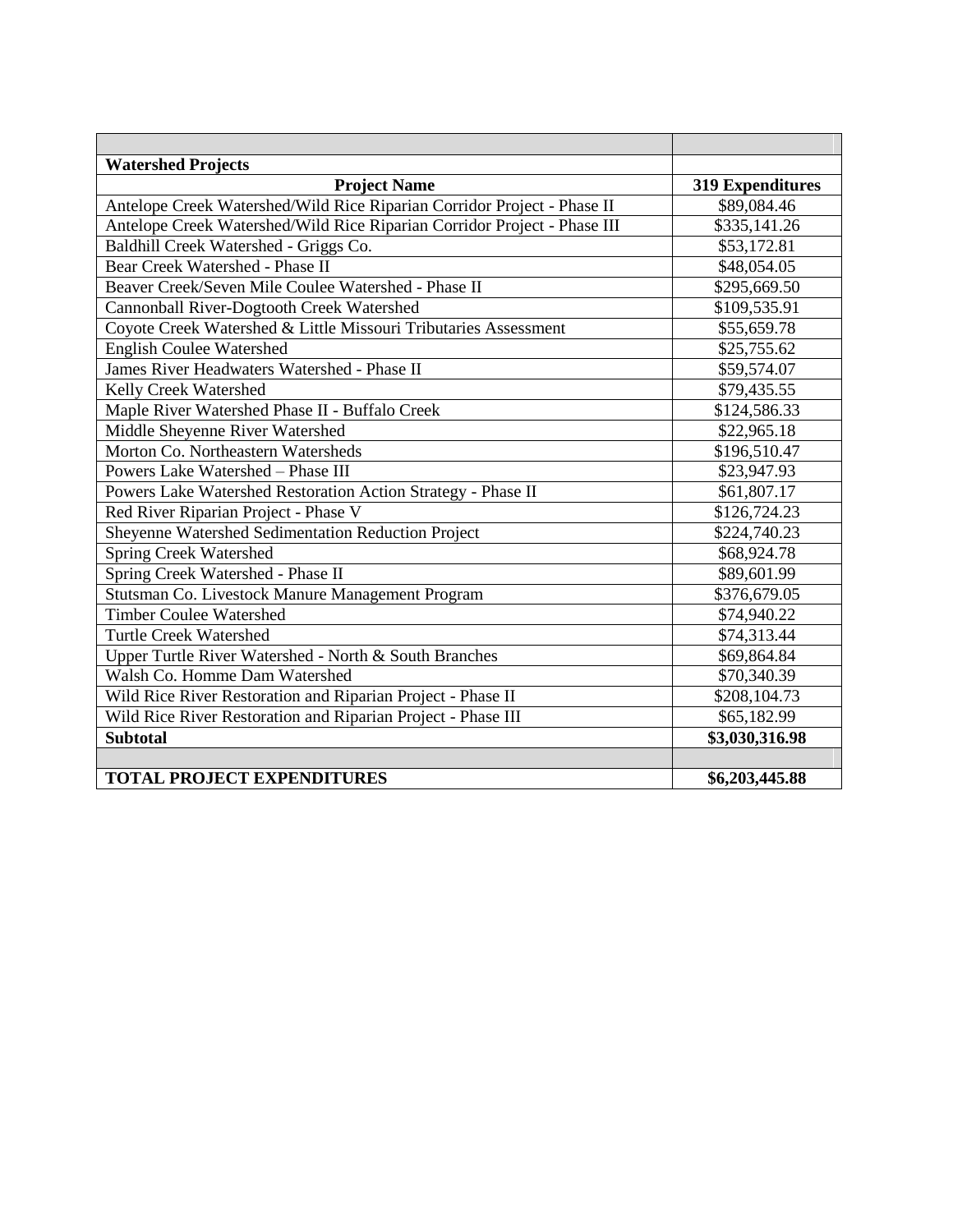| | |
|---|---|
| **Watershed Projects** | |
| **Project Name** | **319 Expenditures** |
| Antelope Creek Watershed/Wild Rice Riparian Corridor Project - Phase II | $89,084.46 |
| Antelope Creek Watershed/Wild Rice Riparian Corridor Project - Phase III | $335,141.26 |
| Baldhill Creek Watershed - Griggs Co. | $53,172.81 |
| Bear Creek Watershed - Phase II | $48,054.05 |
| Beaver Creek/Seven Mile Coulee Watershed - Phase II | $295,669.50 |
| Cannonball River-Dogtooth Creek Watershed | $109,535.91 |
| Coyote Creek Watershed & Little Missouri Tributaries Assessment | $55,659.78 |
| English Coulee Watershed | $25,755.62 |
| James River Headwaters Watershed - Phase II | $59,574.07 |
| Kelly Creek Watershed | $79,435.55 |
| Maple River Watershed Phase II - Buffalo Creek | $124,586.33 |
| Middle Sheyenne River Watershed | $22,965.18 |
| Morton Co. Northeastern Watersheds | $196,510.47 |
| Powers Lake Watershed – Phase III | $23,947.93 |
| Powers Lake Watershed Restoration Action Strategy - Phase II | $61,807.17 |
| Red River Riparian Project - Phase V | $126,724.23 |
| Sheyenne Watershed Sedimentation Reduction Project | $224,740.23 |
| Spring Creek Watershed | $68,924.78 |
| Spring Creek Watershed - Phase II | $89,601.99 |
| Stutsman Co. Livestock Manure Management Program | $376,679.05 |
| Timber Coulee Watershed | $74,940.22 |
| Turtle Creek Watershed | $74,313.44 |
| Upper Turtle River Watershed - North & South Branches | $69,864.84 |
| Walsh Co. Homme Dam Watershed | $70,340.39 |
| Wild Rice River Restoration and Riparian Project - Phase II | $208,104.73 |
| Wild Rice River Restoration and Riparian Project - Phase III | $65,182.99 |
| **Subtotal** | **$3,030,316.98** |
| | |
| **TOTAL PROJECT EXPENDITURES** | **$6,203,445.88** |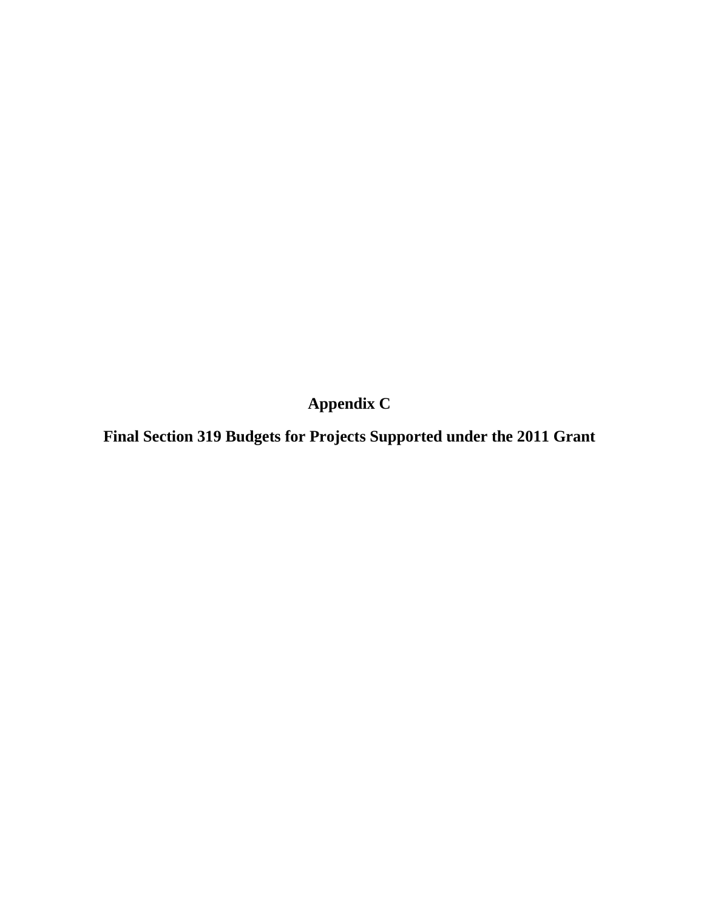# Appendix C

## Final Section 319 Budgets for Projects Supported under the 2011 Grant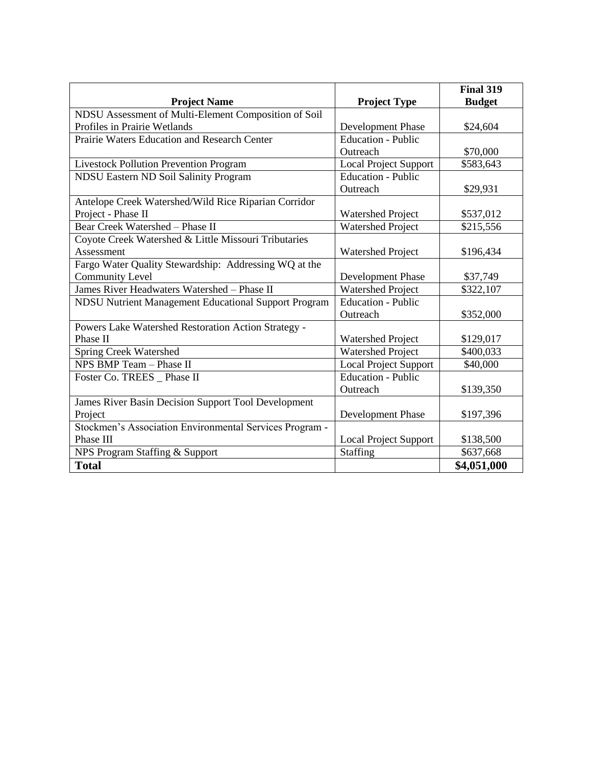| Project Name | Project Type | Final 319 Budget |
|---|---|---|
| NDSU Assessment of Multi-Element Composition of Soil Profiles in Prairie Wetlands | Development Phase | $24,604 |
| Prairie Waters Education and Research Center | Education - Public Outreach | $70,000 |
| Livestock Pollution Prevention Program | Local Project Support | $583,643 |
| NDSU Eastern ND Soil Salinity Program | Education - Public Outreach | $29,931 |
| Antelope Creek Watershed/Wild Rice Riparian Corridor Project - Phase II | Watershed Project | $537,012 |
| Bear Creek Watershed – Phase II | Watershed Project | $215,556 |
| Coyote Creek Watershed & Little Missouri Tributaries Assessment | Watershed Project | $196,434 |
| Fargo Water Quality Stewardship: Addressing WQ at the Community Level | Development Phase | $37,749 |
| James River Headwaters Watershed – Phase II | Watershed Project | $322,107 |
| NDSU Nutrient Management Educational Support Program | Education - Public Outreach | $352,000 |
| Powers Lake Watershed Restoration Action Strategy - Phase II | Watershed Project | $129,017 |
| Spring Creek Watershed | Watershed Project | $400,033 |
| NPS BMP Team – Phase II | Local Project Support | $40,000 |
| Foster Co. TREES _ Phase II | Education - Public Outreach | $139,350 |
| James River Basin Decision Support Tool Development Project | Development Phase | $197,396 |
| Stockmen's Association Environmental Services Program - Phase III | Local Project Support | $138,500 |
| NPS Program Staffing & Support | Staffing | $637,668 |
| **Total** | | **$4,051,000** |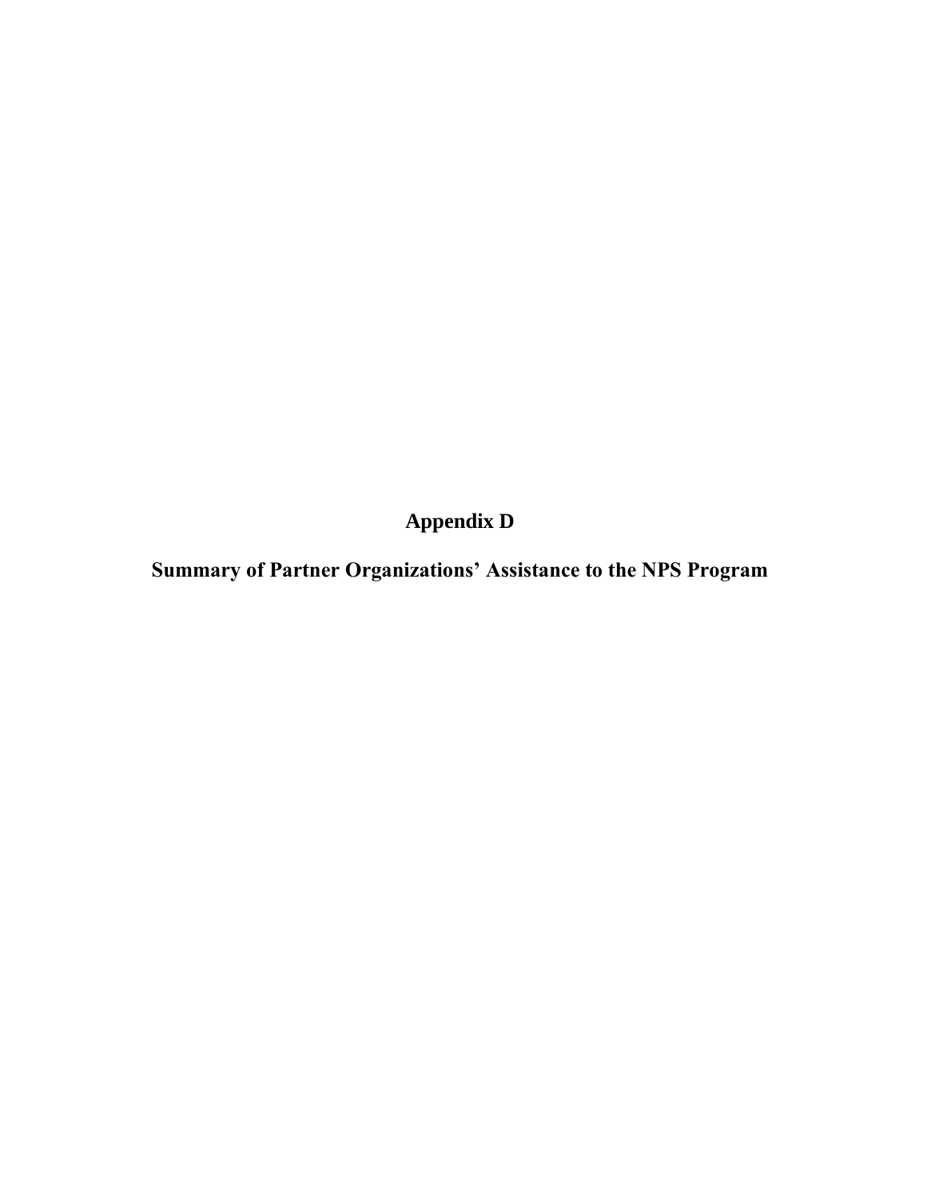# Appendix D

# Summary of Partner Organizations' Assistance to the NPS Program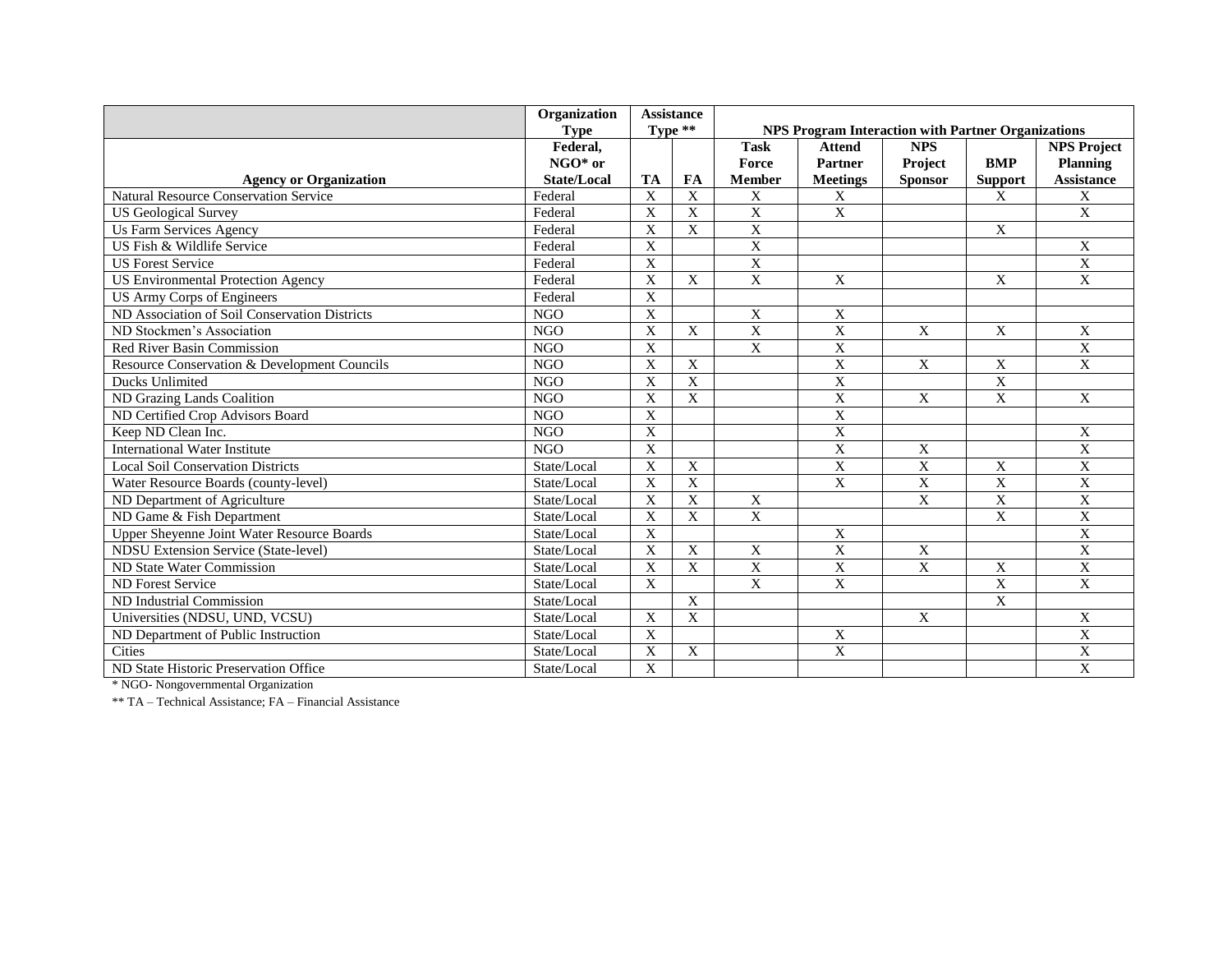| | Organization Type | Assistance Type ** | | NPS Program Interaction with Partner Organizations | | | | |
|---|---|---|---|---|---|---|---|---|
| **Agency or Organization** | **Federal, NGO* or State/Local** | **TA** | **FA** | **Task Force Member** | **Attend Partner Meetings** | **NPS Project Sponsor** | **BMP Support** | **NPS Project Planning Assistance** |
| Natural Resource Conservation Service | Federal | X | X | X | X | | X | X |
| US Geological Survey | Federal | X | X | X | X | | | X |
| Us Farm Services Agency | Federal | X | X | X | | | X | |
| US Fish & Wildlife Service | Federal | X | | X | | | | X |
| US Forest Service | Federal | X | | X | | | | X |
| US Environmental Protection Agency | Federal | X | X | X | X | | X | X |
| US Army Corps of Engineers | Federal | X | | | | | | |
| ND Association of Soil Conservation Districts | NGO | X | | X | X | | | |
| ND Stockmen's Association | NGO | X | X | X | X | X | X | X |
| Red River Basin Commission | NGO | X | | X | X | | | X |
| Resource Conservation & Development Councils | NGO | X | X | | X | X | X | X |
| Ducks Unlimited | NGO | X | X | | X | | X | |
| ND Grazing Lands Coalition | NGO | X | X | | X | X | X | X |
| ND Certified Crop Advisors Board | NGO | X | | | X | | | |
| Keep ND Clean Inc. | NGO | X | | | X | | | X |
| International Water Institute | NGO | X | | | X | X | | X |
| Local Soil Conservation Districts | State/Local | X | X | | X | X | X | X |
| Water Resource Boards (county-level) | State/Local | X | X | | X | X | X | X |
| ND Department of Agriculture | State/Local | X | X | X | | X | X | X |
| ND Game & Fish Department | State/Local | X | X | X | | | X | X |
| Upper Sheyenne Joint Water Resource Boards | State/Local | X | | | X | | | X |
| NDSU Extension Service (State-level) | State/Local | X | X | X | X | X | | X |
| ND State Water Commission | State/Local | X | X | X | X | X | X | X |
| ND Forest Service | State/Local | X | | X | X | | X | X |
| ND Industrial Commission | State/Local | | X | | | | X | |
| Universities (NDSU, UND, VCSU) | State/Local | X | X | | | X | | X |
| ND Department of Public Instruction | State/Local | X | | | X | | | X |
| Cities | State/Local | X | X | | X | | | X |
| ND State Historic Preservation Office | State/Local | X | | | | | | X |

* NGO- Nongovernmental Organization

** TA – Technical Assistance; FA – Financial Assistance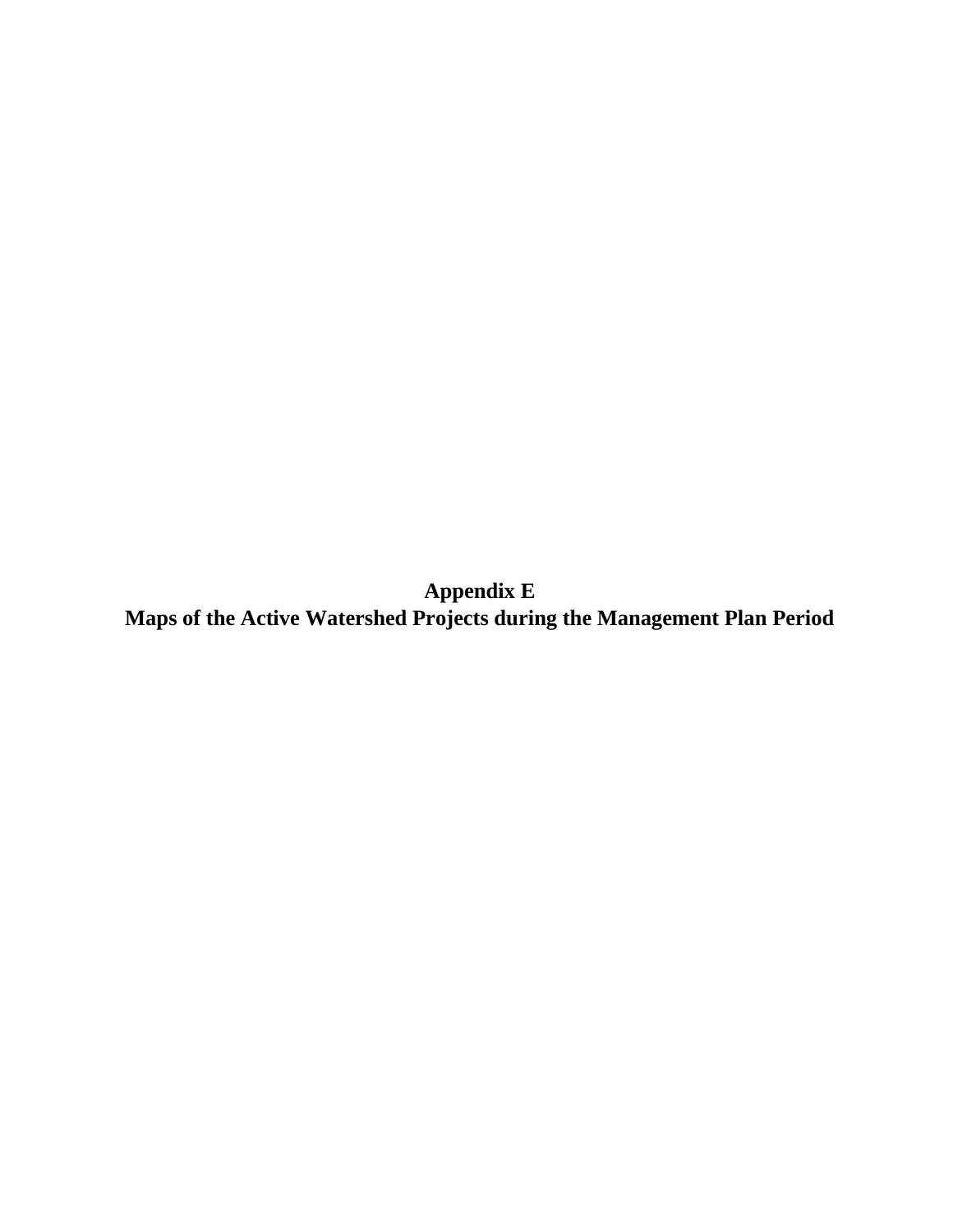# Appendix E
# Maps of the Active Watershed Projects during the Management Plan Period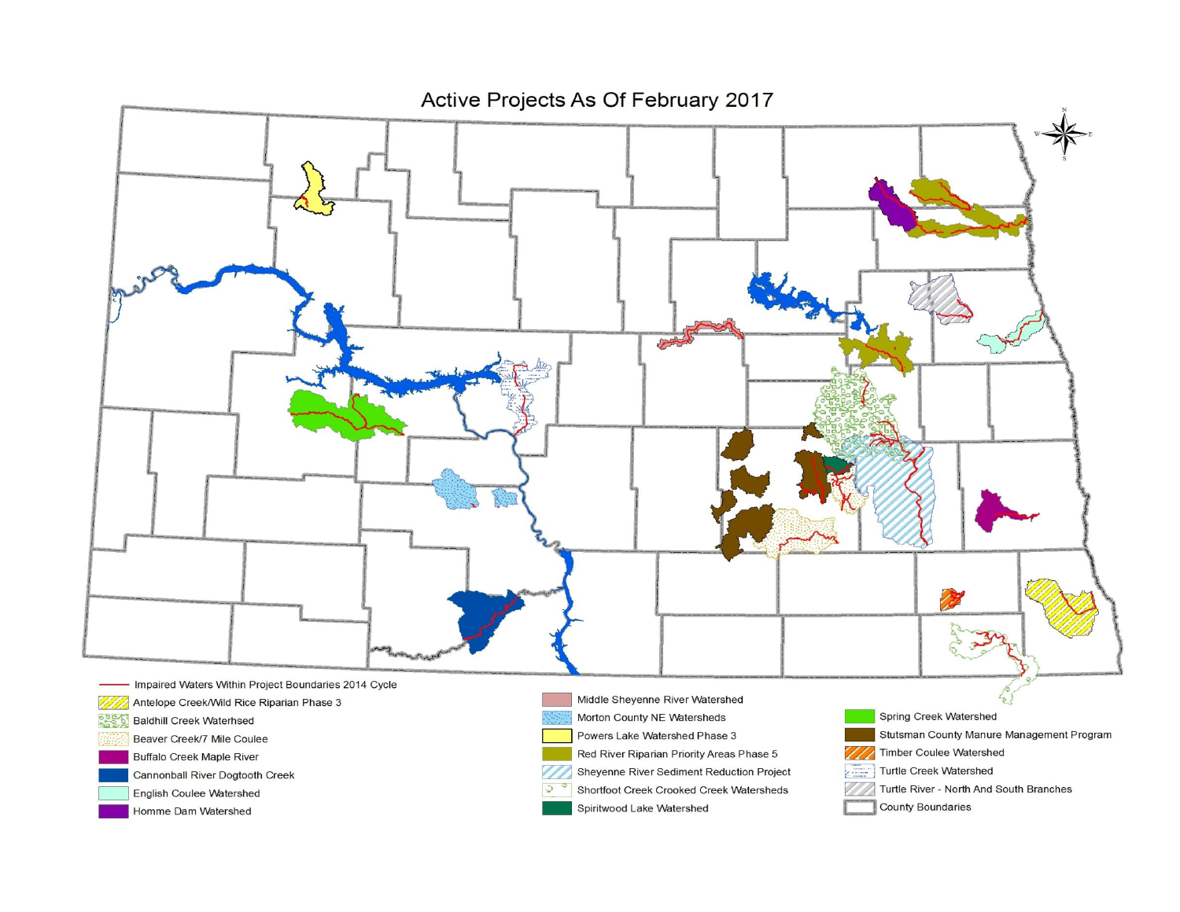# Active Projects As Of February 2017

- Impaired Waters Within Project Boundaries 2014 Cycle
- Antelope Creek/Wild Rice Riparian Phase 3
- Baldhill Creek Waterhsed
- Beaver Creek/7 Mile Coulee
- Buffalo Creek Maple River
- Cannonball River Dogtooth Creek
- English Coulee Watershed
- Homme Dam Watershed
- Middle Sheyenne River Watershed
- Morton County NE Watersheds
- Powers Lake Watershed Phase 3
- Red River Riparian Priority Areas Phase 5
- Sheyenne River Sediment Reduction Project
- Shortfoot Creek Crooked Creek Watersheds
- Spiritwood Lake Watershed
- Spring Creek Watershed
- Stutsman County Manure Management Program
- Timber Coulee Watershed
- Turtle Creek Watershed
- Turtle River - North And South Branches
- County Boundaries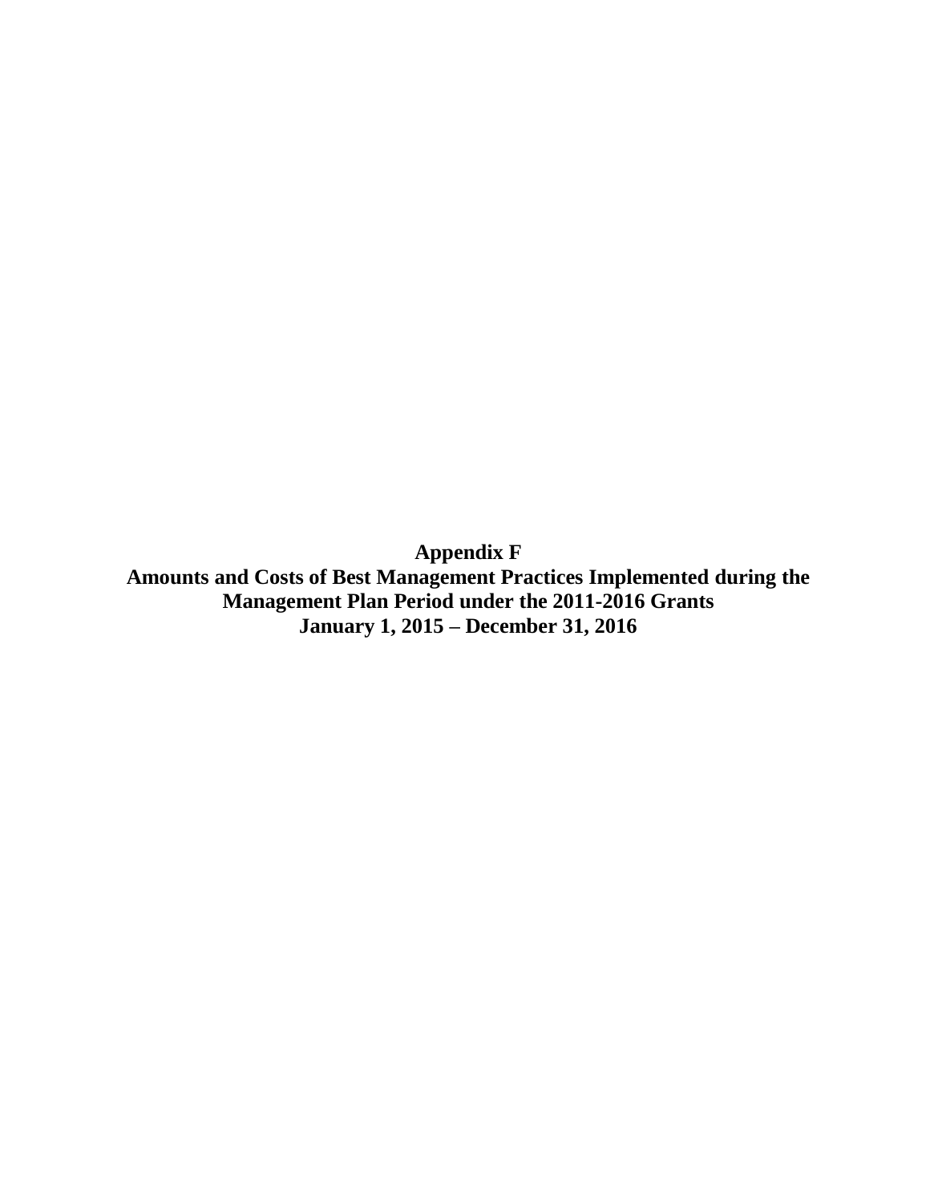# Appendix F

## Amounts and Costs of Best Management Practices Implemented during the Management Plan Period under the 2011-2016 Grants

## January 1, 2015 – December 31, 2016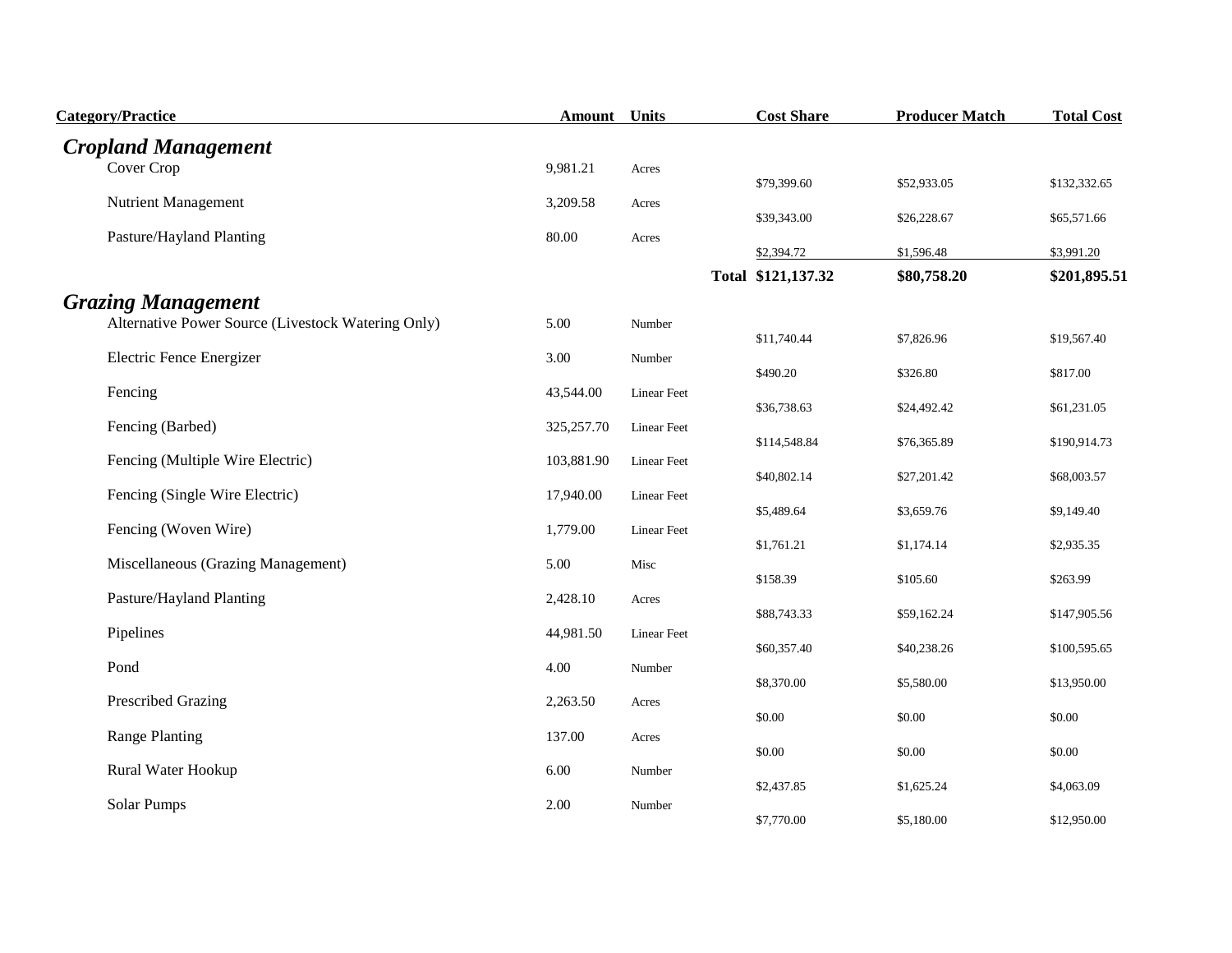| Category/Practice | Amount | Units | | Cost Share | Producer Match | Total Cost |
|---|---|---|---|---|---|---|
| ***Cropland Management*** | | | | | | |
| Cover Crop | 9,981.21 | Acres | | $79,399.60 | $52,933.05 | $132,332.65 |
| Nutrient Management | 3,209.58 | Acres | | $39,343.00 | $26,228.67 | $65,571.66 |
| Pasture/Hayland Planting | 80.00 | Acres | | $2,394.72 | $1,596.48 | $3,991.20 |
| | | | **Total** | **$121,137.32** | **$80,758.20** | **$201,895.51** |
| ***Grazing Management*** | | | | | | |
| Alternative Power Source (Livestock Watering Only) | 5.00 | Number | | $11,740.44 | $7,826.96 | $19,567.40 |
| Electric Fence Energizer | 3.00 | Number | | $490.20 | $326.80 | $817.00 |
| Fencing | 43,544.00 | Linear Feet | | $36,738.63 | $24,492.42 | $61,231.05 |
| Fencing (Barbed) | 325,257.70 | Linear Feet | | $114,548.84 | $76,365.89 | $190,914.73 |
| Fencing (Multiple Wire Electric) | 103,881.90 | Linear Feet | | $40,802.14 | $27,201.42 | $68,003.57 |
| Fencing (Single Wire Electric) | 17,940.00 | Linear Feet | | $5,489.64 | $3,659.76 | $9,149.40 |
| Fencing (Woven Wire) | 1,779.00 | Linear Feet | | $1,761.21 | $1,174.14 | $2,935.35 |
| Miscellaneous (Grazing Management) | 5.00 | Misc | | $158.39 | $105.60 | $263.99 |
| Pasture/Hayland Planting | 2,428.10 | Acres | | $88,743.33 | $59,162.24 | $147,905.56 |
| Pipelines | 44,981.50 | Linear Feet | | $60,357.40 | $40,238.26 | $100,595.65 |
| Pond | 4.00 | Number | | $8,370.00 | $5,580.00 | $13,950.00 |
| Prescribed Grazing | 2,263.50 | Acres | | $0.00 | $0.00 | $0.00 |
| Range Planting | 137.00 | Acres | | $0.00 | $0.00 | $0.00 |
| Rural Water Hookup | 6.00 | Number | | $2,437.85 | $1,625.24 | $4,063.09 |
| Solar Pumps | 2.00 | Number | | $7,770.00 | $5,180.00 | $12,950.00 |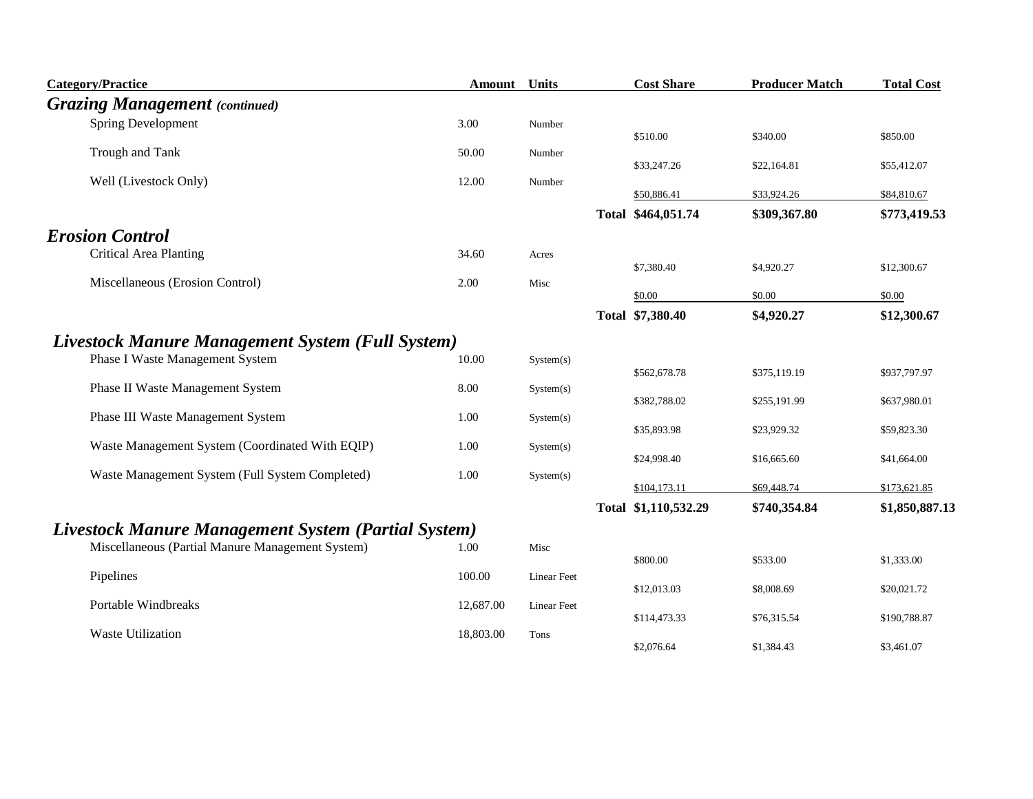| Category/Practice | Amount | Units | | Cost Share | Producer Match | Total Cost |
|---|---|---|---|---|---|---|
| ***Grazing Management** (continued)* | | | | | | |
| Spring Development | 3.00 | Number | | $510.00 | $340.00 | $850.00 |
| Trough and Tank | 50.00 | Number | | $33,247.26 | $22,164.81 | $55,412.07 |
| Well (Livestock Only) | 12.00 | Number | | $50,886.41 | $33,924.26 | $84,810.67 |
| | | | **Total** | **$464,051.74** | **$309,367.80** | **$773,419.53** |
| ***Erosion Control*** | | | | | | |
| Critical Area Planting | 34.60 | Acres | | $7,380.40 | $4,920.27 | $12,300.67 |
| Miscellaneous (Erosion Control) | 2.00 | Misc | | $0.00 | $0.00 | $0.00 |
| | | | **Total** | **$7,380.40** | **$4,920.27** | **$12,300.67** |
| ***Livestock Manure Management System (Full System)*** | | | | | | |
| Phase I Waste Management System | 10.00 | System(s) | | $562,678.78 | $375,119.19 | $937,797.97 |
| Phase II Waste Management System | 8.00 | System(s) | | $382,788.02 | $255,191.99 | $637,980.01 |
| Phase III Waste Management System | 1.00 | System(s) | | $35,893.98 | $23,929.32 | $59,823.30 |
| Waste Management System (Coordinated With EQIP) | 1.00 | System(s) | | $24,998.40 | $16,665.60 | $41,664.00 |
| Waste Management System (Full System Completed) | 1.00 | System(s) | | $104,173.11 | $69,448.74 | $173,621.85 |
| | | | **Total** | **$1,110,532.29** | **$740,354.84** | **$1,850,887.13** |
| ***Livestock Manure Management System (Partial System)*** | | | | | | |
| Miscellaneous (Partial Manure Management System) | 1.00 | Misc | | $800.00 | $533.00 | $1,333.00 |
| Pipelines | 100.00 | Linear Feet | | $12,013.03 | $8,008.69 | $20,021.72 |
| Portable Windbreaks | 12,687.00 | Linear Feet | | $114,473.33 | $76,315.54 | $190,788.87 |
| Waste Utilization | 18,803.00 | Tons | | $2,076.64 | $1,384.43 | $3,461.07 |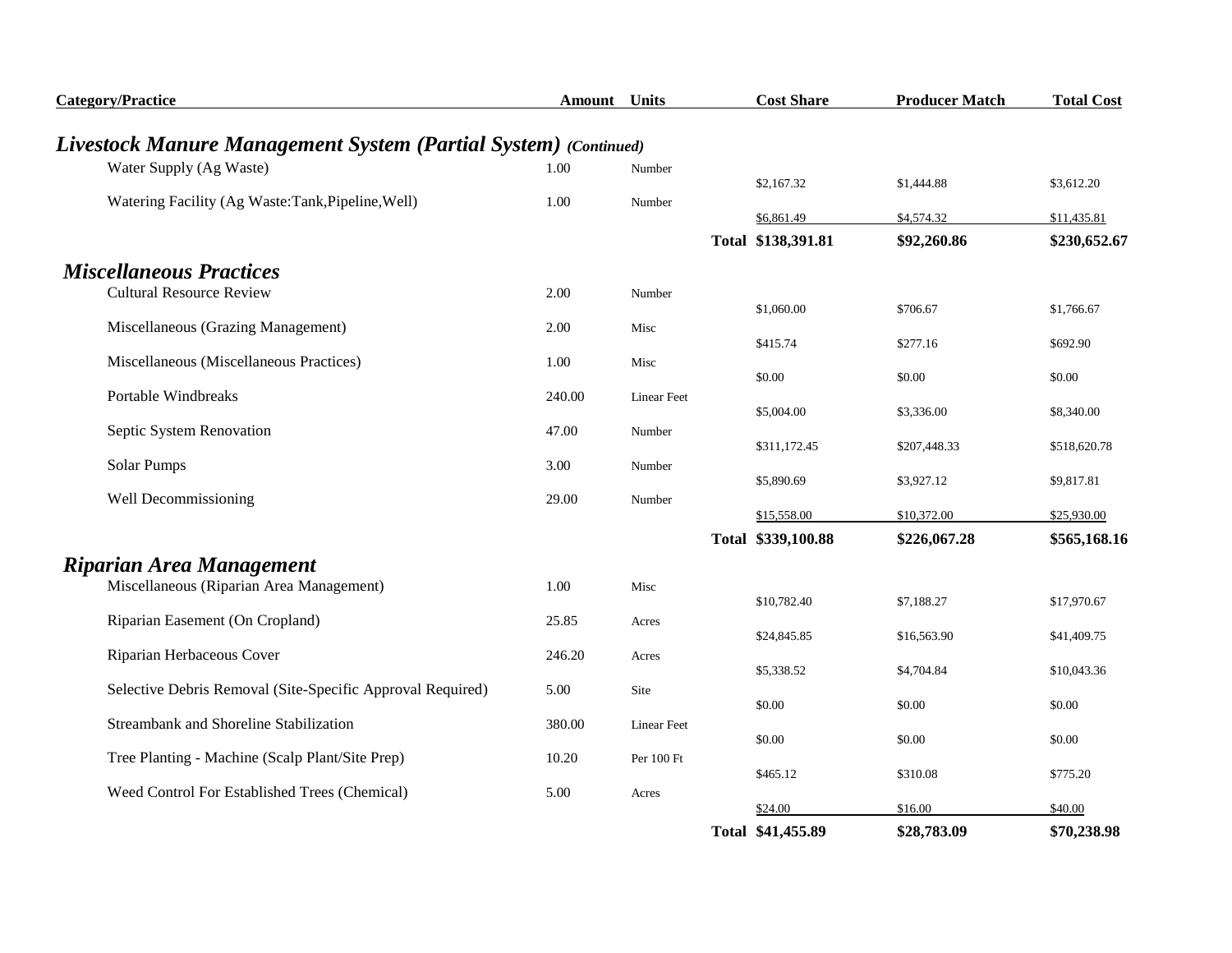| Category/Practice | Amount | Units | | Cost Share | Producer Match | Total Cost |
|---|---|---|---|---|---|---|
| ***Livestock Manure Management System (Partial System) (Continued)*** | | | | | | |
| Water Supply (Ag Waste) | 1.00 | Number | | $2,167.32 | $1,444.88 | $3,612.20 |
| Watering Facility (Ag Waste:Tank,Pipeline,Well) | 1.00 | Number | | $6,861.49 | $4,574.32 | $11,435.81 |
| | | | **Total** | **$138,391.81** | **$92,260.86** | **$230,652.67** |
| ***Miscellaneous Practices*** | | | | | | |
| Cultural Resource Review | 2.00 | Number | | $1,060.00 | $706.67 | $1,766.67 |
| Miscellaneous (Grazing Management) | 2.00 | Misc | | $415.74 | $277.16 | $692.90 |
| Miscellaneous (Miscellaneous Practices) | 1.00 | Misc | | $0.00 | $0.00 | $0.00 |
| Portable Windbreaks | 240.00 | Linear Feet | | $5,004.00 | $3,336.00 | $8,340.00 |
| Septic System Renovation | 47.00 | Number | | $311,172.45 | $207,448.33 | $518,620.78 |
| Solar Pumps | 3.00 | Number | | $5,890.69 | $3,927.12 | $9,817.81 |
| Well Decommissioning | 29.00 | Number | | $15,558.00 | $10,372.00 | $25,930.00 |
| | | | **Total** | **$339,100.88** | **$226,067.28** | **$565,168.16** |
| ***Riparian Area Management*** | | | | | | |
| Miscellaneous (Riparian Area Management) | 1.00 | Misc | | $10,782.40 | $7,188.27 | $17,970.67 |
| Riparian Easement (On Cropland) | 25.85 | Acres | | $24,845.85 | $16,563.90 | $41,409.75 |
| Riparian Herbaceous Cover | 246.20 | Acres | | $5,338.52 | $4,704.84 | $10,043.36 |
| Selective Debris Removal (Site-Specific Approval Required) | 5.00 | Site | | $0.00 | $0.00 | $0.00 |
| Streambank and Shoreline Stabilization | 380.00 | Linear Feet | | $0.00 | $0.00 | $0.00 |
| Tree Planting - Machine (Scalp Plant/Site Prep) | 10.20 | Per 100 Ft | | $465.12 | $310.08 | $775.20 |
| Weed Control For Established Trees (Chemical) | 5.00 | Acres | | $24.00 | $16.00 | $40.00 |
| | | | **Total** | **$41,455.89** | **$28,783.09** | **$70,238.98** |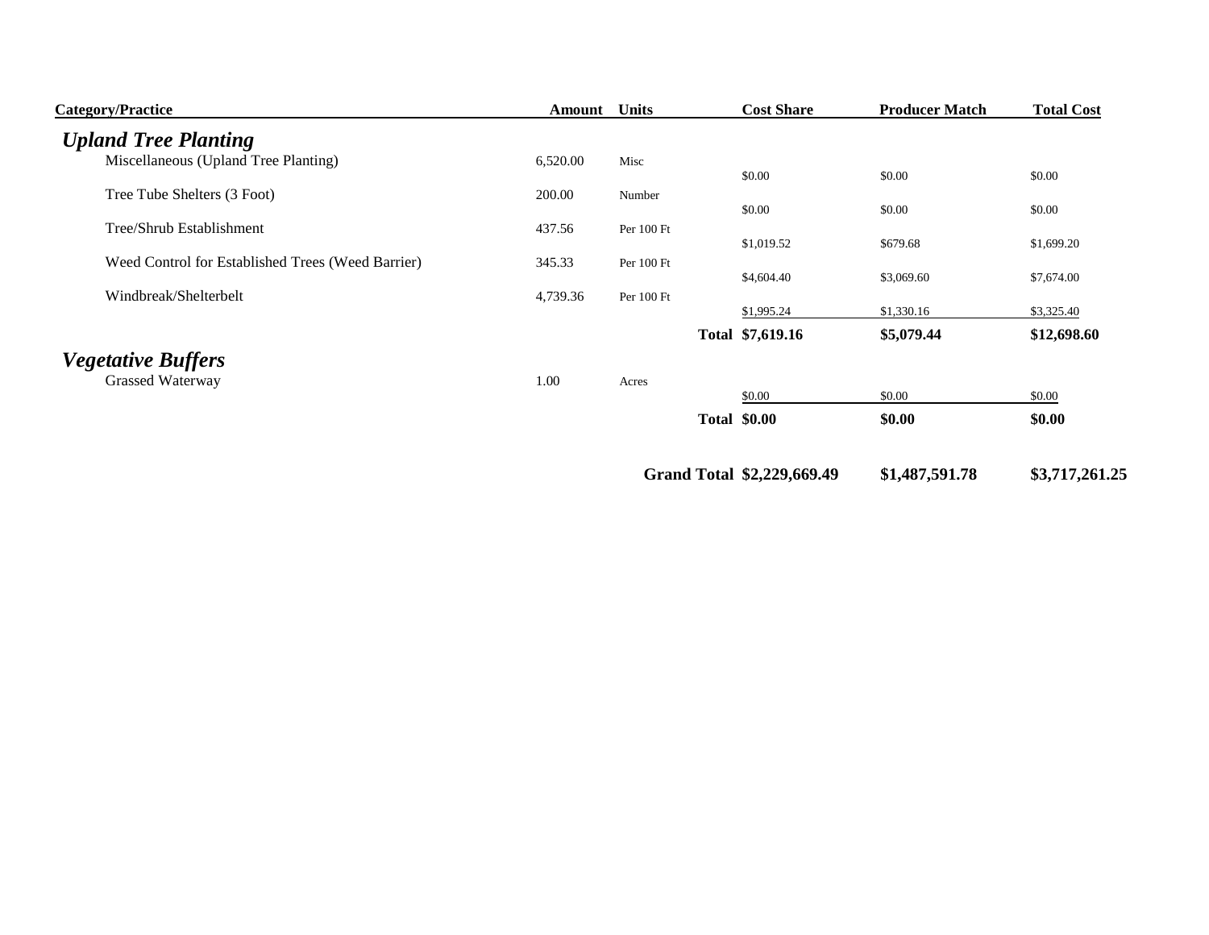| Category/Practice | Amount | Units | Cost Share | Producer Match | Total Cost |
|---|---|---|---|---|---|
| ***Upland Tree Planting*** | | | | | |
| Miscellaneous (Upland Tree Planting) | 6,520.00 | Misc | $0.00 | $0.00 | $0.00 |
| Tree Tube Shelters (3 Foot) | 200.00 | Number | $0.00 | $0.00 | $0.00 |
| Tree/Shrub Establishment | 437.56 | Per 100 Ft | $1,019.52 | $679.68 | $1,699.20 |
| Weed Control for Established Trees (Weed Barrier) | 345.33 | Per 100 Ft | $4,604.40 | $3,069.60 | $7,674.00 |
| Windbreak/Shelterbelt | 4,739.36 | Per 100 Ft | $1,995.24 | $1,330.16 | $3,325.40 |
| | | **Total** | **$7,619.16** | **$5,079.44** | **$12,698.60** |
| ***Vegetative Buffers*** | | | | | |
| Grassed Waterway | 1.00 | Acres | $0.00 | $0.00 | $0.00 |
| | | **Total** | **$0.00** | **$0.00** | **$0.00** |
| | | **Grand Total** | **$2,229,669.49** | **$1,487,591.78** | **$3,717,261.25** |